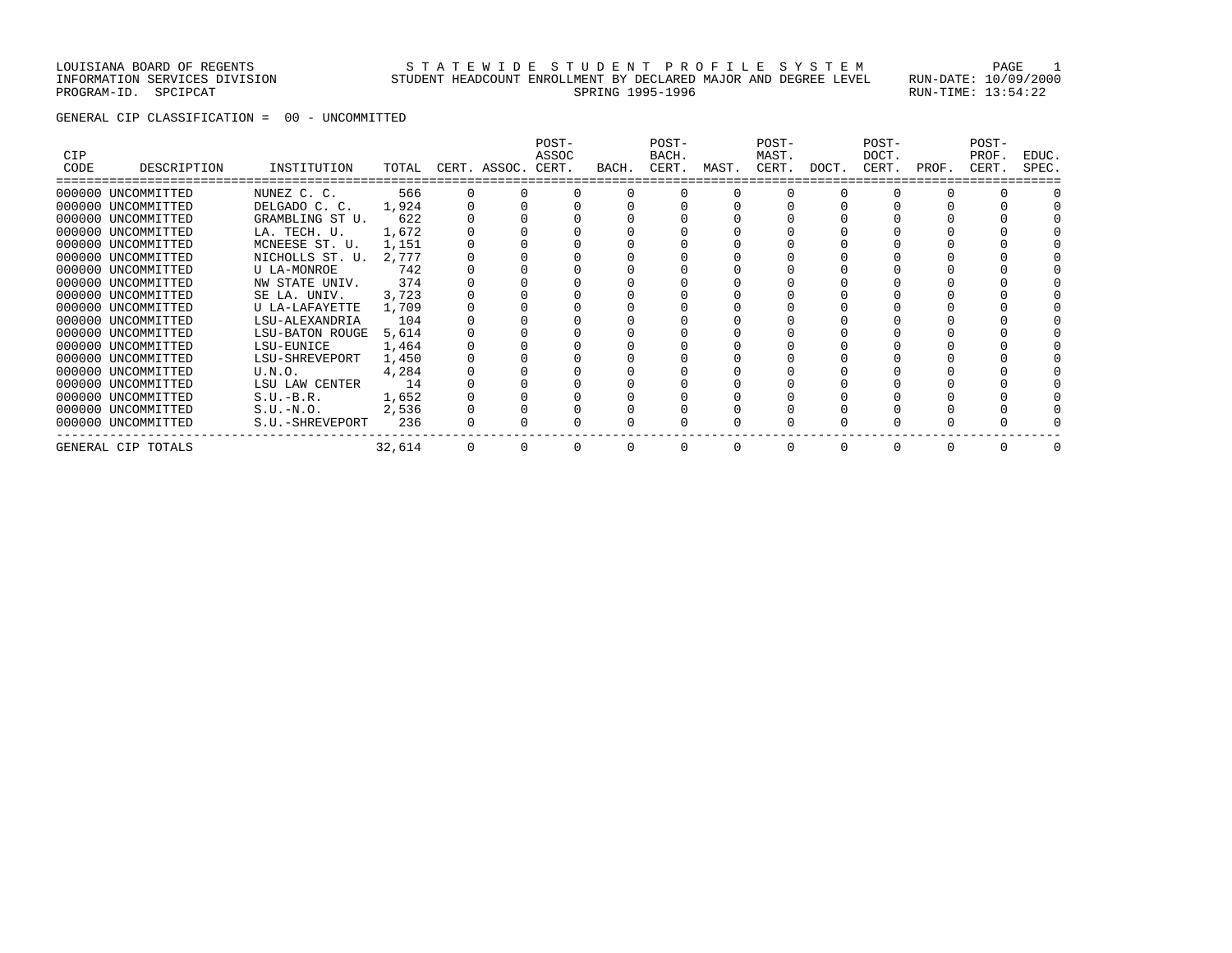LOUISIANA BOARD OF REGENTS
INFORMATION SERVICES DIVISION
PROGRAM-ID. SPCIPCAT

STATEWIDE STUDENT PROFILE SYSTEM
STUDENT HEADCOUNT ENROLLMENT BY DECLARED MAJOR AND DEGREE LEVEL
SPRING 1995-1996

RUN-DATE: 10/09/2000
RUN-TIME: 13:54:22

GENERAL CIP CLASSIFICATION = 00 - UNCOMMITTED

| CIP CODE | DESCRIPTION | INSTITUTION | TOTAL | CERT. | ASSOC. | POST-ASSOC CERT. | BACH. | POST-BACH. CERT. | MAST. | POST-MAST. CERT. | DOCT. | POST-DOCT. CERT. | PROF. | POST-PROF. CERT. | EDUC. SPEC. |
|---|---|---|---|---|---|---|---|---|---|---|---|---|---|---|---|
| 000000 | UNCOMMITTED | NUNEZ C. C. | 566 | 0 | 0 | 0 | 0 | 0 | 0 | 0 | 0 | 0 | 0 | 0 | 0 |
| 000000 | UNCOMMITTED | DELGADO C. C. | 1,924 | 0 | 0 | 0 | 0 | 0 | 0 | 0 | 0 | 0 | 0 | 0 | 0 |
| 000000 | UNCOMMITTED | GRAMBLING ST U. | 622 | 0 | 0 | 0 | 0 | 0 | 0 | 0 | 0 | 0 | 0 | 0 | 0 |
| 000000 | UNCOMMITTED | LA. TECH. U. | 1,672 | 0 | 0 | 0 | 0 | 0 | 0 | 0 | 0 | 0 | 0 | 0 | 0 |
| 000000 | UNCOMMITTED | MCNEESE ST. U. | 1,151 | 0 | 0 | 0 | 0 | 0 | 0 | 0 | 0 | 0 | 0 | 0 | 0 |
| 000000 | UNCOMMITTED | NICHOLLS ST. U. | 2,777 | 0 | 0 | 0 | 0 | 0 | 0 | 0 | 0 | 0 | 0 | 0 | 0 |
| 000000 | UNCOMMITTED | U LA-MONROE | 742 | 0 | 0 | 0 | 0 | 0 | 0 | 0 | 0 | 0 | 0 | 0 | 0 |
| 000000 | UNCOMMITTED | NW STATE UNIV. | 374 | 0 | 0 | 0 | 0 | 0 | 0 | 0 | 0 | 0 | 0 | 0 | 0 |
| 000000 | UNCOMMITTED | SE LA. UNIV. | 3,723 | 0 | 0 | 0 | 0 | 0 | 0 | 0 | 0 | 0 | 0 | 0 | 0 |
| 000000 | UNCOMMITTED | U LA-LAFAYETTE | 1,709 | 0 | 0 | 0 | 0 | 0 | 0 | 0 | 0 | 0 | 0 | 0 | 0 |
| 000000 | UNCOMMITTED | LSU-ALEXANDRIA | 104 | 0 | 0 | 0 | 0 | 0 | 0 | 0 | 0 | 0 | 0 | 0 | 0 |
| 000000 | UNCOMMITTED | LSU-BATON ROUGE | 5,614 | 0 | 0 | 0 | 0 | 0 | 0 | 0 | 0 | 0 | 0 | 0 | 0 |
| 000000 | UNCOMMITTED | LSU-EUNICE | 1,464 | 0 | 0 | 0 | 0 | 0 | 0 | 0 | 0 | 0 | 0 | 0 | 0 |
| 000000 | UNCOMMITTED | LSU-SHREVEPORT | 1,450 | 0 | 0 | 0 | 0 | 0 | 0 | 0 | 0 | 0 | 0 | 0 | 0 |
| 000000 | UNCOMMITTED | U.N.O. | 4,284 | 0 | 0 | 0 | 0 | 0 | 0 | 0 | 0 | 0 | 0 | 0 | 0 |
| 000000 | UNCOMMITTED | LSU LAW CENTER | 14 | 0 | 0 | 0 | 0 | 0 | 0 | 0 | 0 | 0 | 0 | 0 | 0 |
| 000000 | UNCOMMITTED | S.U.-B.R. | 1,652 | 0 | 0 | 0 | 0 | 0 | 0 | 0 | 0 | 0 | 0 | 0 | 0 |
| 000000 | UNCOMMITTED | S.U.-N.O. | 2,536 | 0 | 0 | 0 | 0 | 0 | 0 | 0 | 0 | 0 | 0 | 0 | 0 |
| 000000 | UNCOMMITTED | S.U.-SHREVEPORT | 236 | 0 | 0 | 0 | 0 | 0 | 0 | 0 | 0 | 0 | 0 | 0 | 0 |
| GENERAL CIP TOTALS | | | 32,614 | 0 | 0 | 0 | 0 | 0 | 0 | 0 | 0 | 0 | 0 | 0 | 0 |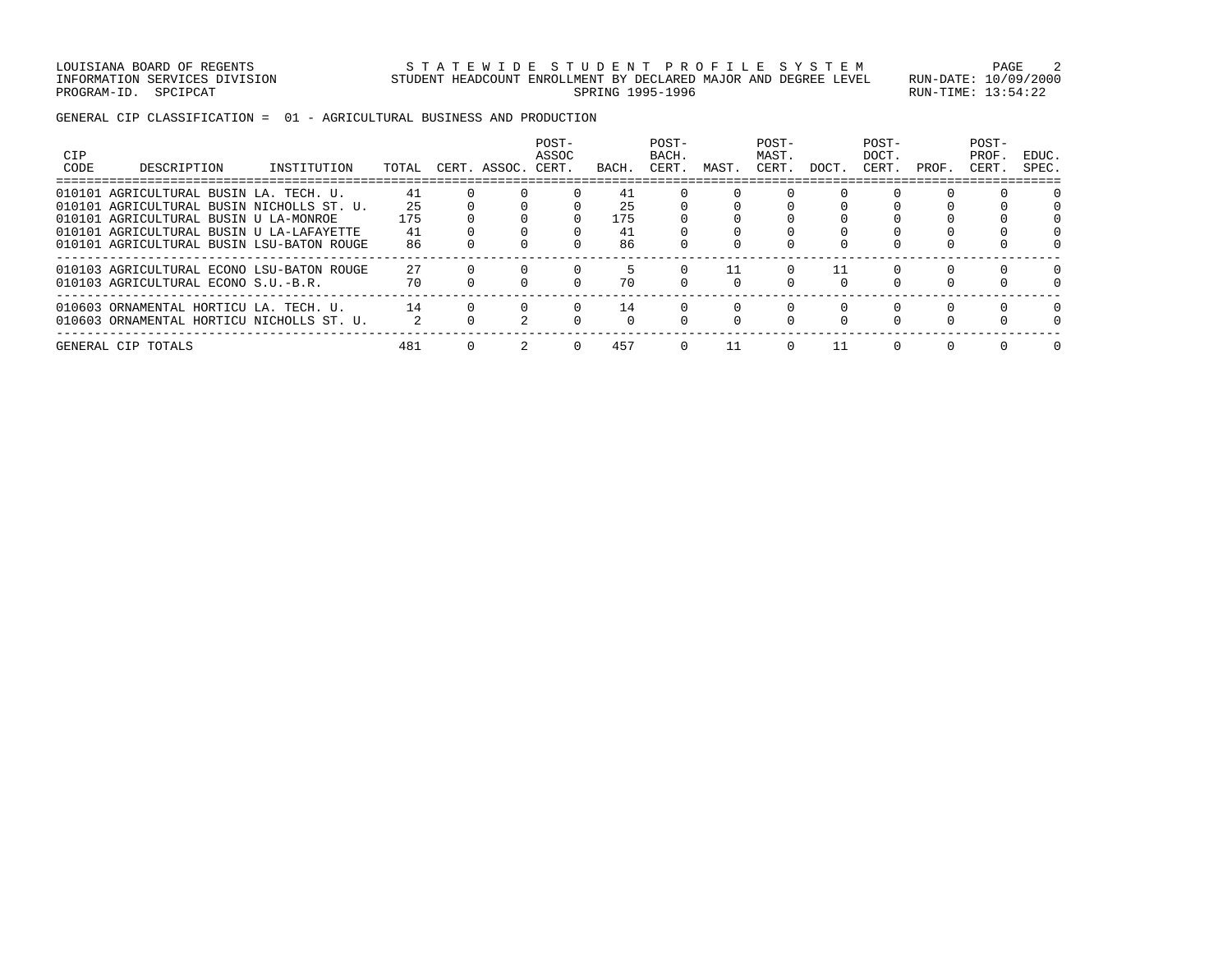LOUISIANA BOARD OF REGENTS
INFORMATION SERVICES DIVISION
PROGRAM-ID. SPCIPCAT

S T A T E W I D E S T U D E N T P R O F I L E S Y S T E M
STUDENT HEADCOUNT ENROLLMENT BY DECLARED MAJOR AND DEGREE LEVEL
SPRING 1995-1996

RUN-DATE: 10/09/2000
RUN-TIME: 13:54:22

GENERAL CIP CLASSIFICATION = 01 - AGRICULTURAL BUSINESS AND PRODUCTION

| CIP CODE | DESCRIPTION | INSTITUTION | TOTAL | CERT. | ASSOC. | POST-ASSOC CERT. | BACH. | POST-BACH. CERT. | MAST. | POST-MAST. CERT. | DOCT. | POST-DOCT. CERT. | PROF. | POST-PROF. CERT. | EDUC. SPEC. |
|---|---|---|---|---|---|---|---|---|---|---|---|---|---|---|---|
| 010101 | AGRICULTURAL BUSIN | LA. TECH. U. | 41 | 0 | 0 | 0 | 41 | 0 | 0 | 0 | 0 | 0 | 0 | 0 | 0 |
| 010101 | AGRICULTURAL BUSIN | NICHOLLS ST. U. | 25 | 0 | 0 | 0 | 25 | 0 | 0 | 0 | 0 | 0 | 0 | 0 | 0 |
| 010101 | AGRICULTURAL BUSIN | U LA-MONROE | 175 | 0 | 0 | 0 | 175 | 0 | 0 | 0 | 0 | 0 | 0 | 0 | 0 |
| 010101 | AGRICULTURAL BUSIN | U LA-LAFAYETTE | 41 | 0 | 0 | 0 | 41 | 0 | 0 | 0 | 0 | 0 | 0 | 0 | 0 |
| 010101 | AGRICULTURAL BUSIN | LSU-BATON ROUGE | 86 | 0 | 0 | 0 | 86 | 0 | 0 | 0 | 0 | 0 | 0 | 0 | 0 |
| 010103 | AGRICULTURAL ECONO | LSU-BATON ROUGE | 27 | 0 | 0 | 0 | 5 | 0 | 11 | 0 | 11 | 0 | 0 | 0 | 0 |
| 010103 | AGRICULTURAL ECONO | S.U.-B.R. | 70 | 0 | 0 | 0 | 70 | 0 | 0 | 0 | 0 | 0 | 0 | 0 | 0 |
| 010603 | ORNAMENTAL HORTICU | LA. TECH. U. | 14 | 0 | 0 | 0 | 14 | 0 | 0 | 0 | 0 | 0 | 0 | 0 | 0 |
| 010603 | ORNAMENTAL HORTICU | NICHOLLS ST. U. | 2 | 0 | 2 | 0 | 0 | 0 | 0 | 0 | 0 | 0 | 0 | 0 | 0 |
| GENERAL CIP TOTALS | | | 481 | 0 | 2 | 0 | 457 | 0 | 11 | 0 | 11 | 0 | 0 | 0 | 0 |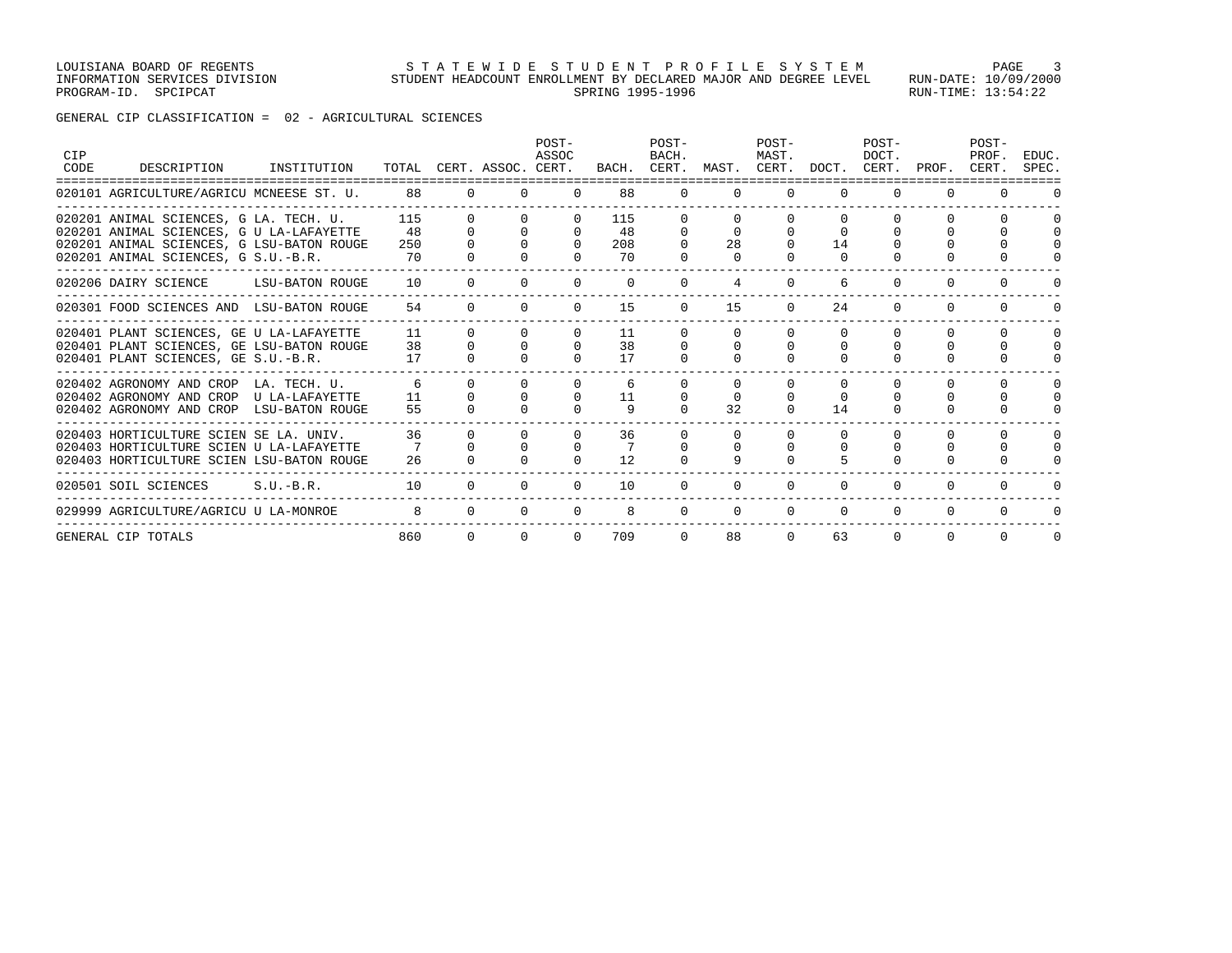LOUISIANA BOARD OF REGENTS
INFORMATION SERVICES DIVISION
PROGRAM-ID. SPCIPCAT

STATEWIDE STUDENT PROFILE SYSTEM
STUDENT HEADCOUNT ENROLLMENT BY DECLARED MAJOR AND DEGREE LEVEL
SPRING 1995-1996

RUN-DATE: 10/09/2000
RUN-TIME: 13:54:22

GENERAL CIP CLASSIFICATION = 02 - AGRICULTURAL SCIENCES

| CIP CODE | DESCRIPTION | INSTITUTION | TOTAL | CERT. | ASSOC. | POST-ASSOC CERT. | BACH. | POST-BACH. CERT. | MAST. | POST-MAST. CERT. | DOCT. | POST-DOCT. CERT. | PROF. | POST-PROF. CERT. | EDUC. SPEC. |
|---|---|---|---|---|---|---|---|---|---|---|---|---|---|---|---|
| 020101 | AGRICULTURE/AGRICU | MCNEESE ST. U. | 88 | 0 | 0 | 0 | 88 | 0 | 0 | 0 | 0 | 0 | 0 | 0 | 0 |
| 020201 | ANIMAL SCIENCES, G | LA. TECH. U. | 115 | 0 | 0 | 0 | 115 | 0 | 0 | 0 | 0 | 0 | 0 | 0 | 0 |
| 020201 | ANIMAL SCIENCES, G | U LA-LAFAYETTE | 48 | 0 | 0 | 0 | 48 | 0 | 0 | 0 | 0 | 0 | 0 | 0 | 0 |
| 020201 | ANIMAL SCIENCES, G | LSU-BATON ROUGE | 250 | 0 | 0 | 0 | 208 | 0 | 28 | 0 | 14 | 0 | 0 | 0 | 0 |
| 020201 | ANIMAL SCIENCES, G | S.U.-B.R. | 70 | 0 | 0 | 0 | 70 | 0 | 0 | 0 | 0 | 0 | 0 | 0 | 0 |
| 020206 | DAIRY SCIENCE | LSU-BATON ROUGE | 10 | 0 | 0 | 0 | 0 | 0 | 4 | 0 | 6 | 0 | 0 | 0 | 0 |
| 020301 | FOOD SCIENCES AND | LSU-BATON ROUGE | 54 | 0 | 0 | 0 | 15 | 0 | 15 | 0 | 24 | 0 | 0 | 0 | 0 |
| 020401 | PLANT SCIENCES, GE | U LA-LAFAYETTE | 11 | 0 | 0 | 0 | 11 | 0 | 0 | 0 | 0 | 0 | 0 | 0 | 0 |
| 020401 | PLANT SCIENCES, GE | LSU-BATON ROUGE | 38 | 0 | 0 | 0 | 38 | 0 | 0 | 0 | 0 | 0 | 0 | 0 | 0 |
| 020401 | PLANT SCIENCES, GE | S.U.-B.R. | 17 | 0 | 0 | 0 | 17 | 0 | 0 | 0 | 0 | 0 | 0 | 0 | 0 |
| 020402 | AGRONOMY AND CROP | LA. TECH. U. | 6 | 0 | 0 | 0 | 6 | 0 | 0 | 0 | 0 | 0 | 0 | 0 | 0 |
| 020402 | AGRONOMY AND CROP | U LA-LAFAYETTE | 11 | 0 | 0 | 0 | 11 | 0 | 0 | 0 | 0 | 0 | 0 | 0 | 0 |
| 020402 | AGRONOMY AND CROP | LSU-BATON ROUGE | 55 | 0 | 0 | 0 | 9 | 0 | 32 | 0 | 14 | 0 | 0 | 0 | 0 |
| 020403 | HORTICULTURE SCIEN | SE LA. UNIV. | 36 | 0 | 0 | 0 | 36 | 0 | 0 | 0 | 0 | 0 | 0 | 0 | 0 |
| 020403 | HORTICULTURE SCIEN | U LA-LAFAYETTE | 7 | 0 | 0 | 0 | 7 | 0 | 0 | 0 | 0 | 0 | 0 | 0 | 0 |
| 020403 | HORTICULTURE SCIEN | LSU-BATON ROUGE | 26 | 0 | 0 | 0 | 12 | 0 | 9 | 0 | 5 | 0 | 0 | 0 | 0 |
| 020501 | SOIL SCIENCES | S.U.-B.R. | 10 | 0 | 0 | 0 | 10 | 0 | 0 | 0 | 0 | 0 | 0 | 0 | 0 |
| 029999 | AGRICULTURE/AGRICU | U LA-MONROE | 8 | 0 | 0 | 0 | 8 | 0 | 0 | 0 | 0 | 0 | 0 | 0 | 0 |
| GENERAL CIP TOTALS | | | 860 | 0 | 0 | 0 | 709 | 0 | 88 | 0 | 63 | 0 | 0 | 0 | 0 |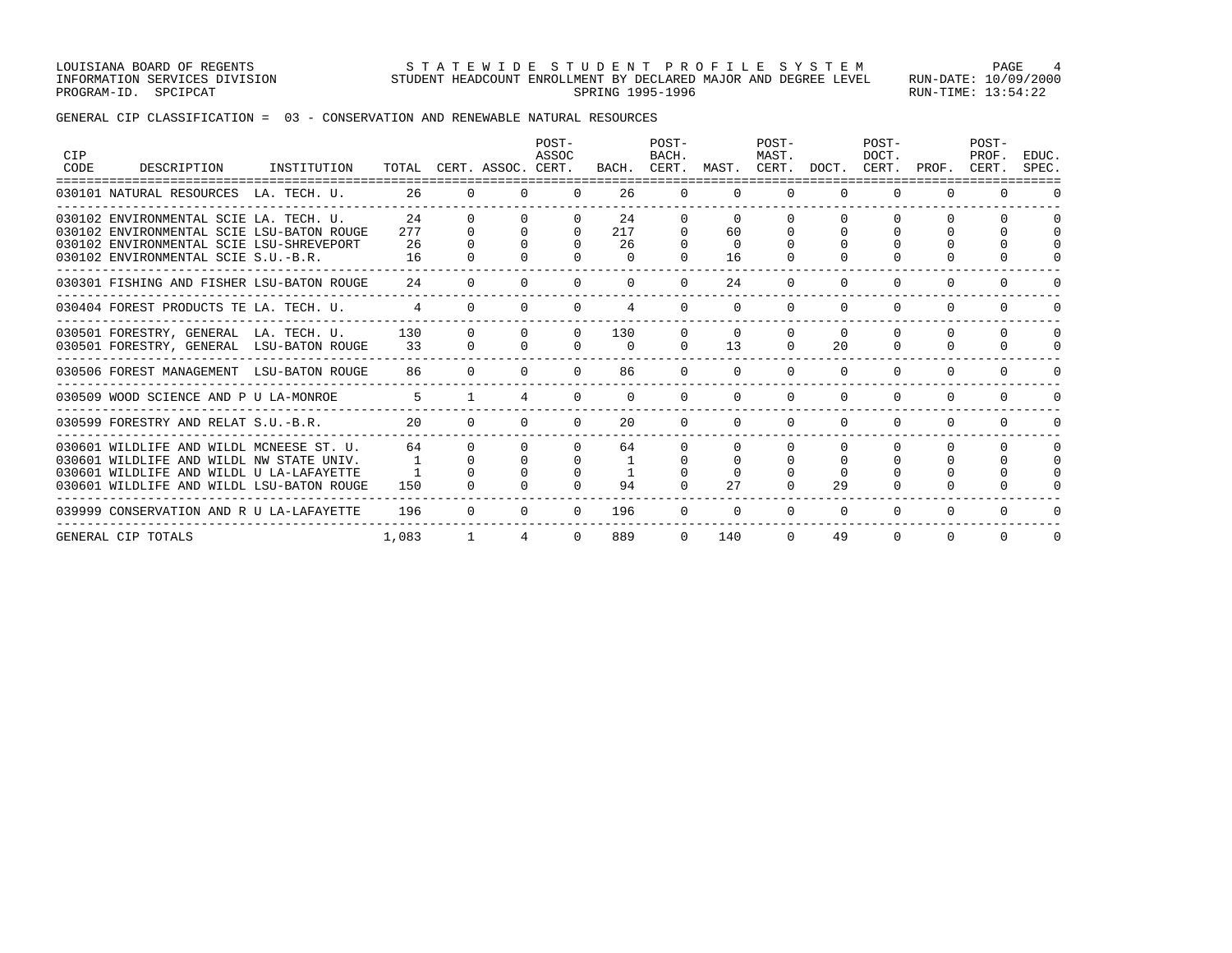LOUISIANA BOARD OF REGENTS
INFORMATION SERVICES DIVISION
PROGRAM-ID. SPCIPCAT

STATEWIDE STUDENT PROFILE SYSTEM
STUDENT HEADCOUNT ENROLLMENT BY DECLARED MAJOR AND DEGREE LEVEL
SPRING 1995-1996

RUN-DATE: 10/09/2000
RUN-TIME: 13:54:22

GENERAL CIP CLASSIFICATION = 03 - CONSERVATION AND RENEWABLE NATURAL RESOURCES

| CIP CODE | DESCRIPTION | INSTITUTION | TOTAL | CERT. | ASSOC. | POST-ASSOC CERT. | BACH. | POST-BACH. CERT. | MAST. | POST-MAST. CERT. | DOCT. | POST-DOCT. CERT. | PROF. | POST-PROF. CERT. | EDUC. SPEC. |
|---|---|---|---|---|---|---|---|---|---|---|---|---|---|---|---|
| 030101 | NATURAL RESOURCES | LA. TECH. U. | 26 | 0 | 0 | 0 | 26 | 0 | 0 | 0 | 0 | 0 | 0 | 0 | 0 |
| 030102 | ENVIRONMENTAL SCIE | LA. TECH. U. | 24 | 0 | 0 | 0 | 24 | 0 | 0 | 0 | 0 | 0 | 0 | 0 | 0 |
| 030102 | ENVIRONMENTAL SCIE | LSU-BATON ROUGE | 277 | 0 | 0 | 0 | 217 | 0 | 60 | 0 | 0 | 0 | 0 | 0 | 0 |
| 030102 | ENVIRONMENTAL SCIE | LSU-SHREVEPORT | 26 | 0 | 0 | 0 | 26 | 0 | 0 | 0 | 0 | 0 | 0 | 0 | 0 |
| 030102 | ENVIRONMENTAL SCIE | S.U.-B.R. | 16 | 0 | 0 | 0 | 0 | 0 | 16 | 0 | 0 | 0 | 0 | 0 | 0 |
| 030301 | FISHING AND FISHER | LSU-BATON ROUGE | 24 | 0 | 0 | 0 | 0 | 0 | 24 | 0 | 0 | 0 | 0 | 0 | 0 |
| 030404 | FOREST PRODUCTS TE | LA. TECH. U. | 4 | 0 | 0 | 0 | 4 | 0 | 0 | 0 | 0 | 0 | 0 | 0 | 0 |
| 030501 | FORESTRY, GENERAL | LA. TECH. U. | 130 | 0 | 0 | 0 | 130 | 0 | 0 | 0 | 0 | 0 | 0 | 0 | 0 |
| 030501 | FORESTRY, GENERAL | LSU-BATON ROUGE | 33 | 0 | 0 | 0 | 0 | 0 | 13 | 0 | 20 | 0 | 0 | 0 | 0 |
| 030506 | FOREST MANAGEMENT | LSU-BATON ROUGE | 86 | 0 | 0 | 0 | 86 | 0 | 0 | 0 | 0 | 0 | 0 | 0 | 0 |
| 030509 | WOOD SCIENCE AND P | U LA-MONROE | 5 | 1 | 4 | 0 | 0 | 0 | 0 | 0 | 0 | 0 | 0 | 0 | 0 |
| 030599 | FORESTRY AND RELAT | S.U.-B.R. | 20 | 0 | 0 | 0 | 20 | 0 | 0 | 0 | 0 | 0 | 0 | 0 | 0 |
| 030601 | WILDLIFE AND WILDL | MCNEESE ST. U. | 64 | 0 | 0 | 0 | 64 | 0 | 0 | 0 | 0 | 0 | 0 | 0 | 0 |
| 030601 | WILDLIFE AND WILDL | NW STATE UNIV. | 1 | 0 | 0 | 0 | 1 | 0 | 0 | 0 | 0 | 0 | 0 | 0 | 0 |
| 030601 | WILDLIFE AND WILDL | U LA-LAFAYETTE | 1 | 0 | 0 | 0 | 1 | 0 | 0 | 0 | 0 | 0 | 0 | 0 | 0 |
| 030601 | WILDLIFE AND WILDL | LSU-BATON ROUGE | 150 | 0 | 0 | 0 | 94 | 0 | 27 | 0 | 29 | 0 | 0 | 0 | 0 |
| 039999 | CONSERVATION AND R | U LA-LAFAYETTE | 196 | 0 | 0 | 0 | 196 | 0 | 0 | 0 | 0 | 0 | 0 | 0 | 0 |
| GENERAL CIP TOTALS | | | 1,083 | 1 | 4 | 0 | 889 | 0 | 140 | 0 | 49 | 0 | 0 | 0 | 0 |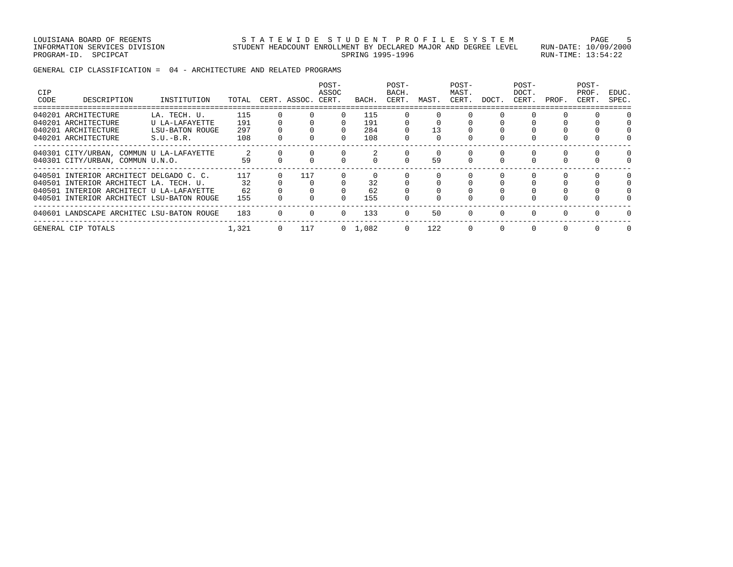LOUISIANA BOARD OF REGENTS — STATEWIDE STUDENT PROFILE SYSTEM
INFORMATION SERVICES DIVISION — STUDENT HEADCOUNT ENROLLMENT BY DECLARED MAJOR AND DEGREE LEVEL — RUN-DATE: 10/09/2000
PROGRAM-ID. SPCIPCAT — SPRING 1995-1996 — RUN-TIME: 13:54:22

GENERAL CIP CLASSIFICATION = 04 - ARCHITECTURE AND RELATED PROGRAMS

| CIP CODE | DESCRIPTION | INSTITUTION | TOTAL | CERT. | ASSOC. | POST-ASSOC CERT. | BACH. | POST-BACH. CERT. | MAST. | POST-MAST. CERT. | DOCT. | POST-DOCT. CERT. | PROF. | POST-PROF. CERT. | EDUC. SPEC. |
|---|---|---|---|---|---|---|---|---|---|---|---|---|---|---|---|
| 040201 | ARCHITECTURE | LA. TECH. U. | 115 | 0 | 0 | 0 | 115 | 0 | 0 | 0 | 0 | 0 | 0 | 0 | 0 |
| 040201 | ARCHITECTURE | U LA-LAFAYETTE | 191 | 0 | 0 | 0 | 191 | 0 | 0 | 0 | 0 | 0 | 0 | 0 | 0 |
| 040201 | ARCHITECTURE | LSU-BATON ROUGE | 297 | 0 | 0 | 0 | 284 | 0 | 13 | 0 | 0 | 0 | 0 | 0 | 0 |
| 040201 | ARCHITECTURE | S.U.-B.R. | 108 | 0 | 0 | 0 | 108 | 0 | 0 | 0 | 0 | 0 | 0 | 0 | 0 |
| 040301 | CITY/URBAN, COMMUN | U LA-LAFAYETTE | 2 | 0 | 0 | 0 | 2 | 0 | 0 | 0 | 0 | 0 | 0 | 0 | 0 |
| 040301 | CITY/URBAN, COMMUN | U.N.O. | 59 | 0 | 0 | 0 | 0 | 0 | 59 | 0 | 0 | 0 | 0 | 0 | 0 |
| 040501 | INTERIOR ARCHITECT | DELGADO C. C. | 117 | 0 | 117 | 0 | 0 | 0 | 0 | 0 | 0 | 0 | 0 | 0 | 0 |
| 040501 | INTERIOR ARCHITECT | LA. TECH. U. | 32 | 0 | 0 | 0 | 32 | 0 | 0 | 0 | 0 | 0 | 0 | 0 | 0 |
| 040501 | INTERIOR ARCHITECT | U LA-LAFAYETTE | 62 | 0 | 0 | 0 | 62 | 0 | 0 | 0 | 0 | 0 | 0 | 0 | 0 |
| 040501 | INTERIOR ARCHITECT | LSU-BATON ROUGE | 155 | 0 | 0 | 0 | 155 | 0 | 0 | 0 | 0 | 0 | 0 | 0 | 0 |
| 040601 | LANDSCAPE ARCHITEC | LSU-BATON ROUGE | 183 | 0 | 0 | 0 | 133 | 0 | 50 | 0 | 0 | 0 | 0 | 0 | 0 |
| GENERAL CIP TOTALS | | | 1,321 | 0 | 117 | 0 | 1,082 | 0 | 122 | 0 | 0 | 0 | 0 | 0 | 0 |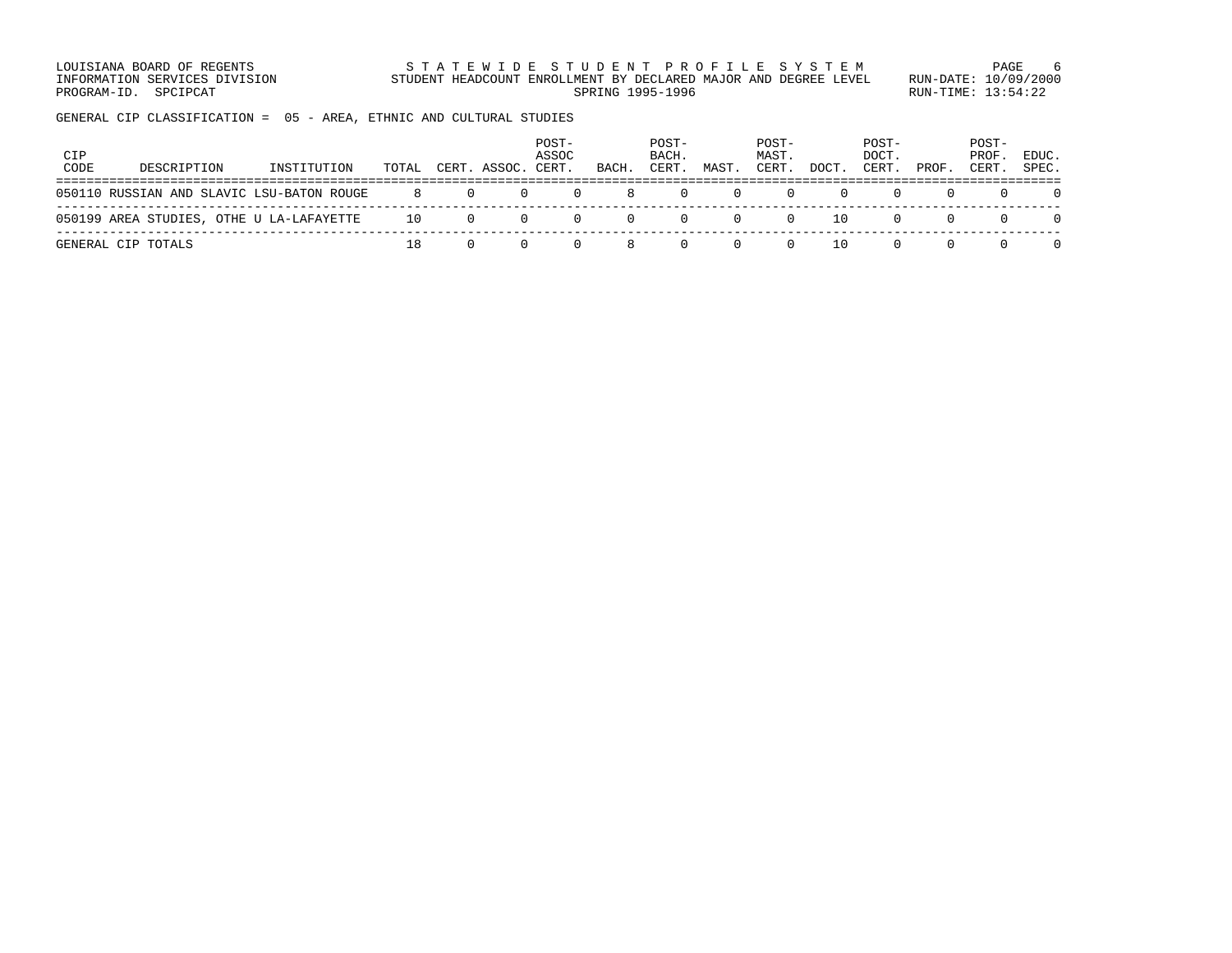LOUISIANA BOARD OF REGENTS
INFORMATION SERVICES DIVISION
PROGRAM-ID. SPCIPCAT

STATEWIDE STUDENT PROFILE SYSTEM
STUDENT HEADCOUNT ENROLLMENT BY DECLARED MAJOR AND DEGREE LEVEL
SPRING 1995-1996

RUN-DATE: 10/09/2000
RUN-TIME: 13:54:22

GENERAL CIP CLASSIFICATION = 05 - AREA, ETHNIC AND CULTURAL STUDIES

| CIP CODE | DESCRIPTION | INSTITUTION | TOTAL | CERT. | ASSOC. | POST-ASSOC CERT. | BACH. | POST-BACH. CERT. | MAST. | POST-MAST. CERT. | DOCT. | POST-DOCT. CERT. | PROF. | POST-PROF. CERT. | EDUC. SPEC. |
|---|---|---|---|---|---|---|---|---|---|---|---|---|---|---|---|
| 050110 | RUSSIAN AND SLAVIC | LSU-BATON ROUGE | 8 | 0 | 0 | 0 | 8 | 0 | 0 | 0 | 0 | 0 | 0 | 0 | 0 |
| 050199 | AREA STUDIES, OTHE | U LA-LAFAYETTE | 10 | 0 | 0 | 0 | 0 | 0 | 0 | 0 | 10 | 0 | 0 | 0 | 0 |
| GENERAL CIP TOTALS | | | 18 | 0 | 0 | 0 | 8 | 0 | 0 | 0 | 10 | 0 | 0 | 0 | 0 |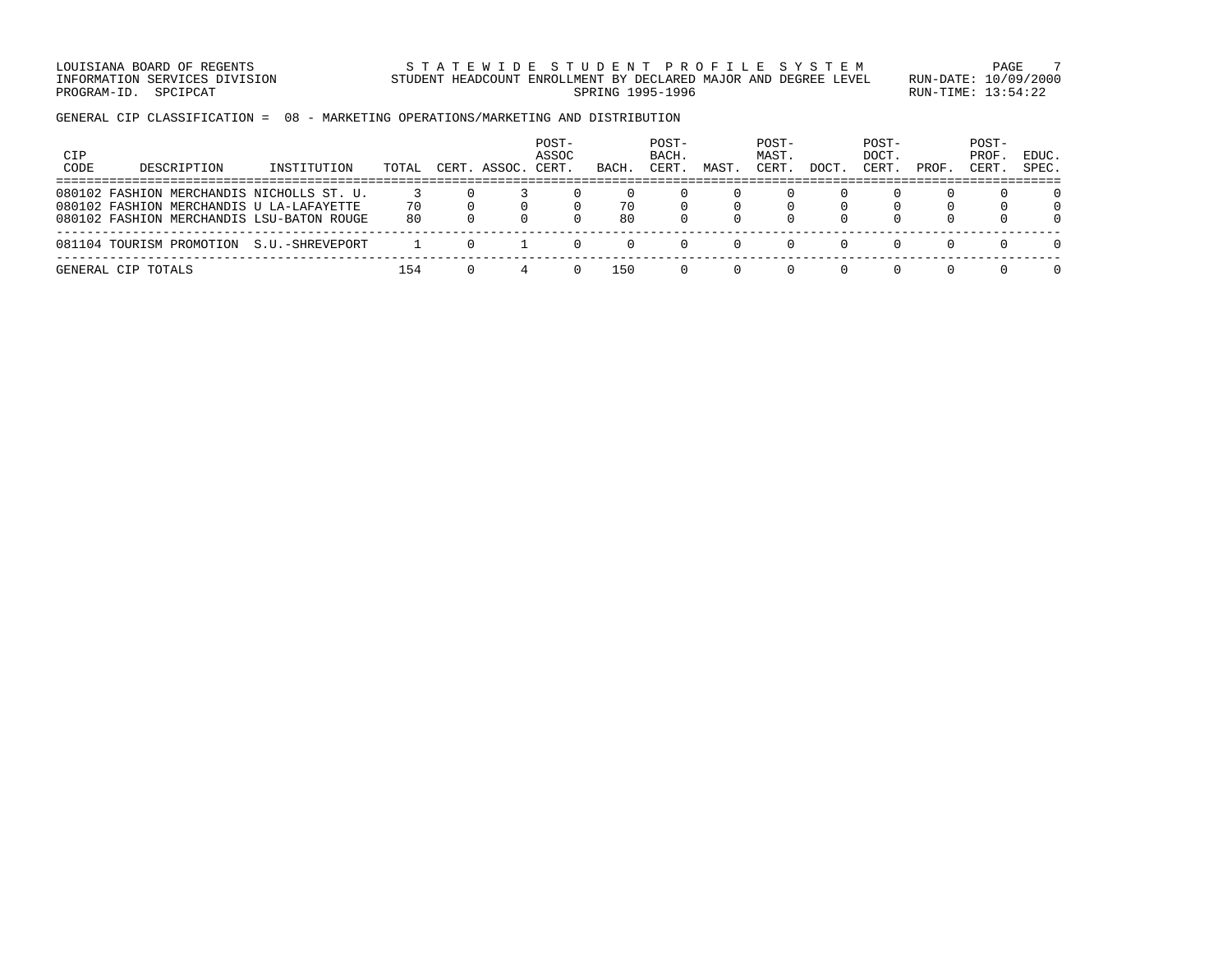LOUISIANA BOARD OF REGENTS
INFORMATION SERVICES DIVISION
PROGRAM-ID. SPCIPCAT

STATEWIDE STUDENT PROFILE SYSTEM
STUDENT HEADCOUNT ENROLLMENT BY DECLARED MAJOR AND DEGREE LEVEL
SPRING 1995-1996

RUN-DATE: 10/09/2000
RUN-TIME: 13:54:22

GENERAL CIP CLASSIFICATION = 08 - MARKETING OPERATIONS/MARKETING AND DISTRIBUTION

| CIP CODE | DESCRIPTION | INSTITUTION | TOTAL | CERT. | ASSOC. | POST-ASSOC CERT. | BACH. | POST-BACH. CERT. | MAST. | POST-MAST. CERT. | DOCT. | POST-DOCT. CERT. | PROF. | POST-PROF. CERT. | EDUC. SPEC. |
|---|---|---|---|---|---|---|---|---|---|---|---|---|---|---|---|
| 080102 | FASHION MERCHANDIS | NICHOLLS ST. U. | 3 | 0 | 3 | 0 | 0 | 0 | 0 | 0 | 0 | 0 | 0 | 0 | 0 |
| 080102 | FASHION MERCHANDIS | U LA-LAFAYETTE | 70 | 0 | 0 | 0 | 70 | 0 | 0 | 0 | 0 | 0 | 0 | 0 | 0 |
| 080102 | FASHION MERCHANDIS | LSU-BATON ROUGE | 80 | 0 | 0 | 0 | 80 | 0 | 0 | 0 | 0 | 0 | 0 | 0 | 0 |
| 081104 | TOURISM PROMOTION | S.U.-SHREVEPORT | 1 | 0 | 1 | 0 | 0 | 0 | 0 | 0 | 0 | 0 | 0 | 0 | 0 |
| GENERAL CIP TOTALS | | | 154 | 0 | 4 | 0 | 150 | 0 | 0 | 0 | 0 | 0 | 0 | 0 | 0 |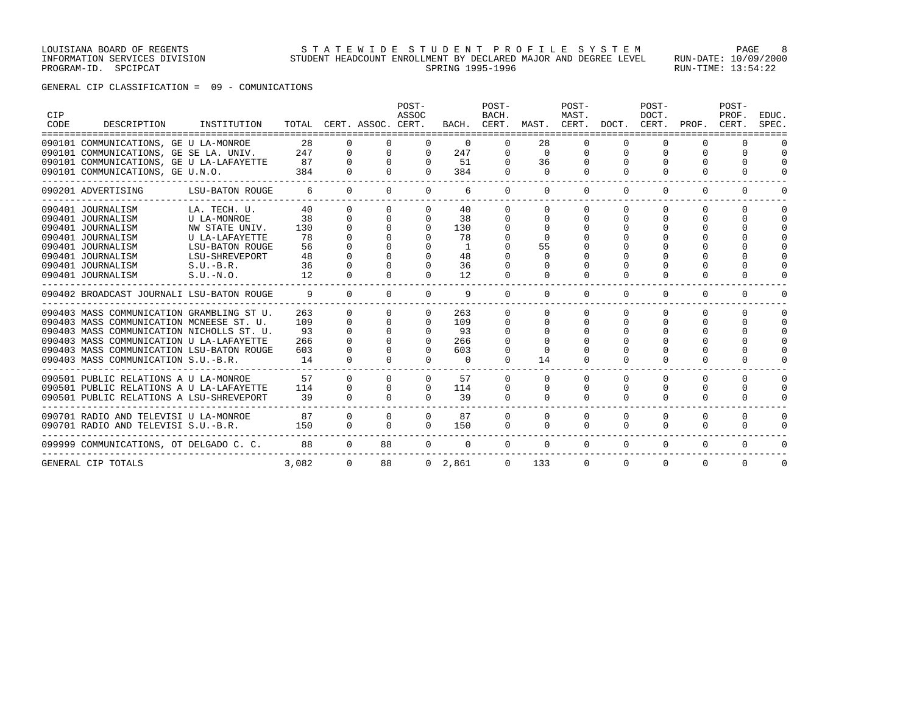GENERAL CIP CLASSIFICATION = 09 - COMUNICATIONS

| CIP CODE | DESCRIPTION | INSTITUTION | TOTAL | CERT. | ASSOC. | POST-ASSOC CERT. | BACH. | POST-BACH. CERT. | MAST. | POST-MAST. CERT. | DOCT. | POST-DOCT. CERT. | PROF. | POST-PROF. CERT. | EDUC. SPEC. |
|---|---|---|---|---|---|---|---|---|---|---|---|---|---|---|---|
| 090101 | COMMUNICATIONS, GE | U LA-MONROE | 28 | 0 | 0 | 0 | 0 | 0 | 28 | 0 | 0 | 0 | 0 | 0 | 0 |
| 090101 | COMMUNICATIONS, GE | SE LA. UNIV. | 247 | 0 | 0 | 0 | 247 | 0 | 0 | 0 | 0 | 0 | 0 | 0 | 0 |
| 090101 | COMMUNICATIONS, GE | U LA-LAFAYETTE | 87 | 0 | 0 | 0 | 51 | 0 | 36 | 0 | 0 | 0 | 0 | 0 | 0 |
| 090101 | COMMUNICATIONS, GE | U.N.O. | 384 | 0 | 0 | 0 | 384 | 0 | 0 | 0 | 0 | 0 | 0 | 0 | 0 |
| 090201 | ADVERTISING | LSU-BATON ROUGE | 6 | 0 | 0 | 0 | 6 | 0 | 0 | 0 | 0 | 0 | 0 | 0 | 0 |
| 090401 | JOURNALISM | LA. TECH. U. | 40 | 0 | 0 | 0 | 40 | 0 | 0 | 0 | 0 | 0 | 0 | 0 | 0 |
| 090401 | JOURNALISM | U LA-MONROE | 38 | 0 | 0 | 0 | 38 | 0 | 0 | 0 | 0 | 0 | 0 | 0 | 0 |
| 090401 | JOURNALISM | NW STATE UNIV. | 130 | 0 | 0 | 0 | 130 | 0 | 0 | 0 | 0 | 0 | 0 | 0 | 0 |
| 090401 | JOURNALISM | U LA-LAFAYETTE | 78 | 0 | 0 | 0 | 78 | 0 | 0 | 0 | 0 | 0 | 0 | 0 | 0 |
| 090401 | JOURNALISM | LSU-BATON ROUGE | 56 | 0 | 0 | 0 | 1 | 0 | 55 | 0 | 0 | 0 | 0 | 0 | 0 |
| 090401 | JOURNALISM | LSU-SHREVEPORT | 48 | 0 | 0 | 0 | 48 | 0 | 0 | 0 | 0 | 0 | 0 | 0 | 0 |
| 090401 | JOURNALISM | S.U.-B.R. | 36 | 0 | 0 | 0 | 36 | 0 | 0 | 0 | 0 | 0 | 0 | 0 | 0 |
| 090401 | JOURNALISM | S.U.-N.O. | 12 | 0 | 0 | 0 | 12 | 0 | 0 | 0 | 0 | 0 | 0 | 0 | 0 |
| 090402 | BROADCAST JOURNALI | LSU-BATON ROUGE | 9 | 0 | 0 | 0 | 9 | 0 | 0 | 0 | 0 | 0 | 0 | 0 | 0 |
| 090403 | MASS COMMUNICATION | GRAMBLING ST U. | 263 | 0 | 0 | 0 | 263 | 0 | 0 | 0 | 0 | 0 | 0 | 0 | 0 |
| 090403 | MASS COMMUNICATION | MCNEESE ST. U. | 109 | 0 | 0 | 0 | 109 | 0 | 0 | 0 | 0 | 0 | 0 | 0 | 0 |
| 090403 | MASS COMMUNICATION | NICHOLLS ST. U. | 93 | 0 | 0 | 0 | 93 | 0 | 0 | 0 | 0 | 0 | 0 | 0 | 0 |
| 090403 | MASS COMMUNICATION | U LA-LAFAYETTE | 266 | 0 | 0 | 0 | 266 | 0 | 0 | 0 | 0 | 0 | 0 | 0 | 0 |
| 090403 | MASS COMMUNICATION | LSU-BATON ROUGE | 603 | 0 | 0 | 0 | 603 | 0 | 0 | 0 | 0 | 0 | 0 | 0 | 0 |
| 090403 | MASS COMMUNICATION | S.U.-B.R. | 14 | 0 | 0 | 0 | 0 | 0 | 14 | 0 | 0 | 0 | 0 | 0 | 0 |
| 090501 | PUBLIC RELATIONS A | U LA-MONROE | 57 | 0 | 0 | 0 | 57 | 0 | 0 | 0 | 0 | 0 | 0 | 0 | 0 |
| 090501 | PUBLIC RELATIONS A | U LA-LAFAYETTE | 114 | 0 | 0 | 0 | 114 | 0 | 0 | 0 | 0 | 0 | 0 | 0 | 0 |
| 090501 | PUBLIC RELATIONS A | LSU-SHREVEPORT | 39 | 0 | 0 | 0 | 39 | 0 | 0 | 0 | 0 | 0 | 0 | 0 | 0 |
| 090701 | RADIO AND TELEVISI | U LA-MONROE | 87 | 0 | 0 | 0 | 87 | 0 | 0 | 0 | 0 | 0 | 0 | 0 | 0 |
| 090701 | RADIO AND TELEVISI | S.U.-B.R. | 150 | 0 | 0 | 0 | 150 | 0 | 0 | 0 | 0 | 0 | 0 | 0 | 0 |
| 099999 | COMMUNICATIONS, OT | DELGADO C. C. | 88 | 0 | 88 | 0 | 0 | 0 | 0 | 0 | 0 | 0 | 0 | 0 | 0 |
| GENERAL CIP TOTALS | | | 3,082 | 0 | 88 | 0 | 2,861 | 0 | 133 | 0 | 0 | 0 | 0 | 0 | 0 |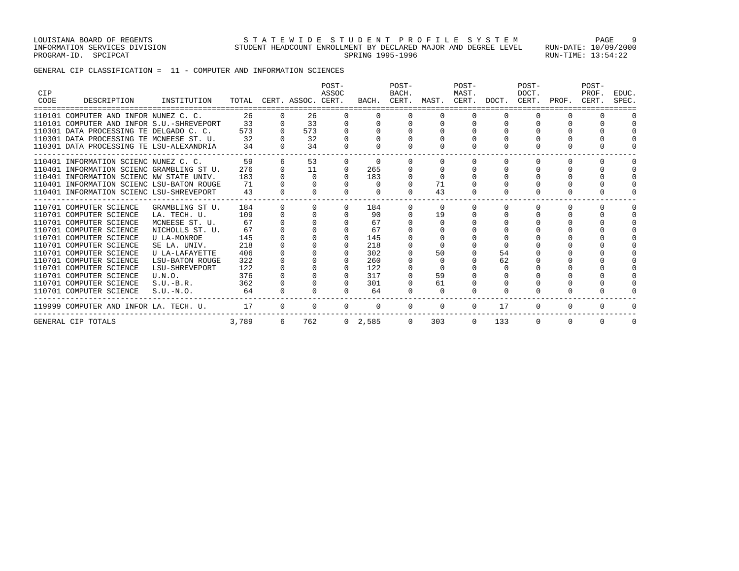GENERAL CIP CLASSIFICATION = 11 - COMPUTER AND INFORMATION SCIENCES

| CIP CODE | DESCRIPTION | INSTITUTION | TOTAL | CERT. | ASSOC. | POST-ASSOC CERT. | BACH. | POST-BACH. CERT. | MAST. | POST-MAST. CERT. | DOCT. | POST-DOCT. CERT. | PROF. | POST-PROF. CERT. | EDUC. SPEC. |
|---|---|---|---|---|---|---|---|---|---|---|---|---|---|---|---|
| 110101 | COMPUTER AND INFOR | NUNEZ C. C. | 26 | 0 | 26 | 0 | 0 | 0 | 0 | 0 | 0 | 0 | 0 | 0 | 0 |
| 110101 | COMPUTER AND INFOR | S.U.-SHREVEPORT | 33 | 0 | 33 | 0 | 0 | 0 | 0 | 0 | 0 | 0 | 0 | 0 | 0 |
| 110301 | DATA PROCESSING TE | DELGADO C. C. | 573 | 0 | 573 | 0 | 0 | 0 | 0 | 0 | 0 | 0 | 0 | 0 | 0 |
| 110301 | DATA PROCESSING TE | MCNEESE ST. U. | 32 | 0 | 32 | 0 | 0 | 0 | 0 | 0 | 0 | 0 | 0 | 0 | 0 |
| 110301 | DATA PROCESSING TE | LSU-ALEXANDRIA | 34 | 0 | 34 | 0 | 0 | 0 | 0 | 0 | 0 | 0 | 0 | 0 | 0 |
| 110401 | INFORMATION SCIENC | NUNEZ C. C. | 59 | 6 | 53 | 0 | 0 | 0 | 0 | 0 | 0 | 0 | 0 | 0 | 0 |
| 110401 | INFORMATION SCIENC | GRAMBLING ST U. | 276 | 0 | 11 | 0 | 265 | 0 | 0 | 0 | 0 | 0 | 0 | 0 | 0 |
| 110401 | INFORMATION SCIENC | NW STATE UNIV. | 183 | 0 | 0 | 0 | 183 | 0 | 0 | 0 | 0 | 0 | 0 | 0 | 0 |
| 110401 | INFORMATION SCIENC | LSU-BATON ROUGE | 71 | 0 | 0 | 0 | 0 | 0 | 71 | 0 | 0 | 0 | 0 | 0 | 0 |
| 110401 | INFORMATION SCIENC | LSU-SHREVEPORT | 43 | 0 | 0 | 0 | 0 | 0 | 43 | 0 | 0 | 0 | 0 | 0 | 0 |
| 110701 | COMPUTER SCIENCE | GRAMBLING ST U. | 184 | 0 | 0 | 0 | 184 | 0 | 0 | 0 | 0 | 0 | 0 | 0 | 0 |
| 110701 | COMPUTER SCIENCE | LA. TECH. U. | 109 | 0 | 0 | 0 | 90 | 0 | 19 | 0 | 0 | 0 | 0 | 0 | 0 |
| 110701 | COMPUTER SCIENCE | MCNEESE ST. U. | 67 | 0 | 0 | 0 | 67 | 0 | 0 | 0 | 0 | 0 | 0 | 0 | 0 |
| 110701 | COMPUTER SCIENCE | NICHOLLS ST. U. | 67 | 0 | 0 | 0 | 67 | 0 | 0 | 0 | 0 | 0 | 0 | 0 | 0 |
| 110701 | COMPUTER SCIENCE | U LA-MONROE | 145 | 0 | 0 | 0 | 145 | 0 | 0 | 0 | 0 | 0 | 0 | 0 | 0 |
| 110701 | COMPUTER SCIENCE | SE LA. UNIV. | 218 | 0 | 0 | 0 | 218 | 0 | 0 | 0 | 0 | 0 | 0 | 0 | 0 |
| 110701 | COMPUTER SCIENCE | U LA-LAFAYETTE | 406 | 0 | 0 | 0 | 302 | 0 | 50 | 0 | 54 | 0 | 0 | 0 | 0 |
| 110701 | COMPUTER SCIENCE | LSU-BATON ROUGE | 322 | 0 | 0 | 0 | 260 | 0 | 0 | 0 | 62 | 0 | 0 | 0 | 0 |
| 110701 | COMPUTER SCIENCE | LSU-SHREVEPORT | 122 | 0 | 0 | 0 | 122 | 0 | 0 | 0 | 0 | 0 | 0 | 0 | 0 |
| 110701 | COMPUTER SCIENCE | U.N.O. | 376 | 0 | 0 | 0 | 317 | 0 | 59 | 0 | 0 | 0 | 0 | 0 | 0 |
| 110701 | COMPUTER SCIENCE | S.U.-B.R. | 362 | 0 | 0 | 0 | 301 | 0 | 61 | 0 | 0 | 0 | 0 | 0 | 0 |
| 110701 | COMPUTER SCIENCE | S.U.-N.O. | 64 | 0 | 0 | 0 | 64 | 0 | 0 | 0 | 0 | 0 | 0 | 0 | 0 |
| 119999 | COMPUTER AND INFOR | LA. TECH. U. | 17 | 0 | 0 | 0 | 0 | 0 | 0 | 0 | 17 | 0 | 0 | 0 | 0 |
| GENERAL CIP TOTALS | | | 3,789 | 6 | 762 | 0 | 2,585 | 0 | 303 | 0 | 133 | 0 | 0 | 0 | 0 |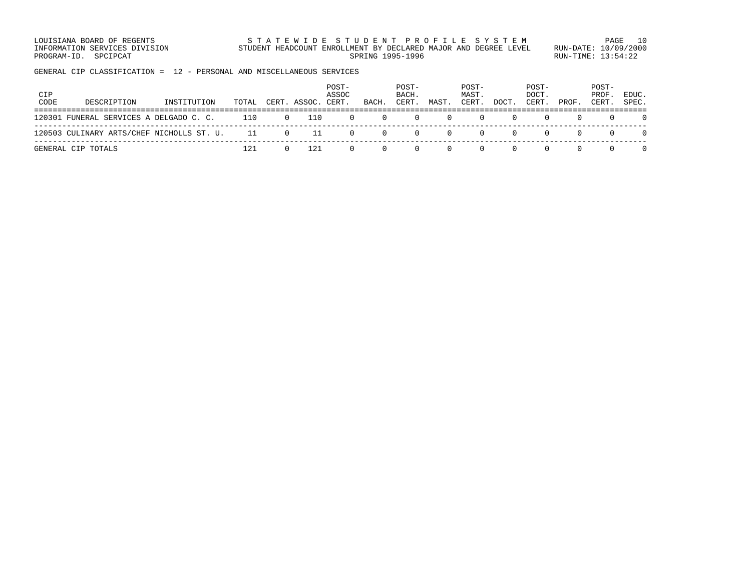GENERAL CIP CLASSIFICATION = 12 - PERSONAL AND MISCELLANEOUS SERVICES

| CIP CODE | DESCRIPTION | INSTITUTION | TOTAL | CERT. | ASSOC. | POST-ASSOC CERT. | BACH. | POST-BACH. CERT. | MAST. | POST-MAST. CERT. | DOCT. | POST-DOCT. CERT. | PROF. | POST-PROF. CERT. | EDUC. SPEC. |
|---|---|---|---|---|---|---|---|---|---|---|---|---|---|---|---|
| 120301 | FUNERAL SERVICES A | DELGADO C. C. | 110 | 0 | 110 | 0 | 0 | 0 | 0 | 0 | 0 | 0 | 0 | 0 | 0 |
| 120503 | CULINARY ARTS/CHEF | NICHOLLS ST. U. | 11 | 0 | 11 | 0 | 0 | 0 | 0 | 0 | 0 | 0 | 0 | 0 | 0 |
| GENERAL CIP TOTALS | | | 121 | 0 | 121 | 0 | 0 | 0 | 0 | 0 | 0 | 0 | 0 | 0 | 0 |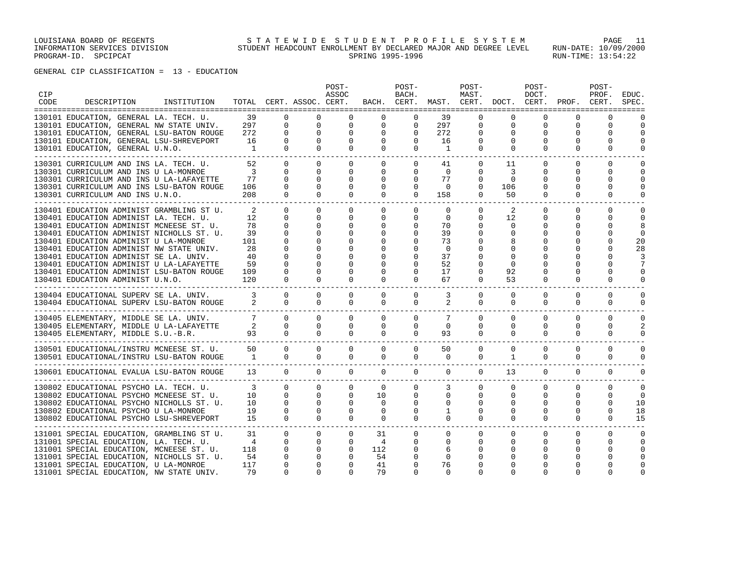LOUISIANA BOARD OF REGENTS
INFORMATION SERVICES DIVISION
PROGRAM-ID. SPCIPCAT

STATEWIDE STUDENT PROFILE SYSTEM
STUDENT HEADCOUNT ENROLLMENT BY DECLARED MAJOR AND DEGREE LEVEL
SPRING 1995-1996

RUN-DATE: 10/09/2000
RUN-TIME: 13:54:22

GENERAL CIP CLASSIFICATION = 13 - EDUCATION

| CIP CODE | DESCRIPTION | INSTITUTION | TOTAL | CERT. | ASSOC. | POST-ASSOC CERT. | BACH. | POST-BACH. CERT. | MAST. | POST-MAST. CERT. | DOCT. | POST-DOCT. CERT. | PROF. | POST-PROF. CERT. | EDUC. SPEC. |
|---|---|---|---|---|---|---|---|---|---|---|---|---|---|---|---|
| 130101 | EDUCATION, GENERAL | LA. TECH. U. | 39 | 0 | 0 | 0 | 0 | 0 | 39 | 0 | 0 | 0 | 0 | 0 | 0 |
| 130101 | EDUCATION, GENERAL | NW STATE UNIV. | 297 | 0 | 0 | 0 | 0 | 0 | 297 | 0 | 0 | 0 | 0 | 0 | 0 |
| 130101 | EDUCATION, GENERAL | LSU-BATON ROUGE | 272 | 0 | 0 | 0 | 0 | 0 | 272 | 0 | 0 | 0 | 0 | 0 | 0 |
| 130101 | EDUCATION, GENERAL | LSU-SHREVEPORT | 16 | 0 | 0 | 0 | 0 | 0 | 16 | 0 | 0 | 0 | 0 | 0 | 0 |
| 130101 | EDUCATION, GENERAL | U.N.O. | 1 | 0 | 0 | 0 | 0 | 0 | 1 | 0 | 0 | 0 | 0 | 0 | 0 |
| 130301 | CURRICULUM AND INS | LA. TECH. U. | 52 | 0 | 0 | 0 | 0 | 0 | 41 | 0 | 11 | 0 | 0 | 0 | 0 |
| 130301 | CURRICULUM AND INS | U LA-MONROE | 3 | 0 | 0 | 0 | 0 | 0 | 0 | 0 | 3 | 0 | 0 | 0 | 0 |
| 130301 | CURRICULUM AND INS | U LA-LAFAYETTE | 77 | 0 | 0 | 0 | 0 | 0 | 77 | 0 | 0 | 0 | 0 | 0 | 0 |
| 130301 | CURRICULUM AND INS | LSU-BATON ROUGE | 106 | 0 | 0 | 0 | 0 | 0 | 0 | 0 | 106 | 0 | 0 | 0 | 0 |
| 130301 | CURRICULUM AND INS | U.N.O. | 208 | 0 | 0 | 0 | 0 | 0 | 158 | 0 | 50 | 0 | 0 | 0 | 0 |
| 130401 | EDUCATION ADMINIST | GRAMBLING ST U. | 2 | 0 | 0 | 0 | 0 | 0 | 0 | 0 | 2 | 0 | 0 | 0 | 0 |
| 130401 | EDUCATION ADMINIST | LA. TECH. U. | 12 | 0 | 0 | 0 | 0 | 0 | 0 | 0 | 12 | 0 | 0 | 0 | 0 |
| 130401 | EDUCATION ADMINIST | MCNEESE ST. U. | 78 | 0 | 0 | 0 | 0 | 0 | 70 | 0 | 0 | 0 | 0 | 0 | 8 |
| 130401 | EDUCATION ADMINIST | NICHOLLS ST. U. | 39 | 0 | 0 | 0 | 0 | 0 | 39 | 0 | 0 | 0 | 0 | 0 | 0 |
| 130401 | EDUCATION ADMINIST | U LA-MONROE | 101 | 0 | 0 | 0 | 0 | 0 | 73 | 0 | 8 | 0 | 0 | 0 | 20 |
| 130401 | EDUCATION ADMINIST | NW STATE UNIV. | 28 | 0 | 0 | 0 | 0 | 0 | 0 | 0 | 0 | 0 | 0 | 0 | 28 |
| 130401 | EDUCATION ADMINIST | SE LA. UNIV. | 40 | 0 | 0 | 0 | 0 | 0 | 37 | 0 | 0 | 0 | 0 | 0 | 3 |
| 130401 | EDUCATION ADMINIST | U LA-LAFAYETTE | 59 | 0 | 0 | 0 | 0 | 0 | 52 | 0 | 0 | 0 | 0 | 0 | 7 |
| 130401 | EDUCATION ADMINIST | LSU-BATON ROUGE | 109 | 0 | 0 | 0 | 0 | 0 | 17 | 0 | 92 | 0 | 0 | 0 | 0 |
| 130401 | EDUCATION ADMINIST | U.N.O. | 120 | 0 | 0 | 0 | 0 | 0 | 67 | 0 | 53 | 0 | 0 | 0 | 0 |
| 130404 | EDUCATIONAL SUPERV | SE LA. UNIV. | 3 | 0 | 0 | 0 | 0 | 0 | 3 | 0 | 0 | 0 | 0 | 0 | 0 |
| 130404 | EDUCATIONAL SUPERV | LSU-BATON ROUGE | 2 | 0 | 0 | 0 | 0 | 0 | 2 | 0 | 0 | 0 | 0 | 0 | 0 |
| 130405 | ELEMENTARY, MIDDLE | SE LA. UNIV. | 7 | 0 | 0 | 0 | 0 | 0 | 7 | 0 | 0 | 0 | 0 | 0 | 0 |
| 130405 | ELEMENTARY, MIDDLE | U LA-LAFAYETTE | 2 | 0 | 0 | 0 | 0 | 0 | 0 | 0 | 0 | 0 | 0 | 0 | 2 |
| 130405 | ELEMENTARY, MIDDLE | S.U.-B.R. | 93 | 0 | 0 | 0 | 0 | 0 | 93 | 0 | 0 | 0 | 0 | 0 | 0 |
| 130501 | EDUCATIONAL/INSTRU | MCNEESE ST. U. | 50 | 0 | 0 | 0 | 0 | 0 | 50 | 0 | 0 | 0 | 0 | 0 | 0 |
| 130501 | EDUCATIONAL/INSTRU | LSU-BATON ROUGE | 1 | 0 | 0 | 0 | 0 | 0 | 0 | 0 | 1 | 0 | 0 | 0 | 0 |
| 130601 | EDUCATIONAL EVALUA | LSU-BATON ROUGE | 13 | 0 | 0 | 0 | 0 | 0 | 0 | 0 | 13 | 0 | 0 | 0 | 0 |
| 130802 | EDUCATIONAL PSYCHO | LA. TECH. U. | 3 | 0 | 0 | 0 | 0 | 0 | 3 | 0 | 0 | 0 | 0 | 0 | 0 |
| 130802 | EDUCATIONAL PSYCHO | MCNEESE ST. U. | 10 | 0 | 0 | 0 | 10 | 0 | 0 | 0 | 0 | 0 | 0 | 0 | 0 |
| 130802 | EDUCATIONAL PSYCHO | NICHOLLS ST. U. | 10 | 0 | 0 | 0 | 0 | 0 | 0 | 0 | 0 | 0 | 0 | 0 | 10 |
| 130802 | EDUCATIONAL PSYCHO | U LA-MONROE | 19 | 0 | 0 | 0 | 0 | 0 | 1 | 0 | 0 | 0 | 0 | 0 | 18 |
| 130802 | EDUCATIONAL PSYCHO | LSU-SHREVEPORT | 15 | 0 | 0 | 0 | 0 | 0 | 0 | 0 | 0 | 0 | 0 | 0 | 15 |
| 131001 | SPECIAL EDUCATION, | GRAMBLING ST U. | 31 | 0 | 0 | 0 | 31 | 0 | 0 | 0 | 0 | 0 | 0 | 0 | 0 |
| 131001 | SPECIAL EDUCATION, | LA. TECH. U. | 4 | 0 | 0 | 0 | 4 | 0 | 0 | 0 | 0 | 0 | 0 | 0 | 0 |
| 131001 | SPECIAL EDUCATION, | MCNEESE ST. U. | 118 | 0 | 0 | 0 | 112 | 0 | 6 | 0 | 0 | 0 | 0 | 0 | 0 |
| 131001 | SPECIAL EDUCATION, | NICHOLLS ST. U. | 54 | 0 | 0 | 0 | 54 | 0 | 0 | 0 | 0 | 0 | 0 | 0 | 0 |
| 131001 | SPECIAL EDUCATION, | U LA-MONROE | 117 | 0 | 0 | 0 | 41 | 0 | 76 | 0 | 0 | 0 | 0 | 0 | 0 |
| 131001 | SPECIAL EDUCATION, | NW STATE UNIV. | 79 | 0 | 0 | 0 | 79 | 0 | 0 | 0 | 0 | 0 | 0 | 0 | 0 |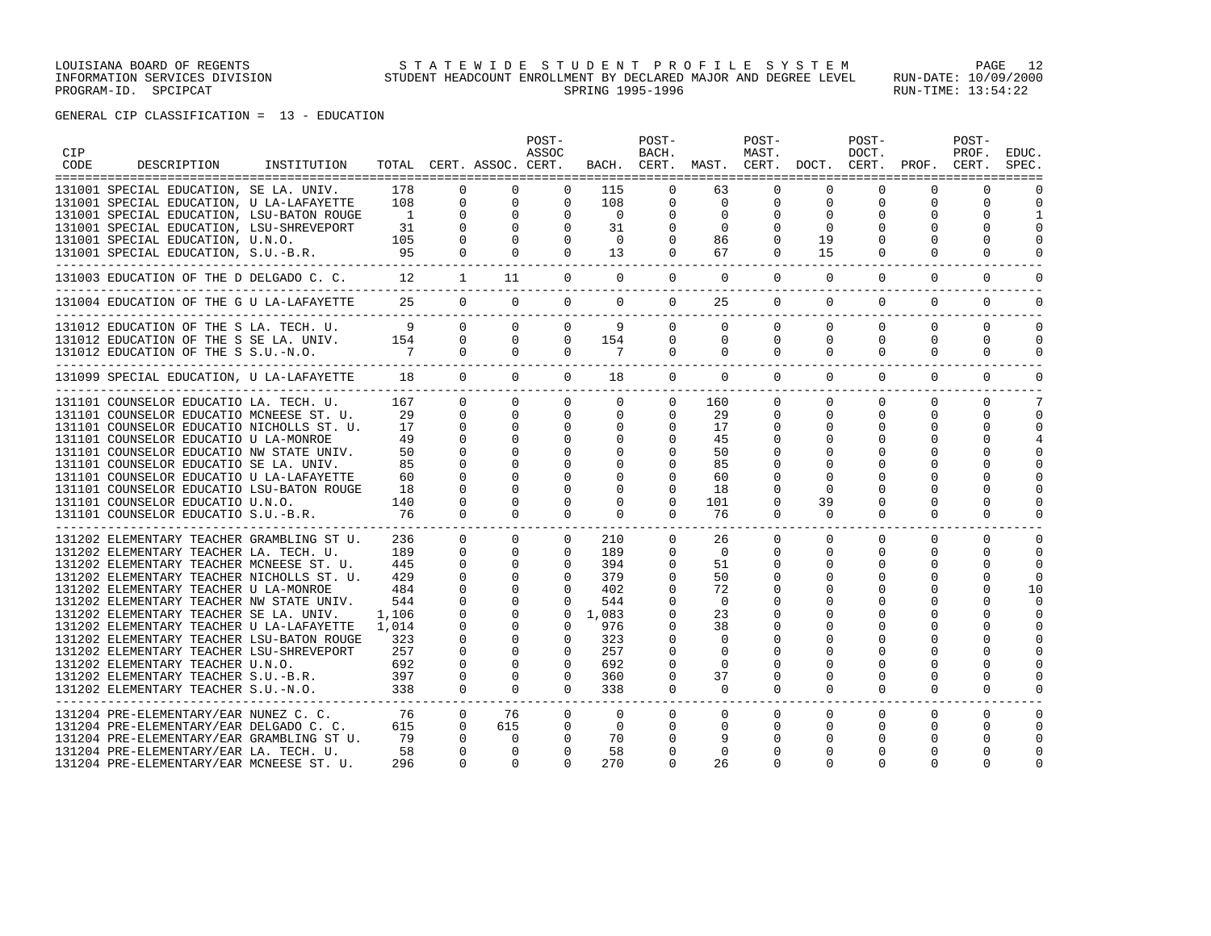LOUISIANA BOARD OF REGENTS
INFORMATION SERVICES DIVISION
PROGRAM-ID. SPCIPCAT

STATEWIDE STUDENT PROFILE SYSTEM
STUDENT HEADCOUNT ENROLLMENT BY DECLARED MAJOR AND DEGREE LEVEL
SPRING 1995-1996

RUN-DATE: 10/09/2000
RUN-TIME: 13:54:22

GENERAL CIP CLASSIFICATION = 13 - EDUCATION

| CIP CODE | DESCRIPTION | INSTITUTION | TOTAL | CERT. | ASSOC. | POST-ASSOC CERT. | BACH. | POST-BACH. CERT. | MAST. | POST-MAST. CERT. | DOCT. | POST-DOCT. CERT. | PROF. | POST-PROF. CERT. | EDUC. SPEC. |
|---|---|---|---|---|---|---|---|---|---|---|---|---|---|---|---|
| 131001 | SPECIAL EDUCATION, | SE LA. UNIV. | 178 | 0 | 0 | 0 | 115 | 0 | 63 | 0 | 0 | 0 | 0 | 0 | 0 |
| 131001 | SPECIAL EDUCATION, | U LA-LAFAYETTE | 108 | 0 | 0 | 0 | 108 | 0 | 0 | 0 | 0 | 0 | 0 | 0 | 0 |
| 131001 | SPECIAL EDUCATION, | LSU-BATON ROUGE | 1 | 0 | 0 | 0 | 0 | 0 | 0 | 0 | 0 | 0 | 0 | 0 | 1 |
| 131001 | SPECIAL EDUCATION, | LSU-SHREVEPORT | 31 | 0 | 0 | 0 | 31 | 0 | 0 | 0 | 0 | 0 | 0 | 0 | 0 |
| 131001 | SPECIAL EDUCATION, | U.N.O. | 105 | 0 | 0 | 0 | 0 | 0 | 86 | 0 | 19 | 0 | 0 | 0 | 0 |
| 131001 | SPECIAL EDUCATION, | S.U.-B.R. | 95 | 0 | 0 | 0 | 13 | 0 | 67 | 0 | 15 | 0 | 0 | 0 | 0 |
| 131003 | EDUCATION OF THE D | DELGADO C. C. | 12 | 1 | 11 | 0 | 0 | 0 | 0 | 0 | 0 | 0 | 0 | 0 | 0 |
| 131004 | EDUCATION OF THE G | U LA-LAFAYETTE | 25 | 0 | 0 | 0 | 0 | 0 | 25 | 0 | 0 | 0 | 0 | 0 | 0 |
| 131012 | EDUCATION OF THE S | LA. TECH. U. | 9 | 0 | 0 | 0 | 9 | 0 | 0 | 0 | 0 | 0 | 0 | 0 | 0 |
| 131012 | EDUCATION OF THE S | SE LA. UNIV. | 154 | 0 | 0 | 0 | 154 | 0 | 0 | 0 | 0 | 0 | 0 | 0 | 0 |
| 131012 | EDUCATION OF THE S | S.U.-N.O. | 7 | 0 | 0 | 0 | 7 | 0 | 0 | 0 | 0 | 0 | 0 | 0 | 0 |
| 131099 | SPECIAL EDUCATION, | U LA-LAFAYETTE | 18 | 0 | 0 | 0 | 18 | 0 | 0 | 0 | 0 | 0 | 0 | 0 | 0 |
| 131101 | COUNSELOR EDUCATIO | LA. TECH. U. | 167 | 0 | 0 | 0 | 0 | 0 | 160 | 0 | 0 | 0 | 0 | 0 | 7 |
| 131101 | COUNSELOR EDUCATIO | MCNEESE ST. U. | 29 | 0 | 0 | 0 | 0 | 0 | 29 | 0 | 0 | 0 | 0 | 0 | 0 |
| 131101 | COUNSELOR EDUCATIO | NICHOLLS ST. U. | 17 | 0 | 0 | 0 | 0 | 0 | 17 | 0 | 0 | 0 | 0 | 0 | 0 |
| 131101 | COUNSELOR EDUCATIO | U LA-MONROE | 49 | 0 | 0 | 0 | 0 | 0 | 45 | 0 | 0 | 0 | 0 | 0 | 4 |
| 131101 | COUNSELOR EDUCATIO | NW STATE UNIV. | 50 | 0 | 0 | 0 | 0 | 0 | 50 | 0 | 0 | 0 | 0 | 0 | 0 |
| 131101 | COUNSELOR EDUCATIO | SE LA. UNIV. | 85 | 0 | 0 | 0 | 0 | 0 | 85 | 0 | 0 | 0 | 0 | 0 | 0 |
| 131101 | COUNSELOR EDUCATIO | U LA-LAFAYETTE | 60 | 0 | 0 | 0 | 0 | 0 | 60 | 0 | 0 | 0 | 0 | 0 | 0 |
| 131101 | COUNSELOR EDUCATIO | LSU-BATON ROUGE | 18 | 0 | 0 | 0 | 0 | 0 | 18 | 0 | 0 | 0 | 0 | 0 | 0 |
| 131101 | COUNSELOR EDUCATIO | U.N.O. | 140 | 0 | 0 | 0 | 0 | 0 | 101 | 0 | 39 | 0 | 0 | 0 | 0 |
| 131101 | COUNSELOR EDUCATIO | S.U.-B.R. | 76 | 0 | 0 | 0 | 0 | 0 | 76 | 0 | 0 | 0 | 0 | 0 | 0 |
| 131202 | ELEMENTARY TEACHER | GRAMBLING ST U. | 236 | 0 | 0 | 0 | 210 | 0 | 26 | 0 | 0 | 0 | 0 | 0 | 0 |
| 131202 | ELEMENTARY TEACHER | LA. TECH. U. | 189 | 0 | 0 | 0 | 189 | 0 | 0 | 0 | 0 | 0 | 0 | 0 | 0 |
| 131202 | ELEMENTARY TEACHER | MCNEESE ST. U. | 445 | 0 | 0 | 0 | 394 | 0 | 51 | 0 | 0 | 0 | 0 | 0 | 0 |
| 131202 | ELEMENTARY TEACHER | NICHOLLS ST. U. | 429 | 0 | 0 | 0 | 379 | 0 | 50 | 0 | 0 | 0 | 0 | 0 | 0 |
| 131202 | ELEMENTARY TEACHER | U LA-MONROE | 484 | 0 | 0 | 0 | 402 | 0 | 72 | 0 | 0 | 0 | 0 | 0 | 10 |
| 131202 | ELEMENTARY TEACHER | NW STATE UNIV. | 544 | 0 | 0 | 0 | 544 | 0 | 0 | 0 | 0 | 0 | 0 | 0 | 0 |
| 131202 | ELEMENTARY TEACHER | SE LA. UNIV. | 1,106 | 0 | 0 | 0 | 1,083 | 0 | 23 | 0 | 0 | 0 | 0 | 0 | 0 |
| 131202 | ELEMENTARY TEACHER | U LA-LAFAYETTE | 1,014 | 0 | 0 | 0 | 976 | 0 | 38 | 0 | 0 | 0 | 0 | 0 | 0 |
| 131202 | ELEMENTARY TEACHER | LSU-BATON ROUGE | 323 | 0 | 0 | 0 | 323 | 0 | 0 | 0 | 0 | 0 | 0 | 0 | 0 |
| 131202 | ELEMENTARY TEACHER | LSU-SHREVEPORT | 257 | 0 | 0 | 0 | 257 | 0 | 0 | 0 | 0 | 0 | 0 | 0 | 0 |
| 131202 | ELEMENTARY TEACHER | U.N.O. | 692 | 0 | 0 | 0 | 692 | 0 | 0 | 0 | 0 | 0 | 0 | 0 | 0 |
| 131202 | ELEMENTARY TEACHER | S.U.-B.R. | 397 | 0 | 0 | 0 | 360 | 0 | 37 | 0 | 0 | 0 | 0 | 0 | 0 |
| 131202 | ELEMENTARY TEACHER | S.U.-N.O. | 338 | 0 | 0 | 0 | 338 | 0 | 0 | 0 | 0 | 0 | 0 | 0 | 0 |
| 131204 | PRE-ELEMENTARY/EAR | NUNEZ C. C. | 76 | 0 | 76 | 0 | 0 | 0 | 0 | 0 | 0 | 0 | 0 | 0 | 0 |
| 131204 | PRE-ELEMENTARY/EAR | DELGADO C. C. | 615 | 0 | 615 | 0 | 0 | 0 | 0 | 0 | 0 | 0 | 0 | 0 | 0 |
| 131204 | PRE-ELEMENTARY/EAR | GRAMBLING ST U. | 79 | 0 | 0 | 0 | 70 | 0 | 9 | 0 | 0 | 0 | 0 | 0 | 0 |
| 131204 | PRE-ELEMENTARY/EAR | LA. TECH. U. | 58 | 0 | 0 | 0 | 58 | 0 | 0 | 0 | 0 | 0 | 0 | 0 | 0 |
| 131204 | PRE-ELEMENTARY/EAR | MCNEESE ST. U. | 296 | 0 | 0 | 0 | 270 | 0 | 26 | 0 | 0 | 0 | 0 | 0 | 0 |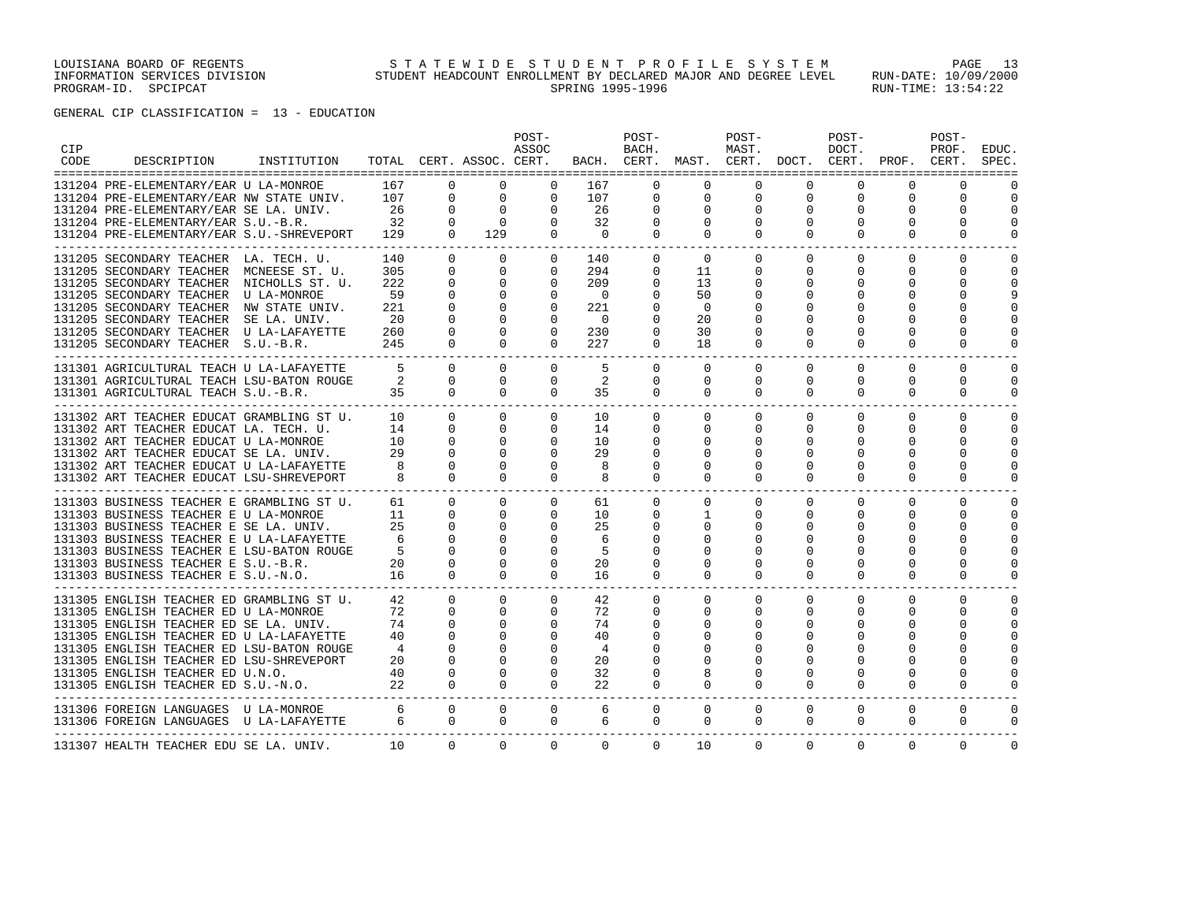LOUISIANA BOARD OF REGENTS
INFORMATION SERVICES DIVISION
PROGRAM-ID. SPCIPCAT

STATEWIDE STUDENT PROFILE SYSTEM
STUDENT HEADCOUNT ENROLLMENT BY DECLARED MAJOR AND DEGREE LEVEL
SPRING 1995-1996

RUN-DATE: 10/09/2000
RUN-TIME: 13:54:22

GENERAL CIP CLASSIFICATION = 13 - EDUCATION

| CIP CODE | DESCRIPTION | INSTITUTION | TOTAL | CERT. | ASSOC. | POST-ASSOC CERT. | BACH. | POST-BACH. CERT. | MAST. | POST-MAST. CERT. | DOCT. | POST-DOCT. CERT. | PROF. | POST-PROF. CERT. | EDUC. SPEC. |
|---|---|---|---|---|---|---|---|---|---|---|---|---|---|---|---|
| 131204 | PRE-ELEMENTARY/EAR | U LA-MONROE | 167 | 0 | 0 | 0 | 167 | 0 | 0 | 0 | 0 | 0 | 0 | 0 | 0 |
| 131204 | PRE-ELEMENTARY/EAR | NW STATE UNIV. | 107 | 0 | 0 | 0 | 107 | 0 | 0 | 0 | 0 | 0 | 0 | 0 | 0 |
| 131204 | PRE-ELEMENTARY/EAR | SE LA. UNIV. | 26 | 0 | 0 | 0 | 26 | 0 | 0 | 0 | 0 | 0 | 0 | 0 | 0 |
| 131204 | PRE-ELEMENTARY/EAR | S.U.-B.R. | 32 | 0 | 0 | 0 | 32 | 0 | 0 | 0 | 0 | 0 | 0 | 0 | 0 |
| 131204 | PRE-ELEMENTARY/EAR | S.U.-SHREVEPORT | 129 | 0 | 129 | 0 | 0 | 0 | 0 | 0 | 0 | 0 | 0 | 0 | 0 |
| 131205 | SECONDARY TEACHER | LA. TECH. U. | 140 | 0 | 0 | 0 | 140 | 0 | 0 | 0 | 0 | 0 | 0 | 0 | 0 |
| 131205 | SECONDARY TEACHER | MCNEESE ST. U. | 305 | 0 | 0 | 0 | 294 | 0 | 11 | 0 | 0 | 0 | 0 | 0 | 0 |
| 131205 | SECONDARY TEACHER | NICHOLLS ST. U. | 222 | 0 | 0 | 0 | 209 | 0 | 13 | 0 | 0 | 0 | 0 | 0 | 0 |
| 131205 | SECONDARY TEACHER | U LA-MONROE | 59 | 0 | 0 | 0 | 0 | 0 | 50 | 0 | 0 | 0 | 0 | 0 | 9 |
| 131205 | SECONDARY TEACHER | NW STATE UNIV. | 221 | 0 | 0 | 0 | 221 | 0 | 0 | 0 | 0 | 0 | 0 | 0 | 0 |
| 131205 | SECONDARY TEACHER | SE LA. UNIV. | 20 | 0 | 0 | 0 | 0 | 0 | 20 | 0 | 0 | 0 | 0 | 0 | 0 |
| 131205 | SECONDARY TEACHER | U LA-LAFAYETTE | 260 | 0 | 0 | 0 | 230 | 0 | 30 | 0 | 0 | 0 | 0 | 0 | 0 |
| 131205 | SECONDARY TEACHER | S.U.-B.R. | 245 | 0 | 0 | 0 | 227 | 0 | 18 | 0 | 0 | 0 | 0 | 0 | 0 |
| 131301 | AGRICULTURAL TEACH | U LA-LAFAYETTE | 5 | 0 | 0 | 0 | 5 | 0 | 0 | 0 | 0 | 0 | 0 | 0 | 0 |
| 131301 | AGRICULTURAL TEACH | LSU-BATON ROUGE | 2 | 0 | 0 | 0 | 2 | 0 | 0 | 0 | 0 | 0 | 0 | 0 | 0 |
| 131301 | AGRICULTURAL TEACH | S.U.-B.R. | 35 | 0 | 0 | 0 | 35 | 0 | 0 | 0 | 0 | 0 | 0 | 0 | 0 |
| 131302 | ART TEACHER EDUCAT | GRAMBLING ST U. | 10 | 0 | 0 | 0 | 10 | 0 | 0 | 0 | 0 | 0 | 0 | 0 | 0 |
| 131302 | ART TEACHER EDUCAT | LA. TECH. U. | 14 | 0 | 0 | 0 | 14 | 0 | 0 | 0 | 0 | 0 | 0 | 0 | 0 |
| 131302 | ART TEACHER EDUCAT | U LA-MONROE | 10 | 0 | 0 | 0 | 10 | 0 | 0 | 0 | 0 | 0 | 0 | 0 | 0 |
| 131302 | ART TEACHER EDUCAT | SE LA. UNIV. | 29 | 0 | 0 | 0 | 29 | 0 | 0 | 0 | 0 | 0 | 0 | 0 | 0 |
| 131302 | ART TEACHER EDUCAT | U LA-LAFAYETTE | 8 | 0 | 0 | 0 | 8 | 0 | 0 | 0 | 0 | 0 | 0 | 0 | 0 |
| 131302 | ART TEACHER EDUCAT | LSU-SHREVEPORT | 8 | 0 | 0 | 0 | 8 | 0 | 0 | 0 | 0 | 0 | 0 | 0 | 0 |
| 131303 | BUSINESS TEACHER E | GRAMBLING ST U. | 61 | 0 | 0 | 0 | 61 | 0 | 0 | 0 | 0 | 0 | 0 | 0 | 0 |
| 131303 | BUSINESS TEACHER E | U LA-MONROE | 11 | 0 | 0 | 0 | 10 | 0 | 1 | 0 | 0 | 0 | 0 | 0 | 0 |
| 131303 | BUSINESS TEACHER E | SE LA. UNIV. | 25 | 0 | 0 | 0 | 25 | 0 | 0 | 0 | 0 | 0 | 0 | 0 | 0 |
| 131303 | BUSINESS TEACHER E | U LA-LAFAYETTE | 6 | 0 | 0 | 0 | 6 | 0 | 0 | 0 | 0 | 0 | 0 | 0 | 0 |
| 131303 | BUSINESS TEACHER E | LSU-BATON ROUGE | 5 | 0 | 0 | 0 | 5 | 0 | 0 | 0 | 0 | 0 | 0 | 0 | 0 |
| 131303 | BUSINESS TEACHER E | S.U.-B.R. | 20 | 0 | 0 | 0 | 20 | 0 | 0 | 0 | 0 | 0 | 0 | 0 | 0 |
| 131303 | BUSINESS TEACHER E | S.U.-N.O. | 16 | 0 | 0 | 0 | 16 | 0 | 0 | 0 | 0 | 0 | 0 | 0 | 0 |
| 131305 | ENGLISH TEACHER ED | GRAMBLING ST U. | 42 | 0 | 0 | 0 | 42 | 0 | 0 | 0 | 0 | 0 | 0 | 0 | 0 |
| 131305 | ENGLISH TEACHER ED | U LA-MONROE | 72 | 0 | 0 | 0 | 72 | 0 | 0 | 0 | 0 | 0 | 0 | 0 | 0 |
| 131305 | ENGLISH TEACHER ED | SE LA. UNIV. | 74 | 0 | 0 | 0 | 74 | 0 | 0 | 0 | 0 | 0 | 0 | 0 | 0 |
| 131305 | ENGLISH TEACHER ED | U LA-LAFAYETTE | 40 | 0 | 0 | 0 | 40 | 0 | 0 | 0 | 0 | 0 | 0 | 0 | 0 |
| 131305 | ENGLISH TEACHER ED | LSU-BATON ROUGE | 4 | 0 | 0 | 0 | 4 | 0 | 0 | 0 | 0 | 0 | 0 | 0 | 0 |
| 131305 | ENGLISH TEACHER ED | LSU-SHREVEPORT | 20 | 0 | 0 | 0 | 20 | 0 | 0 | 0 | 0 | 0 | 0 | 0 | 0 |
| 131305 | ENGLISH TEACHER ED | U.N.O. | 40 | 0 | 0 | 0 | 32 | 0 | 8 | 0 | 0 | 0 | 0 | 0 | 0 |
| 131305 | ENGLISH TEACHER ED | S.U.-N.O. | 22 | 0 | 0 | 0 | 22 | 0 | 0 | 0 | 0 | 0 | 0 | 0 | 0 |
| 131306 | FOREIGN LANGUAGES | U LA-MONROE | 6 | 0 | 0 | 0 | 6 | 0 | 0 | 0 | 0 | 0 | 0 | 0 | 0 |
| 131306 | FOREIGN LANGUAGES | U LA-LAFAYETTE | 6 | 0 | 0 | 0 | 6 | 0 | 0 | 0 | 0 | 0 | 0 | 0 | 0 |
| 131307 | HEALTH TEACHER EDU | SE LA. UNIV. | 10 | 0 | 0 | 0 | 0 | 0 | 10 | 0 | 0 | 0 | 0 | 0 | 0 |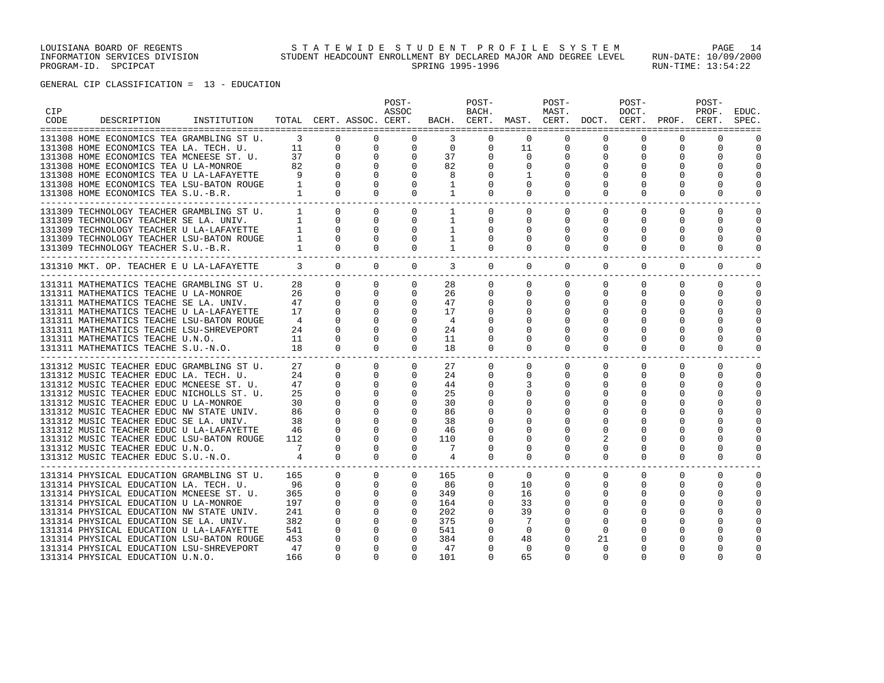GENERAL CIP CLASSIFICATION = 13 - EDUCATION

| CIP CODE | DESCRIPTION | INSTITUTION | TOTAL | CERT. | ASSOC. | POST-ASSOC CERT. | BACH. | POST-BACH. CERT. | MAST. | POST-MAST. CERT. | DOCT. | POST-DOCT. CERT. | PROF. | POST-PROF. CERT. | EDUC. SPEC. |
|---|---|---|---|---|---|---|---|---|---|---|---|---|---|---|---|
| 131308 | HOME ECONOMICS TEA | GRAMBLING ST U. | 3 | 0 | 0 | 0 | 3 | 0 | 0 | 0 | 0 | 0 | 0 | 0 | 0 |
| 131308 | HOME ECONOMICS TEA | LA. TECH. U. | 11 | 0 | 0 | 0 | 0 | 0 | 11 | 0 | 0 | 0 | 0 | 0 | 0 |
| 131308 | HOME ECONOMICS TEA | MCNEESE ST. U. | 37 | 0 | 0 | 0 | 37 | 0 | 0 | 0 | 0 | 0 | 0 | 0 | 0 |
| 131308 | HOME ECONOMICS TEA | U LA-MONROE | 82 | 0 | 0 | 0 | 82 | 0 | 0 | 0 | 0 | 0 | 0 | 0 | 0 |
| 131308 | HOME ECONOMICS TEA | U LA-LAFAYETTE | 9 | 0 | 0 | 0 | 8 | 0 | 1 | 0 | 0 | 0 | 0 | 0 | 0 |
| 131308 | HOME ECONOMICS TEA | LSU-BATON ROUGE | 1 | 0 | 0 | 0 | 1 | 0 | 0 | 0 | 0 | 0 | 0 | 0 | 0 |
| 131308 | HOME ECONOMICS TEA | S.U.-B.R. | 1 | 0 | 0 | 0 | 1 | 0 | 0 | 0 | 0 | 0 | 0 | 0 | 0 |
| 131309 | TECHNOLOGY TEACHER | GRAMBLING ST U. | 1 | 0 | 0 | 0 | 1 | 0 | 0 | 0 | 0 | 0 | 0 | 0 | 0 |
| 131309 | TECHNOLOGY TEACHER | SE LA. UNIV. | 1 | 0 | 0 | 0 | 1 | 0 | 0 | 0 | 0 | 0 | 0 | 0 | 0 |
| 131309 | TECHNOLOGY TEACHER | U LA-LAFAYETTE | 1 | 0 | 0 | 0 | 1 | 0 | 0 | 0 | 0 | 0 | 0 | 0 | 0 |
| 131309 | TECHNOLOGY TEACHER | LSU-BATON ROUGE | 1 | 0 | 0 | 0 | 1 | 0 | 0 | 0 | 0 | 0 | 0 | 0 | 0 |
| 131309 | TECHNOLOGY TEACHER | S.U.-B.R. | 1 | 0 | 0 | 0 | 1 | 0 | 0 | 0 | 0 | 0 | 0 | 0 | 0 |
| 131310 | MKT. OP. TEACHER E | U LA-LAFAYETTE | 3 | 0 | 0 | 0 | 3 | 0 | 0 | 0 | 0 | 0 | 0 | 0 | 0 |
| 131311 | MATHEMATICS TEACHE | GRAMBLING ST U. | 28 | 0 | 0 | 0 | 28 | 0 | 0 | 0 | 0 | 0 | 0 | 0 | 0 |
| 131311 | MATHEMATICS TEACHE | U LA-MONROE | 26 | 0 | 0 | 0 | 26 | 0 | 0 | 0 | 0 | 0 | 0 | 0 | 0 |
| 131311 | MATHEMATICS TEACHE | SE LA. UNIV. | 47 | 0 | 0 | 0 | 47 | 0 | 0 | 0 | 0 | 0 | 0 | 0 | 0 |
| 131311 | MATHEMATICS TEACHE | U LA-LAFAYETTE | 17 | 0 | 0 | 0 | 17 | 0 | 0 | 0 | 0 | 0 | 0 | 0 | 0 |
| 131311 | MATHEMATICS TEACHE | LSU-BATON ROUGE | 4 | 0 | 0 | 0 | 4 | 0 | 0 | 0 | 0 | 0 | 0 | 0 | 0 |
| 131311 | MATHEMATICS TEACHE | LSU-SHREVEPORT | 24 | 0 | 0 | 0 | 24 | 0 | 0 | 0 | 0 | 0 | 0 | 0 | 0 |
| 131311 | MATHEMATICS TEACHE | U.N.O. | 11 | 0 | 0 | 0 | 11 | 0 | 0 | 0 | 0 | 0 | 0 | 0 | 0 |
| 131311 | MATHEMATICS TEACHE | S.U.-N.O. | 18 | 0 | 0 | 0 | 18 | 0 | 0 | 0 | 0 | 0 | 0 | 0 | 0 |
| 131312 | MUSIC TEACHER EDUC | GRAMBLING ST U. | 27 | 0 | 0 | 0 | 27 | 0 | 0 | 0 | 0 | 0 | 0 | 0 | 0 |
| 131312 | MUSIC TEACHER EDUC | LA. TECH. U. | 24 | 0 | 0 | 0 | 24 | 0 | 0 | 0 | 0 | 0 | 0 | 0 | 0 |
| 131312 | MUSIC TEACHER EDUC | MCNEESE ST. U. | 47 | 0 | 0 | 0 | 44 | 0 | 3 | 0 | 0 | 0 | 0 | 0 | 0 |
| 131312 | MUSIC TEACHER EDUC | NICHOLLS ST. U. | 25 | 0 | 0 | 0 | 25 | 0 | 0 | 0 | 0 | 0 | 0 | 0 | 0 |
| 131312 | MUSIC TEACHER EDUC | U LA-MONROE | 30 | 0 | 0 | 0 | 30 | 0 | 0 | 0 | 0 | 0 | 0 | 0 | 0 |
| 131312 | MUSIC TEACHER EDUC | NW STATE UNIV. | 86 | 0 | 0 | 0 | 86 | 0 | 0 | 0 | 0 | 0 | 0 | 0 | 0 |
| 131312 | MUSIC TEACHER EDUC | SE LA. UNIV. | 38 | 0 | 0 | 0 | 38 | 0 | 0 | 0 | 0 | 0 | 0 | 0 | 0 |
| 131312 | MUSIC TEACHER EDUC | U LA-LAFAYETTE | 46 | 0 | 0 | 0 | 46 | 0 | 0 | 0 | 0 | 0 | 0 | 0 | 0 |
| 131312 | MUSIC TEACHER EDUC | LSU-BATON ROUGE | 112 | 0 | 0 | 0 | 110 | 0 | 0 | 0 | 2 | 0 | 0 | 0 | 0 |
| 131312 | MUSIC TEACHER EDUC | U.N.O. | 7 | 0 | 0 | 0 | 7 | 0 | 0 | 0 | 0 | 0 | 0 | 0 | 0 |
| 131312 | MUSIC TEACHER EDUC | S.U.-N.O. | 4 | 0 | 0 | 0 | 4 | 0 | 0 | 0 | 0 | 0 | 0 | 0 | 0 |
| 131314 | PHYSICAL EDUCATION | GRAMBLING ST U. | 165 | 0 | 0 | 0 | 165 | 0 | 0 | 0 | 0 | 0 | 0 | 0 | 0 |
| 131314 | PHYSICAL EDUCATION | LA. TECH. U. | 96 | 0 | 0 | 0 | 86 | 0 | 10 | 0 | 0 | 0 | 0 | 0 | 0 |
| 131314 | PHYSICAL EDUCATION | MCNEESE ST. U. | 365 | 0 | 0 | 0 | 349 | 0 | 16 | 0 | 0 | 0 | 0 | 0 | 0 |
| 131314 | PHYSICAL EDUCATION | U LA-MONROE | 197 | 0 | 0 | 0 | 164 | 0 | 33 | 0 | 0 | 0 | 0 | 0 | 0 |
| 131314 | PHYSICAL EDUCATION | NW STATE UNIV. | 241 | 0 | 0 | 0 | 202 | 0 | 39 | 0 | 0 | 0 | 0 | 0 | 0 |
| 131314 | PHYSICAL EDUCATION | SE LA. UNIV. | 382 | 0 | 0 | 0 | 375 | 0 | 7 | 0 | 0 | 0 | 0 | 0 | 0 |
| 131314 | PHYSICAL EDUCATION | U LA-LAFAYETTE | 541 | 0 | 0 | 0 | 541 | 0 | 0 | 0 | 0 | 0 | 0 | 0 | 0 |
| 131314 | PHYSICAL EDUCATION | LSU-BATON ROUGE | 453 | 0 | 0 | 0 | 384 | 0 | 48 | 0 | 21 | 0 | 0 | 0 | 0 |
| 131314 | PHYSICAL EDUCATION | LSU-SHREVEPORT | 47 | 0 | 0 | 0 | 47 | 0 | 0 | 0 | 0 | 0 | 0 | 0 | 0 |
| 131314 | PHYSICAL EDUCATION | U.N.O. | 166 | 0 | 0 | 0 | 101 | 0 | 65 | 0 | 0 | 0 | 0 | 0 | 0 |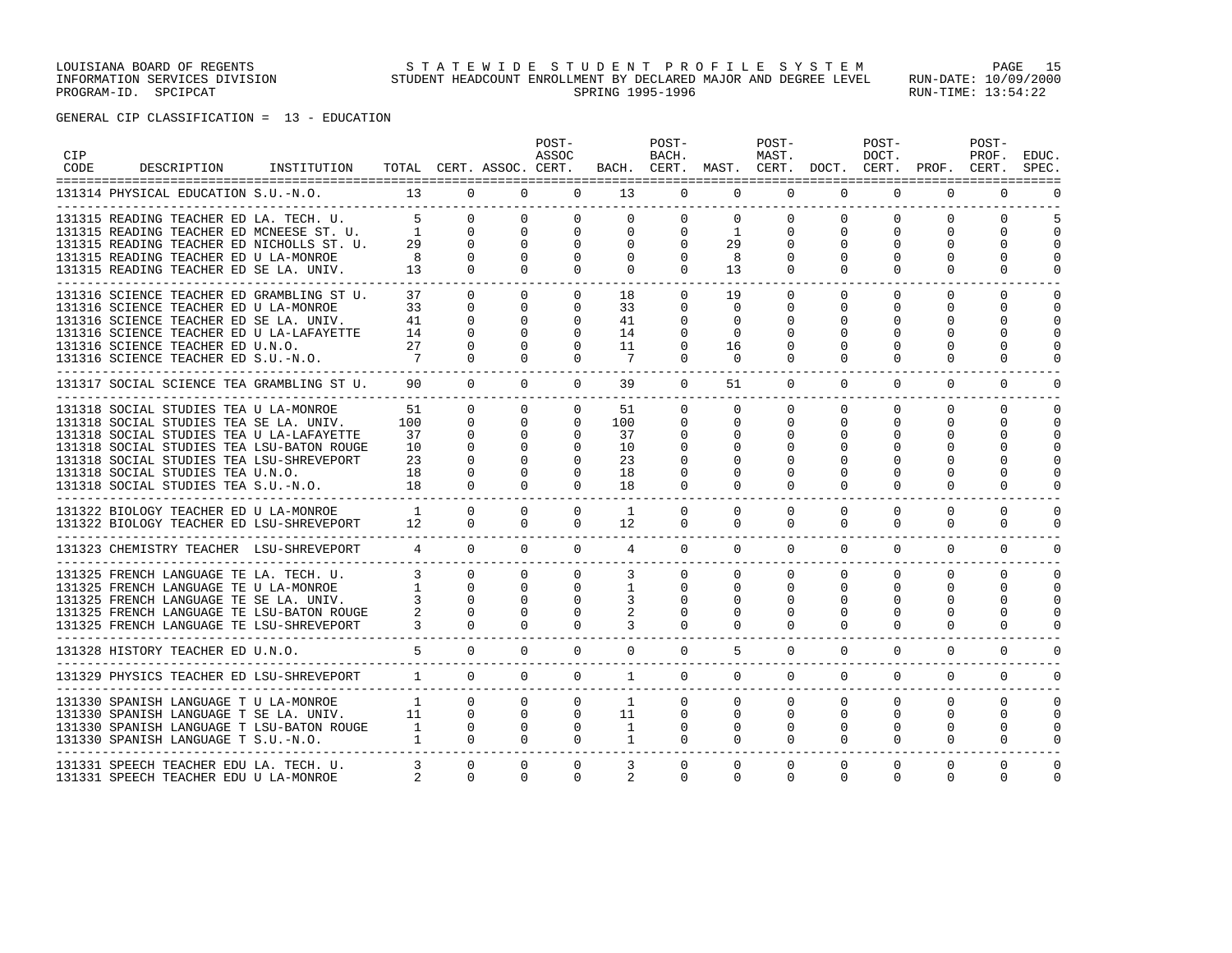GENERAL CIP CLASSIFICATION = 13 - EDUCATION

| CIP CODE | DESCRIPTION | INSTITUTION | TOTAL | CERT. | ASSOC. | POST-ASSOC CERT. | BACH. | POST-BACH. CERT. | MAST. | POST-MAST. CERT. | DOCT. | POST-DOCT. CERT. | PROF. | POST-PROF. CERT. | EDUC. SPEC. |
|---|---|---|---|---|---|---|---|---|---|---|---|---|---|---|---|
| 131314 | PHYSICAL EDUCATION | S.U.-N.O. | 13 | 0 | 0 | 0 | 13 | 0 | 0 | 0 | 0 | 0 | 0 | 0 | 0 |
| 131315 | READING TEACHER ED | LA. TECH. U. | 5 | 0 | 0 | 0 | 0 | 0 | 0 | 0 | 0 | 0 | 0 | 0 | 5 |
| 131315 | READING TEACHER ED | MCNEESE ST. U. | 1 | 0 | 0 | 0 | 0 | 0 | 1 | 0 | 0 | 0 | 0 | 0 | 0 |
| 131315 | READING TEACHER ED | NICHOLLS ST. U. | 29 | 0 | 0 | 0 | 0 | 0 | 29 | 0 | 0 | 0 | 0 | 0 | 0 |
| 131315 | READING TEACHER ED | U LA-MONROE | 8 | 0 | 0 | 0 | 0 | 0 | 8 | 0 | 0 | 0 | 0 | 0 | 0 |
| 131315 | READING TEACHER ED | SE LA. UNIV. | 13 | 0 | 0 | 0 | 0 | 0 | 13 | 0 | 0 | 0 | 0 | 0 | 0 |
| 131316 | SCIENCE TEACHER ED | GRAMBLING ST U. | 37 | 0 | 0 | 0 | 18 | 0 | 19 | 0 | 0 | 0 | 0 | 0 | 0 |
| 131316 | SCIENCE TEACHER ED | U LA-MONROE | 33 | 0 | 0 | 0 | 33 | 0 | 0 | 0 | 0 | 0 | 0 | 0 | 0 |
| 131316 | SCIENCE TEACHER ED | SE LA. UNIV. | 41 | 0 | 0 | 0 | 41 | 0 | 0 | 0 | 0 | 0 | 0 | 0 | 0 |
| 131316 | SCIENCE TEACHER ED | U LA-LAFAYETTE | 14 | 0 | 0 | 0 | 14 | 0 | 0 | 0 | 0 | 0 | 0 | 0 | 0 |
| 131316 | SCIENCE TEACHER ED | U.N.O. | 27 | 0 | 0 | 0 | 11 | 0 | 16 | 0 | 0 | 0 | 0 | 0 | 0 |
| 131316 | SCIENCE TEACHER ED | S.U.-N.O. | 7 | 0 | 0 | 0 | 7 | 0 | 0 | 0 | 0 | 0 | 0 | 0 | 0 |
| 131317 | SOCIAL SCIENCE TEA | GRAMBLING ST U. | 90 | 0 | 0 | 0 | 39 | 0 | 51 | 0 | 0 | 0 | 0 | 0 | 0 |
| 131318 | SOCIAL STUDIES TEA | U LA-MONROE | 51 | 0 | 0 | 0 | 51 | 0 | 0 | 0 | 0 | 0 | 0 | 0 | 0 |
| 131318 | SOCIAL STUDIES TEA | SE LA. UNIV. | 100 | 0 | 0 | 0 | 100 | 0 | 0 | 0 | 0 | 0 | 0 | 0 | 0 |
| 131318 | SOCIAL STUDIES TEA | U LA-LAFAYETTE | 37 | 0 | 0 | 0 | 37 | 0 | 0 | 0 | 0 | 0 | 0 | 0 | 0 |
| 131318 | SOCIAL STUDIES TEA | LSU-BATON ROUGE | 10 | 0 | 0 | 0 | 10 | 0 | 0 | 0 | 0 | 0 | 0 | 0 | 0 |
| 131318 | SOCIAL STUDIES TEA | LSU-SHREVEPORT | 23 | 0 | 0 | 0 | 23 | 0 | 0 | 0 | 0 | 0 | 0 | 0 | 0 |
| 131318 | SOCIAL STUDIES TEA | U.N.O. | 18 | 0 | 0 | 0 | 18 | 0 | 0 | 0 | 0 | 0 | 0 | 0 | 0 |
| 131318 | SOCIAL STUDIES TEA | S.U.-N.O. | 18 | 0 | 0 | 0 | 18 | 0 | 0 | 0 | 0 | 0 | 0 | 0 | 0 |
| 131322 | BIOLOGY TEACHER ED | U LA-MONROE | 1 | 0 | 0 | 0 | 1 | 0 | 0 | 0 | 0 | 0 | 0 | 0 | 0 |
| 131322 | BIOLOGY TEACHER ED | LSU-SHREVEPORT | 12 | 0 | 0 | 0 | 12 | 0 | 0 | 0 | 0 | 0 | 0 | 0 | 0 |
| 131323 | CHEMISTRY TEACHER | LSU-SHREVEPORT | 4 | 0 | 0 | 0 | 4 | 0 | 0 | 0 | 0 | 0 | 0 | 0 | 0 |
| 131325 | FRENCH LANGUAGE TE | LA. TECH. U. | 3 | 0 | 0 | 0 | 3 | 0 | 0 | 0 | 0 | 0 | 0 | 0 | 0 |
| 131325 | FRENCH LANGUAGE TE | U LA-MONROE | 1 | 0 | 0 | 0 | 1 | 0 | 0 | 0 | 0 | 0 | 0 | 0 | 0 |
| 131325 | FRENCH LANGUAGE TE | SE LA. UNIV. | 3 | 0 | 0 | 0 | 3 | 0 | 0 | 0 | 0 | 0 | 0 | 0 | 0 |
| 131325 | FRENCH LANGUAGE TE | LSU-BATON ROUGE | 2 | 0 | 0 | 0 | 2 | 0 | 0 | 0 | 0 | 0 | 0 | 0 | 0 |
| 131325 | FRENCH LANGUAGE TE | LSU-SHREVEPORT | 3 | 0 | 0 | 0 | 3 | 0 | 0 | 0 | 0 | 0 | 0 | 0 | 0 |
| 131328 | HISTORY TEACHER ED | U.N.O. | 5 | 0 | 0 | 0 | 0 | 0 | 5 | 0 | 0 | 0 | 0 | 0 | 0 |
| 131329 | PHYSICS TEACHER ED | LSU-SHREVEPORT | 1 | 0 | 0 | 0 | 1 | 0 | 0 | 0 | 0 | 0 | 0 | 0 | 0 |
| 131330 | SPANISH LANGUAGE T | U LA-MONROE | 1 | 0 | 0 | 0 | 1 | 0 | 0 | 0 | 0 | 0 | 0 | 0 | 0 |
| 131330 | SPANISH LANGUAGE T | SE LA. UNIV. | 11 | 0 | 0 | 0 | 11 | 0 | 0 | 0 | 0 | 0 | 0 | 0 | 0 |
| 131330 | SPANISH LANGUAGE T | LSU-BATON ROUGE | 1 | 0 | 0 | 0 | 1 | 0 | 0 | 0 | 0 | 0 | 0 | 0 | 0 |
| 131330 | SPANISH LANGUAGE T | S.U.-N.O. | 1 | 0 | 0 | 0 | 1 | 0 | 0 | 0 | 0 | 0 | 0 | 0 | 0 |
| 131331 | SPEECH TEACHER EDU | LA. TECH. U. | 3 | 0 | 0 | 0 | 3 | 0 | 0 | 0 | 0 | 0 | 0 | 0 | 0 |
| 131331 | SPEECH TEACHER EDU | U LA-MONROE | 2 | 0 | 0 | 0 | 2 | 0 | 0 | 0 | 0 | 0 | 0 | 0 | 0 |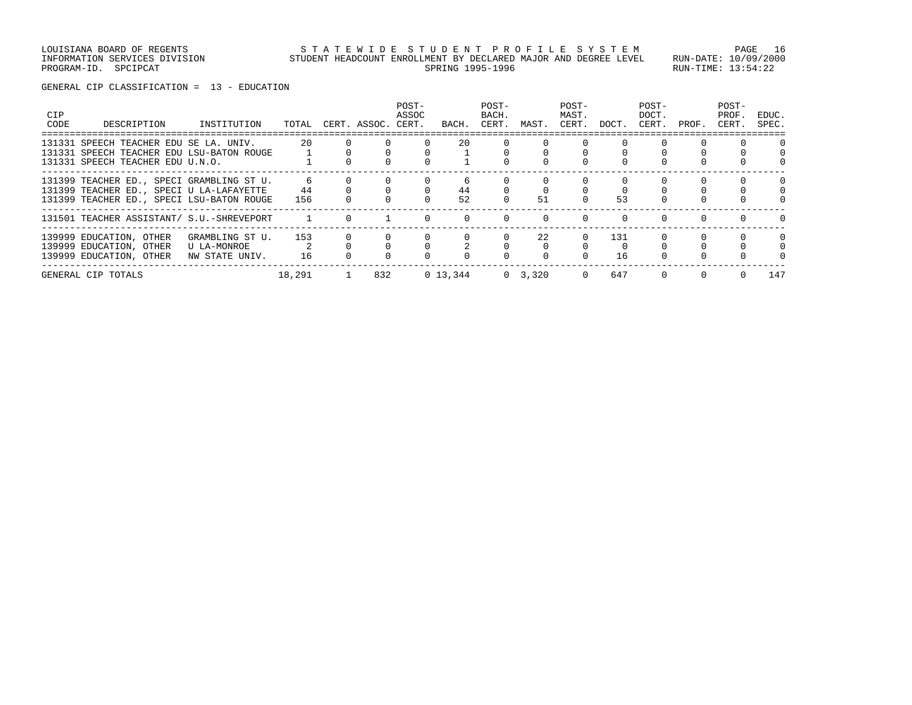GENERAL CIP CLASSIFICATION = 13 - EDUCATION

| CIP CODE | DESCRIPTION | INSTITUTION | TOTAL | CERT. | ASSOC. | POST-ASSOC CERT. | BACH. | POST-BACH. CERT. | MAST. | POST-MAST. CERT. | DOCT. | POST-DOCT. CERT. | PROF. | POST-PROF. CERT. | EDUC. SPEC. |
|---|---|---|---|---|---|---|---|---|---|---|---|---|---|---|---|
| 131331 | SPEECH TEACHER EDU | SE LA. UNIV. | 20 | 0 | 0 | 0 | 20 | 0 | 0 | 0 | 0 | 0 | 0 | 0 | 0 |
| 131331 | SPEECH TEACHER EDU | LSU-BATON ROUGE | 1 | 0 | 0 | 0 | 1 | 0 | 0 | 0 | 0 | 0 | 0 | 0 | 0 |
| 131331 | SPEECH TEACHER EDU | U.N.O. | 1 | 0 | 0 | 0 | 1 | 0 | 0 | 0 | 0 | 0 | 0 | 0 | 0 |
| 131399 | TEACHER ED., SPECI | GRAMBLING ST U. | 6 | 0 | 0 | 0 | 6 | 0 | 0 | 0 | 0 | 0 | 0 | 0 | 0 |
| 131399 | TEACHER ED., SPECI | U LA-LAFAYETTE | 44 | 0 | 0 | 0 | 44 | 0 | 0 | 0 | 0 | 0 | 0 | 0 | 0 |
| 131399 | TEACHER ED., SPECI | LSU-BATON ROUGE | 156 | 0 | 0 | 0 | 52 | 0 | 51 | 0 | 53 | 0 | 0 | 0 | 0 |
| 131501 | TEACHER ASSISTANT/ | S.U.-SHREVEPORT | 1 | 0 | 1 | 0 | 0 | 0 | 0 | 0 | 0 | 0 | 0 | 0 | 0 |
| 139999 | EDUCATION, OTHER | GRAMBLING ST U. | 153 | 0 | 0 | 0 | 0 | 0 | 22 | 0 | 131 | 0 | 0 | 0 | 0 |
| 139999 | EDUCATION, OTHER | U LA-MONROE | 2 | 0 | 0 | 0 | 2 | 0 | 0 | 0 | 0 | 0 | 0 | 0 | 0 |
| 139999 | EDUCATION, OTHER | NW STATE UNIV. | 16 | 0 | 0 | 0 | 0 | 0 | 0 | 0 | 16 | 0 | 0 | 0 | 0 |
| GENERAL CIP TOTALS | | | 18,291 | 1 | 832 | 0 | 13,344 | 0 | 3,320 | 0 | 647 | 0 | 0 | 0 | 147 |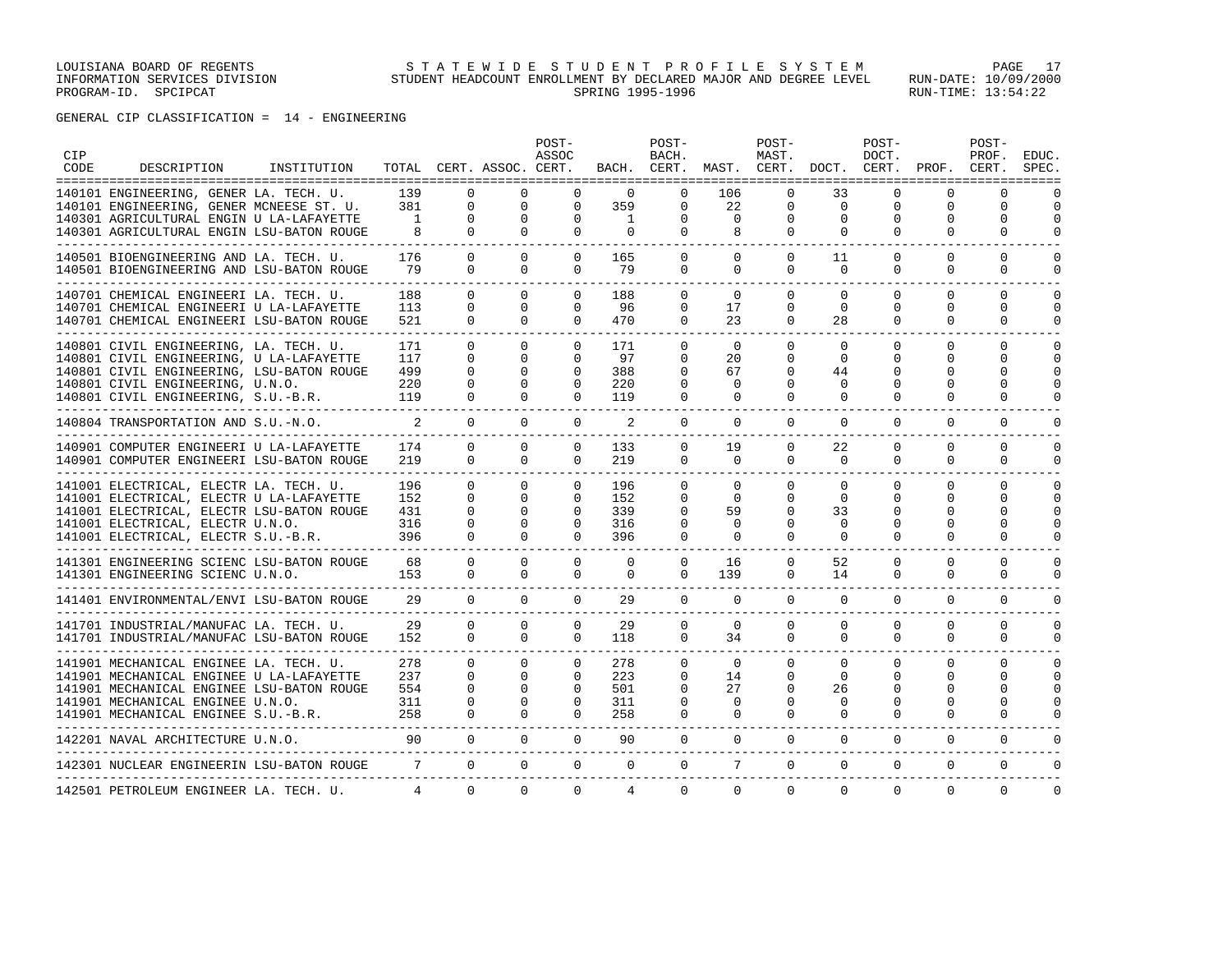LOUISIANA BOARD OF REGENTS
INFORMATION SERVICES DIVISION
PROGRAM-ID. SPCIPCAT

STATEWIDE STUDENT PROFILE SYSTEM
STUDENT HEADCOUNT ENROLLMENT BY DECLARED MAJOR AND DEGREE LEVEL
SPRING 1995-1996

RUN-DATE: 10/09/2000
RUN-TIME: 13:54:22

GENERAL CIP CLASSIFICATION = 14 - ENGINEERING

| CIP CODE | DESCRIPTION | INSTITUTION | TOTAL | CERT. | ASSOC. | POST-ASSOC CERT. | BACH. | POST-BACH. CERT. | MAST. | POST-MAST. CERT. | DOCT. | POST-DOCT. CERT. | PROF. | POST-PROF. CERT. | EDUC. SPEC. |
|---|---|---|---|---|---|---|---|---|---|---|---|---|---|---|---|
| 140101 | ENGINEERING, GENER | LA. TECH. U. | 139 | 0 | 0 | 0 | 0 | 0 | 106 | 0 | 33 | 0 | 0 | 0 | 0 |
| 140101 | ENGINEERING, GENER | MCNEESE ST. U. | 381 | 0 | 0 | 0 | 359 | 0 | 22 | 0 | 0 | 0 | 0 | 0 | 0 |
| 140301 | AGRICULTURAL ENGIN | U LA-LAFAYETTE | 1 | 0 | 0 | 0 | 1 | 0 | 0 | 0 | 0 | 0 | 0 | 0 | 0 |
| 140301 | AGRICULTURAL ENGIN | LSU-BATON ROUGE | 8 | 0 | 0 | 0 | 0 | 0 | 8 | 0 | 0 | 0 | 0 | 0 | 0 |
| 140501 | BIOENGINEERING AND | LA. TECH. U. | 176 | 0 | 0 | 0 | 165 | 0 | 0 | 0 | 11 | 0 | 0 | 0 | 0 |
| 140501 | BIOENGINEERING AND | LSU-BATON ROUGE | 79 | 0 | 0 | 0 | 79 | 0 | 0 | 0 | 0 | 0 | 0 | 0 | 0 |
| 140701 | CHEMICAL ENGINEERI | LA. TECH. U. | 188 | 0 | 0 | 0 | 188 | 0 | 0 | 0 | 0 | 0 | 0 | 0 | 0 |
| 140701 | CHEMICAL ENGINEERI | U LA-LAFAYETTE | 113 | 0 | 0 | 0 | 96 | 0 | 17 | 0 | 0 | 0 | 0 | 0 | 0 |
| 140701 | CHEMICAL ENGINEERI | LSU-BATON ROUGE | 521 | 0 | 0 | 0 | 470 | 0 | 23 | 0 | 28 | 0 | 0 | 0 | 0 |
| 140801 | CIVIL ENGINEERING, | LA. TECH. U. | 171 | 0 | 0 | 0 | 171 | 0 | 0 | 0 | 0 | 0 | 0 | 0 | 0 |
| 140801 | CIVIL ENGINEERING, | U LA-LAFAYETTE | 117 | 0 | 0 | 0 | 97 | 0 | 20 | 0 | 0 | 0 | 0 | 0 | 0 |
| 140801 | CIVIL ENGINEERING, | LSU-BATON ROUGE | 499 | 0 | 0 | 0 | 388 | 0 | 67 | 0 | 44 | 0 | 0 | 0 | 0 |
| 140801 | CIVIL ENGINEERING, | U.N.O. | 220 | 0 | 0 | 0 | 220 | 0 | 0 | 0 | 0 | 0 | 0 | 0 | 0 |
| 140801 | CIVIL ENGINEERING, | S.U.-B.R. | 119 | 0 | 0 | 0 | 119 | 0 | 0 | 0 | 0 | 0 | 0 | 0 | 0 |
| 140804 | TRANSPORTATION AND | S.U.-N.O. | 2 | 0 | 0 | 0 | 2 | 0 | 0 | 0 | 0 | 0 | 0 | 0 | 0 |
| 140901 | COMPUTER ENGINEERI | U LA-LAFAYETTE | 174 | 0 | 0 | 0 | 133 | 0 | 19 | 0 | 22 | 0 | 0 | 0 | 0 |
| 140901 | COMPUTER ENGINEERI | LSU-BATON ROUGE | 219 | 0 | 0 | 0 | 219 | 0 | 0 | 0 | 0 | 0 | 0 | 0 | 0 |
| 141001 | ELECTRICAL, ELECTR | LA. TECH. U. | 196 | 0 | 0 | 0 | 196 | 0 | 0 | 0 | 0 | 0 | 0 | 0 | 0 |
| 141001 | ELECTRICAL, ELECTR | U LA-LAFAYETTE | 152 | 0 | 0 | 0 | 152 | 0 | 0 | 0 | 0 | 0 | 0 | 0 | 0 |
| 141001 | ELECTRICAL, ELECTR | LSU-BATON ROUGE | 431 | 0 | 0 | 0 | 339 | 0 | 59 | 0 | 33 | 0 | 0 | 0 | 0 |
| 141001 | ELECTRICAL, ELECTR | U.N.O. | 316 | 0 | 0 | 0 | 316 | 0 | 0 | 0 | 0 | 0 | 0 | 0 | 0 |
| 141001 | ELECTRICAL, ELECTR | S.U.-B.R. | 396 | 0 | 0 | 0 | 396 | 0 | 0 | 0 | 0 | 0 | 0 | 0 | 0 |
| 141301 | ENGINEERING SCIENC | LSU-BATON ROUGE | 68 | 0 | 0 | 0 | 0 | 0 | 16 | 0 | 52 | 0 | 0 | 0 | 0 |
| 141301 | ENGINEERING SCIENC | U.N.O. | 153 | 0 | 0 | 0 | 0 | 0 | 139 | 0 | 14 | 0 | 0 | 0 | 0 |
| 141401 | ENVIRONMENTAL/ENVI | LSU-BATON ROUGE | 29 | 0 | 0 | 0 | 29 | 0 | 0 | 0 | 0 | 0 | 0 | 0 | 0 |
| 141701 | INDUSTRIAL/MANUFAC | LA. TECH. U. | 29 | 0 | 0 | 0 | 29 | 0 | 0 | 0 | 0 | 0 | 0 | 0 | 0 |
| 141701 | INDUSTRIAL/MANUFAC | LSU-BATON ROUGE | 152 | 0 | 0 | 0 | 118 | 0 | 34 | 0 | 0 | 0 | 0 | 0 | 0 |
| 141901 | MECHANICAL ENGINEE | LA. TECH. U. | 278 | 0 | 0 | 0 | 278 | 0 | 0 | 0 | 0 | 0 | 0 | 0 | 0 |
| 141901 | MECHANICAL ENGINEE | U LA-LAFAYETTE | 237 | 0 | 0 | 0 | 223 | 0 | 14 | 0 | 0 | 0 | 0 | 0 | 0 |
| 141901 | MECHANICAL ENGINEE | LSU-BATON ROUGE | 554 | 0 | 0 | 0 | 501 | 0 | 27 | 0 | 26 | 0 | 0 | 0 | 0 |
| 141901 | MECHANICAL ENGINEE | U.N.O. | 311 | 0 | 0 | 0 | 311 | 0 | 0 | 0 | 0 | 0 | 0 | 0 | 0 |
| 141901 | MECHANICAL ENGINEE | S.U.-B.R. | 258 | 0 | 0 | 0 | 258 | 0 | 0 | 0 | 0 | 0 | 0 | 0 | 0 |
| 142201 | NAVAL ARCHITECTURE | U.N.O. | 90 | 0 | 0 | 0 | 90 | 0 | 0 | 0 | 0 | 0 | 0 | 0 | 0 |
| 142301 | NUCLEAR ENGINEERIN | LSU-BATON ROUGE | 7 | 0 | 0 | 0 | 0 | 0 | 7 | 0 | 0 | 0 | 0 | 0 | 0 |
| 142501 | PETROLEUM ENGINEER | LA. TECH. U. | 4 | 0 | 0 | 0 | 4 | 0 | 0 | 0 | 0 | 0 | 0 | 0 | 0 |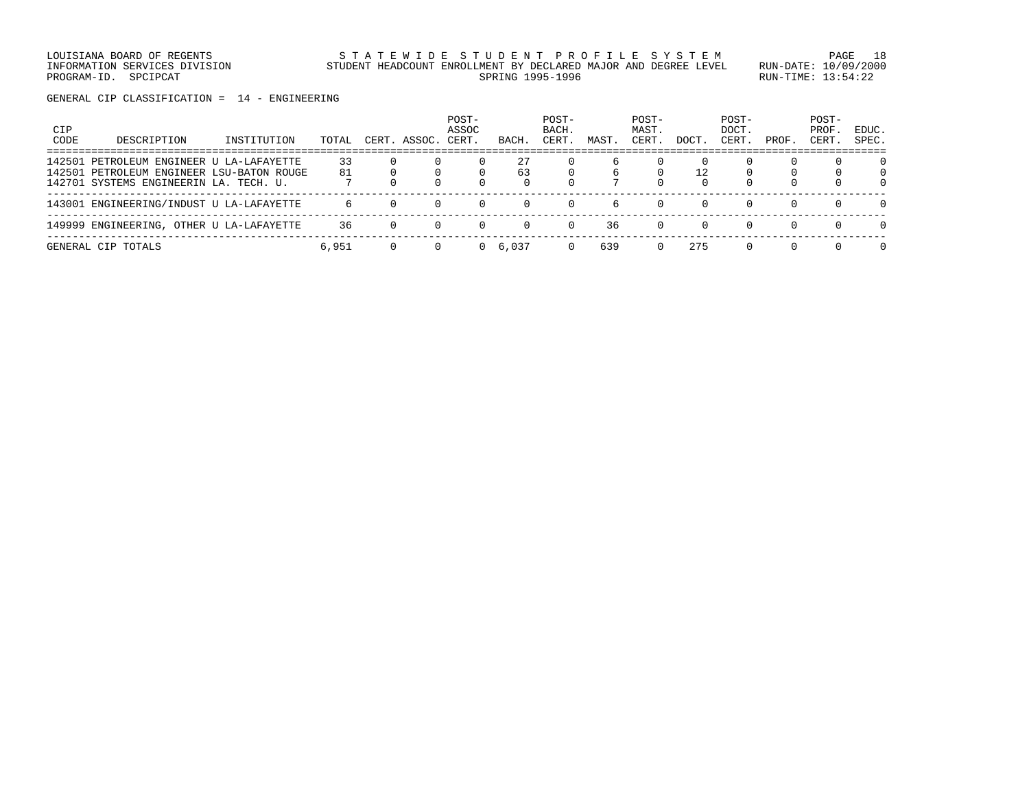LOUISIANA BOARD OF REGENTS
INFORMATION SERVICES DIVISION
PROGRAM-ID. SPCIPCAT

STATEWIDE STUDENT PROFILE SYSTEM
STUDENT HEADCOUNT ENROLLMENT BY DECLARED MAJOR AND DEGREE LEVEL
SPRING 1995-1996

RUN-DATE: 10/09/2000
RUN-TIME: 13:54:22

GENERAL CIP CLASSIFICATION = 14 - ENGINEERING

| CIP CODE | DESCRIPTION | INSTITUTION | TOTAL | CERT. | ASSOC. | POST-ASSOC CERT. | BACH. | POST-BACH. CERT. | MAST. | POST-MAST. CERT. | DOCT. | POST-DOCT. CERT. | PROF. | POST-PROF. CERT. | EDUC. SPEC. |
|---|---|---|---|---|---|---|---|---|---|---|---|---|---|---|---|
| 142501 | PETROLEUM ENGINEER | U LA-LAFAYETTE | 33 | 0 | 0 | 0 | 27 | 0 | 6 | 0 | 0 | 0 | 0 | 0 | 0 |
| 142501 | PETROLEUM ENGINEER | LSU-BATON ROUGE | 81 | 0 | 0 | 0 | 63 | 0 | 6 | 0 | 12 | 0 | 0 | 0 | 0 |
| 142701 | SYSTEMS ENGINEERIN | LA. TECH. U. | 7 | 0 | 0 | 0 | 0 | 0 | 7 | 0 | 0 | 0 | 0 | 0 | 0 |
| 143001 | ENGINEERING/INDUST | U LA-LAFAYETTE | 6 | 0 | 0 | 0 | 0 | 0 | 6 | 0 | 0 | 0 | 0 | 0 | 0 |
| 149999 | ENGINEERING, OTHER | U LA-LAFAYETTE | 36 | 0 | 0 | 0 | 0 | 0 | 36 | 0 | 0 | 0 | 0 | 0 | 0 |
| GENERAL CIP TOTALS | | | 6,951 | 0 | 0 | 0 | 6,037 | 0 | 639 | 0 | 275 | 0 | 0 | 0 | 0 |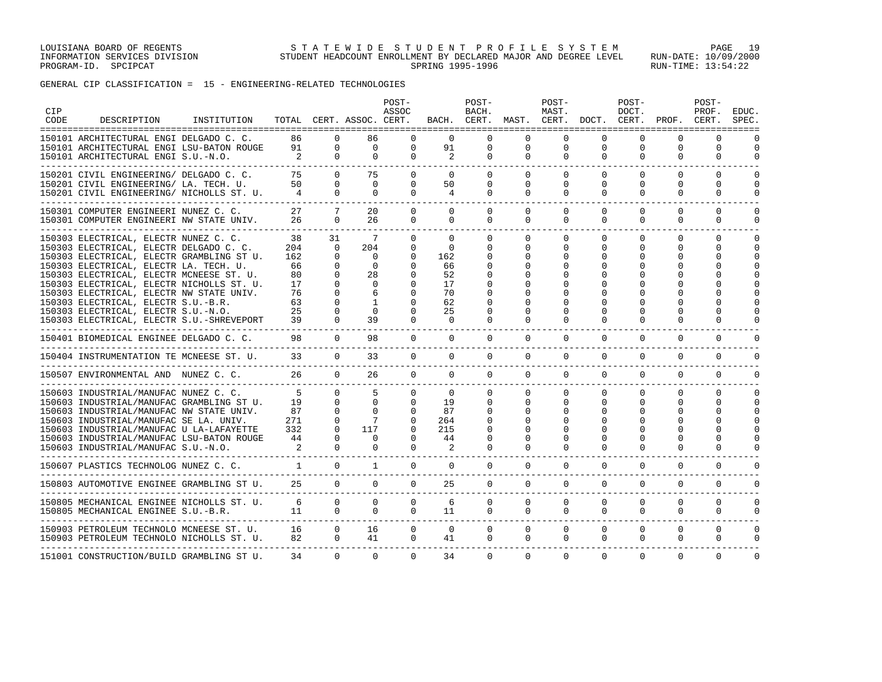GENERAL CIP CLASSIFICATION = 15 - ENGINEERING-RELATED TECHNOLOGIES

| CIP CODE | DESCRIPTION | INSTITUTION | TOTAL | CERT. | ASSOC. | POST-ASSOC CERT. | BACH. | POST-BACH. CERT. | MAST. | POST-MAST. CERT. | DOCT. | POST-DOCT. CERT. | PROF. | POST-PROF. CERT. | EDUC. SPEC. |
|---|---|---|---|---|---|---|---|---|---|---|---|---|---|---|---|
| 150101 | ARCHITECTURAL ENGI | DELGADO C. C. | 86 | 0 | 86 | 0 | 0 | 0 | 0 | 0 | 0 | 0 | 0 | 0 | 0 |
| 150101 | ARCHITECTURAL ENGI | LSU-BATON ROUGE | 91 | 0 | 0 | 0 | 91 | 0 | 0 | 0 | 0 | 0 | 0 | 0 | 0 |
| 150101 | ARCHITECTURAL ENGI | S.U.-N.O. | 2 | 0 | 0 | 0 | 2 | 0 | 0 | 0 | 0 | 0 | 0 | 0 | 0 |
| 150201 | CIVIL ENGINEERING/ | DELGADO C. C. | 75 | 0 | 75 | 0 | 0 | 0 | 0 | 0 | 0 | 0 | 0 | 0 | 0 |
| 150201 | CIVIL ENGINEERING/ | LA. TECH. U. | 50 | 0 | 0 | 0 | 50 | 0 | 0 | 0 | 0 | 0 | 0 | 0 | 0 |
| 150201 | CIVIL ENGINEERING/ | NICHOLLS ST. U. | 4 | 0 | 0 | 0 | 4 | 0 | 0 | 0 | 0 | 0 | 0 | 0 | 0 |
| 150301 | COMPUTER ENGINEERI | NUNEZ C. C. | 27 | 7 | 20 | 0 | 0 | 0 | 0 | 0 | 0 | 0 | 0 | 0 | 0 |
| 150301 | COMPUTER ENGINEERI | NW STATE UNIV. | 26 | 0 | 26 | 0 | 0 | 0 | 0 | 0 | 0 | 0 | 0 | 0 | 0 |
| 150303 | ELECTRICAL, ELECTR | NUNEZ C. C. | 38 | 31 | 7 | 0 | 0 | 0 | 0 | 0 | 0 | 0 | 0 | 0 | 0 |
| 150303 | ELECTRICAL, ELECTR | DELGADO C. C. | 204 | 0 | 204 | 0 | 0 | 0 | 0 | 0 | 0 | 0 | 0 | 0 | 0 |
| 150303 | ELECTRICAL, ELECTR | GRAMBLING ST U. | 162 | 0 | 0 | 0 | 162 | 0 | 0 | 0 | 0 | 0 | 0 | 0 | 0 |
| 150303 | ELECTRICAL, ELECTR | LA. TECH. U. | 66 | 0 | 0 | 0 | 66 | 0 | 0 | 0 | 0 | 0 | 0 | 0 | 0 |
| 150303 | ELECTRICAL, ELECTR | MCNEESE ST. U. | 80 | 0 | 28 | 0 | 52 | 0 | 0 | 0 | 0 | 0 | 0 | 0 | 0 |
| 150303 | ELECTRICAL, ELECTR | NICHOLLS ST. U. | 17 | 0 | 0 | 0 | 17 | 0 | 0 | 0 | 0 | 0 | 0 | 0 | 0 |
| 150303 | ELECTRICAL, ELECTR | NW STATE UNIV. | 76 | 0 | 6 | 0 | 70 | 0 | 0 | 0 | 0 | 0 | 0 | 0 | 0 |
| 150303 | ELECTRICAL, ELECTR | S.U.-B.R. | 63 | 0 | 1 | 0 | 62 | 0 | 0 | 0 | 0 | 0 | 0 | 0 | 0 |
| 150303 | ELECTRICAL, ELECTR | S.U.-N.O. | 25 | 0 | 0 | 0 | 25 | 0 | 0 | 0 | 0 | 0 | 0 | 0 | 0 |
| 150303 | ELECTRICAL, ELECTR | S.U.-SHREVEPORT | 39 | 0 | 39 | 0 | 0 | 0 | 0 | 0 | 0 | 0 | 0 | 0 | 0 |
| 150401 | BIOMEDICAL ENGINEE | DELGADO C. C. | 98 | 0 | 98 | 0 | 0 | 0 | 0 | 0 | 0 | 0 | 0 | 0 | 0 |
| 150404 | INSTRUMENTATION TE | MCNEESE ST. U. | 33 | 0 | 33 | 0 | 0 | 0 | 0 | 0 | 0 | 0 | 0 | 0 | 0 |
| 150507 | ENVIRONMENTAL AND | NUNEZ C. C. | 26 | 0 | 26 | 0 | 0 | 0 | 0 | 0 | 0 | 0 | 0 | 0 | 0 |
| 150603 | INDUSTRIAL/MANUFAC | NUNEZ C. C. | 5 | 0 | 5 | 0 | 0 | 0 | 0 | 0 | 0 | 0 | 0 | 0 | 0 |
| 150603 | INDUSTRIAL/MANUFAC | GRAMBLING ST U. | 19 | 0 | 0 | 0 | 19 | 0 | 0 | 0 | 0 | 0 | 0 | 0 | 0 |
| 150603 | INDUSTRIAL/MANUFAC | NW STATE UNIV. | 87 | 0 | 0 | 0 | 87 | 0 | 0 | 0 | 0 | 0 | 0 | 0 | 0 |
| 150603 | INDUSTRIAL/MANUFAC | SE LA. UNIV. | 271 | 0 | 7 | 0 | 264 | 0 | 0 | 0 | 0 | 0 | 0 | 0 | 0 |
| 150603 | INDUSTRIAL/MANUFAC | U LA-LAFAYETTE | 332 | 0 | 117 | 0 | 215 | 0 | 0 | 0 | 0 | 0 | 0 | 0 | 0 |
| 150603 | INDUSTRIAL/MANUFAC | LSU-BATON ROUGE | 44 | 0 | 0 | 0 | 44 | 0 | 0 | 0 | 0 | 0 | 0 | 0 | 0 |
| 150603 | INDUSTRIAL/MANUFAC | S.U.-N.O. | 2 | 0 | 0 | 0 | 2 | 0 | 0 | 0 | 0 | 0 | 0 | 0 | 0 |
| 150607 | PLASTICS TECHNOLOG | NUNEZ C. C. | 1 | 0 | 1 | 0 | 0 | 0 | 0 | 0 | 0 | 0 | 0 | 0 | 0 |
| 150803 | AUTOMOTIVE ENGINEE | GRAMBLING ST U. | 25 | 0 | 0 | 0 | 25 | 0 | 0 | 0 | 0 | 0 | 0 | 0 | 0 |
| 150805 | MECHANICAL ENGINEE | NICHOLLS ST. U. | 6 | 0 | 0 | 0 | 6 | 0 | 0 | 0 | 0 | 0 | 0 | 0 | 0 |
| 150805 | MECHANICAL ENGINEE | S.U.-B.R. | 11 | 0 | 0 | 0 | 11 | 0 | 0 | 0 | 0 | 0 | 0 | 0 | 0 |
| 150903 | PETROLEUM TECHNOLO | MCNEESE ST. U. | 16 | 0 | 16 | 0 | 0 | 0 | 0 | 0 | 0 | 0 | 0 | 0 | 0 |
| 150903 | PETROLEUM TECHNOLO | NICHOLLS ST. U. | 82 | 0 | 41 | 0 | 41 | 0 | 0 | 0 | 0 | 0 | 0 | 0 | 0 |
| 151001 | CONSTRUCTION/BUILD | GRAMBLING ST U. | 34 | 0 | 0 | 0 | 34 | 0 | 0 | 0 | 0 | 0 | 0 | 0 | 0 |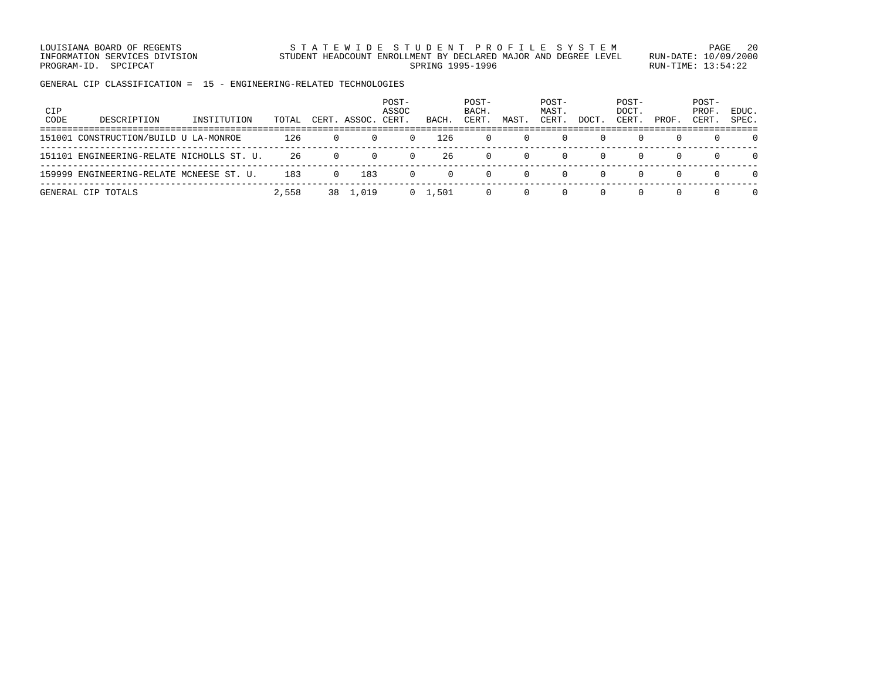GENERAL CIP CLASSIFICATION = 15 - ENGINEERING-RELATED TECHNOLOGIES

| CIP CODE | DESCRIPTION | INSTITUTION | TOTAL | CERT. | ASSOC. | POST-ASSOC CERT. | BACH. | POST-BACH. CERT. | MAST. | POST-MAST. CERT. | DOCT. | POST-DOCT. CERT. | PROF. | POST-PROF. CERT. | EDUC. SPEC. |
|---|---|---|---|---|---|---|---|---|---|---|---|---|---|---|---|
| 151001 | CONSTRUCTION/BUILD | U LA-MONROE | 126 | 0 | 0 | 0 | 126 | 0 | 0 | 0 | 0 | 0 | 0 | 0 | 0 |
| 151101 | ENGINEERING-RELATE | NICHOLLS ST. U. | 26 | 0 | 0 | 0 | 26 | 0 | 0 | 0 | 0 | 0 | 0 | 0 | 0 |
| 159999 | ENGINEERING-RELATE | MCNEESE ST. U. | 183 | 0 | 183 | 0 | 0 | 0 | 0 | 0 | 0 | 0 | 0 | 0 | 0 |
| GENERAL CIP TOTALS | | | 2,558 | 38 | 1,019 | 0 | 1,501 | 0 | 0 | 0 | 0 | 0 | 0 | 0 | 0 |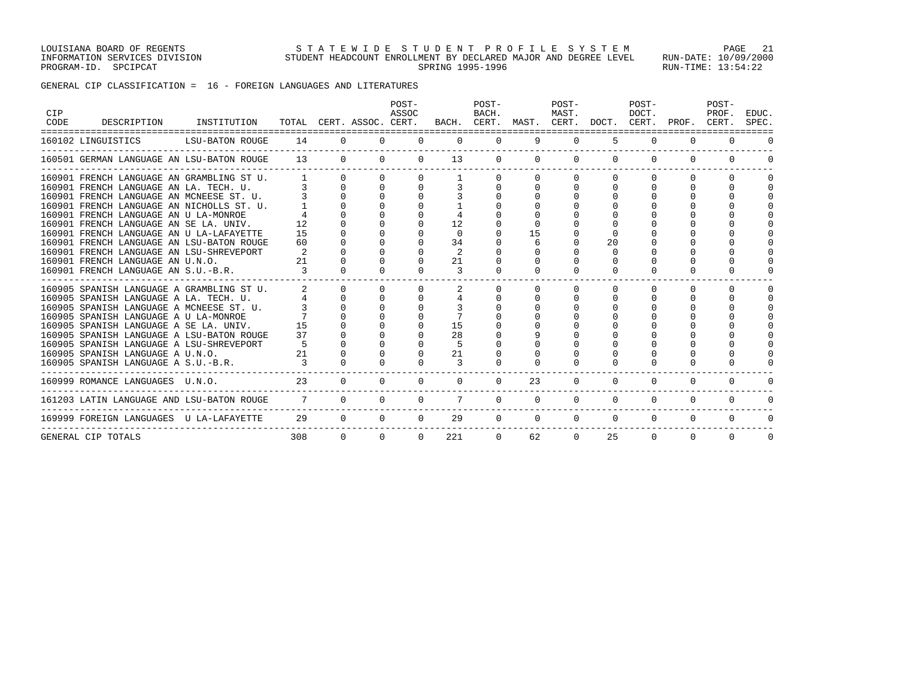LOUISIANA BOARD OF REGENTS
INFORMATION SERVICES DIVISION
PROGRAM-ID. SPCIPCAT

STATEWIDE STUDENT PROFILE SYSTEM
STUDENT HEADCOUNT ENROLLMENT BY DECLARED MAJOR AND DEGREE LEVEL
SPRING 1995-1996

RUN-DATE: 10/09/2000
RUN-TIME: 13:54:22

GENERAL CIP CLASSIFICATION = 16 - FOREIGN LANGUAGES AND LITERATURES

| CIP CODE | DESCRIPTION | INSTITUTION | TOTAL | CERT. | ASSOC. | POST-ASSOC CERT. | BACH. | POST-BACH. CERT. | MAST. | POST-MAST. CERT. | DOCT. | POST-DOCT. CERT. | PROF. | POST-PROF. CERT. | EDUC. SPEC. |
|---|---|---|---|---|---|---|---|---|---|---|---|---|---|---|---|
| 160102 | LINGUISTICS | LSU-BATON ROUGE | 14 | 0 | 0 | 0 | 0 | 0 | 9 | 0 | 5 | 0 | 0 | 0 | 0 |
| 160501 | GERMAN LANGUAGE AN | LSU-BATON ROUGE | 13 | 0 | 0 | 0 | 13 | 0 | 0 | 0 | 0 | 0 | 0 | 0 | 0 |
| 160901 | FRENCH LANGUAGE AN | GRAMBLING ST U. | 1 | 0 | 0 | 0 | 1 | 0 | 0 | 0 | 0 | 0 | 0 | 0 | 0 |
| 160901 | FRENCH LANGUAGE AN | LA. TECH. U. | 3 | 0 | 0 | 0 | 3 | 0 | 0 | 0 | 0 | 0 | 0 | 0 | 0 |
| 160901 | FRENCH LANGUAGE AN | MCNEESE ST. U. | 3 | 0 | 0 | 0 | 3 | 0 | 0 | 0 | 0 | 0 | 0 | 0 | 0 |
| 160901 | FRENCH LANGUAGE AN | NICHOLLS ST. U. | 1 | 0 | 0 | 0 | 1 | 0 | 0 | 0 | 0 | 0 | 0 | 0 | 0 |
| 160901 | FRENCH LANGUAGE AN | U LA-MONROE | 4 | 0 | 0 | 0 | 4 | 0 | 0 | 0 | 0 | 0 | 0 | 0 | 0 |
| 160901 | FRENCH LANGUAGE AN | SE LA. UNIV. | 12 | 0 | 0 | 0 | 12 | 0 | 0 | 0 | 0 | 0 | 0 | 0 | 0 |
| 160901 | FRENCH LANGUAGE AN | U LA-LAFAYETTE | 15 | 0 | 0 | 0 | 0 | 0 | 15 | 0 | 0 | 0 | 0 | 0 | 0 |
| 160901 | FRENCH LANGUAGE AN | LSU-BATON ROUGE | 60 | 0 | 0 | 0 | 34 | 0 | 6 | 0 | 20 | 0 | 0 | 0 | 0 |
| 160901 | FRENCH LANGUAGE AN | LSU-SHREVEPORT | 2 | 0 | 0 | 0 | 2 | 0 | 0 | 0 | 0 | 0 | 0 | 0 | 0 |
| 160901 | FRENCH LANGUAGE AN | U.N.O. | 21 | 0 | 0 | 0 | 21 | 0 | 0 | 0 | 0 | 0 | 0 | 0 | 0 |
| 160901 | FRENCH LANGUAGE AN | S.U.-B.R. | 3 | 0 | 0 | 0 | 3 | 0 | 0 | 0 | 0 | 0 | 0 | 0 | 0 |
| 160905 | SPANISH LANGUAGE A | GRAMBLING ST U. | 2 | 0 | 0 | 0 | 2 | 0 | 0 | 0 | 0 | 0 | 0 | 0 | 0 |
| 160905 | SPANISH LANGUAGE A | LA. TECH. U. | 4 | 0 | 0 | 0 | 4 | 0 | 0 | 0 | 0 | 0 | 0 | 0 | 0 |
| 160905 | SPANISH LANGUAGE A | MCNEESE ST. U. | 3 | 0 | 0 | 0 | 3 | 0 | 0 | 0 | 0 | 0 | 0 | 0 | 0 |
| 160905 | SPANISH LANGUAGE A | U LA-MONROE | 7 | 0 | 0 | 0 | 7 | 0 | 0 | 0 | 0 | 0 | 0 | 0 | 0 |
| 160905 | SPANISH LANGUAGE A | SE LA. UNIV. | 15 | 0 | 0 | 0 | 15 | 0 | 0 | 0 | 0 | 0 | 0 | 0 | 0 |
| 160905 | SPANISH LANGUAGE A | LSU-BATON ROUGE | 37 | 0 | 0 | 0 | 28 | 0 | 9 | 0 | 0 | 0 | 0 | 0 | 0 |
| 160905 | SPANISH LANGUAGE A | LSU-SHREVEPORT | 5 | 0 | 0 | 0 | 5 | 0 | 0 | 0 | 0 | 0 | 0 | 0 | 0 |
| 160905 | SPANISH LANGUAGE A | U.N.O. | 21 | 0 | 0 | 0 | 21 | 0 | 0 | 0 | 0 | 0 | 0 | 0 | 0 |
| 160905 | SPANISH LANGUAGE A | S.U.-B.R. | 3 | 0 | 0 | 0 | 3 | 0 | 0 | 0 | 0 | 0 | 0 | 0 | 0 |
| 160999 | ROMANCE LANGUAGES | U.N.O. | 23 | 0 | 0 | 0 | 0 | 0 | 23 | 0 | 0 | 0 | 0 | 0 | 0 |
| 161203 | LATIN LANGUAGE AND | LSU-BATON ROUGE | 7 | 0 | 0 | 0 | 7 | 0 | 0 | 0 | 0 | 0 | 0 | 0 | 0 |
| 169999 | FOREIGN LANGUAGES | U LA-LAFAYETTE | 29 | 0 | 0 | 0 | 29 | 0 | 0 | 0 | 0 | 0 | 0 | 0 | 0 |
| GENERAL CIP TOTALS | | | 308 | 0 | 0 | 0 | 221 | 0 | 62 | 0 | 25 | 0 | 0 | 0 | 0 |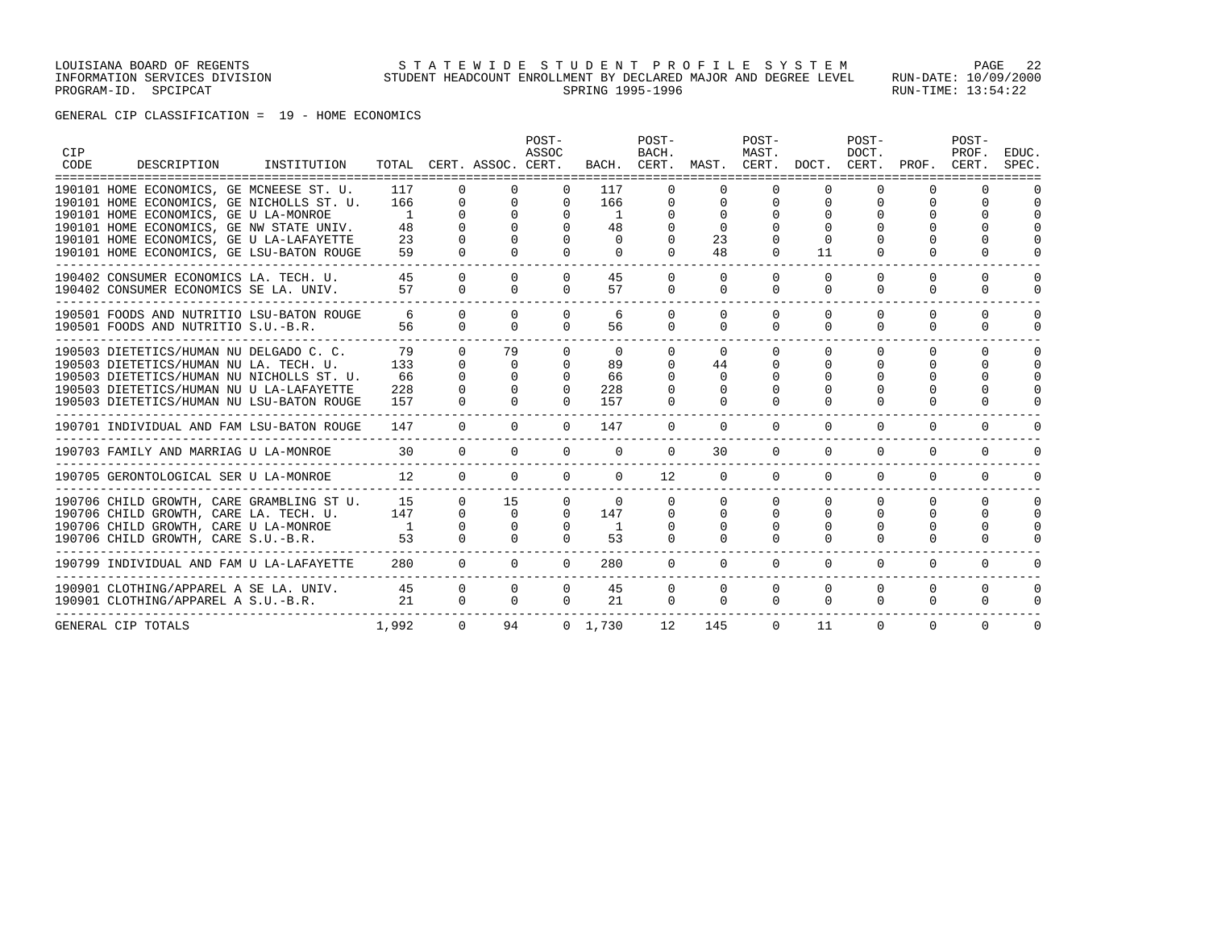GENERAL CIP CLASSIFICATION = 19 - HOME ECONOMICS

| CIP CODE | DESCRIPTION | INSTITUTION | TOTAL | CERT. | ASSOC. | POST-ASSOC CERT. | BACH. | POST-BACH. CERT. | MAST. | POST-MAST. CERT. | DOCT. | POST-DOCT. CERT. | PROF. | POST-PROF. CERT. | EDUC. SPEC. |
|---|---|---|---|---|---|---|---|---|---|---|---|---|---|---|---|
| 190101 | HOME ECONOMICS, GE | MCNEESE ST. U. | 117 | 0 | 0 | 0 | 117 | 0 | 0 | 0 | 0 | 0 | 0 | 0 | 0 |
| 190101 | HOME ECONOMICS, GE | NICHOLLS ST. U. | 166 | 0 | 0 | 0 | 166 | 0 | 0 | 0 | 0 | 0 | 0 | 0 | 0 |
| 190101 | HOME ECONOMICS, GE | U LA-MONROE | 1 | 0 | 0 | 0 | 1 | 0 | 0 | 0 | 0 | 0 | 0 | 0 | 0 |
| 190101 | HOME ECONOMICS, GE | NW STATE UNIV. | 48 | 0 | 0 | 0 | 48 | 0 | 0 | 0 | 0 | 0 | 0 | 0 | 0 |
| 190101 | HOME ECONOMICS, GE | U LA-LAFAYETTE | 23 | 0 | 0 | 0 | 0 | 0 | 23 | 0 | 0 | 0 | 0 | 0 | 0 |
| 190101 | HOME ECONOMICS, GE | LSU-BATON ROUGE | 59 | 0 | 0 | 0 | 0 | 0 | 48 | 0 | 11 | 0 | 0 | 0 | 0 |
| 190402 | CONSUMER ECONOMICS | LA. TECH. U. | 45 | 0 | 0 | 0 | 45 | 0 | 0 | 0 | 0 | 0 | 0 | 0 | 0 |
| 190402 | CONSUMER ECONOMICS | SE LA. UNIV. | 57 | 0 | 0 | 0 | 57 | 0 | 0 | 0 | 0 | 0 | 0 | 0 | 0 |
| 190501 | FOODS AND NUTRITIO | LSU-BATON ROUGE | 6 | 0 | 0 | 0 | 6 | 0 | 0 | 0 | 0 | 0 | 0 | 0 | 0 |
| 190501 | FOODS AND NUTRITIO | S.U.-B.R. | 56 | 0 | 0 | 0 | 56 | 0 | 0 | 0 | 0 | 0 | 0 | 0 | 0 |
| 190503 | DIETETICS/HUMAN NU | DELGADO C. C. | 79 | 0 | 79 | 0 | 0 | 0 | 0 | 0 | 0 | 0 | 0 | 0 | 0 |
| 190503 | DIETETICS/HUMAN NU | LA. TECH. U. | 133 | 0 | 0 | 0 | 89 | 0 | 44 | 0 | 0 | 0 | 0 | 0 | 0 |
| 190503 | DIETETICS/HUMAN NU | NICHOLLS ST. U. | 66 | 0 | 0 | 0 | 66 | 0 | 0 | 0 | 0 | 0 | 0 | 0 | 0 |
| 190503 | DIETETICS/HUMAN NU | U LA-LAFAYETTE | 228 | 0 | 0 | 0 | 228 | 0 | 0 | 0 | 0 | 0 | 0 | 0 | 0 |
| 190503 | DIETETICS/HUMAN NU | LSU-BATON ROUGE | 157 | 0 | 0 | 0 | 157 | 0 | 0 | 0 | 0 | 0 | 0 | 0 | 0 |
| 190701 | INDIVIDUAL AND FAM | LSU-BATON ROUGE | 147 | 0 | 0 | 0 | 147 | 0 | 0 | 0 | 0 | 0 | 0 | 0 | 0 |
| 190703 | FAMILY AND MARRIAG | U LA-MONROE | 30 | 0 | 0 | 0 | 0 | 0 | 30 | 0 | 0 | 0 | 0 | 0 | 0 |
| 190705 | GERONTOLOGICAL SER | U LA-MONROE | 12 | 0 | 0 | 0 | 0 | 12 | 0 | 0 | 0 | 0 | 0 | 0 | 0 |
| 190706 | CHILD GROWTH, CARE | GRAMBLING ST U. | 15 | 0 | 15 | 0 | 0 | 0 | 0 | 0 | 0 | 0 | 0 | 0 | 0 |
| 190706 | CHILD GROWTH, CARE | LA. TECH. U. | 147 | 0 | 0 | 0 | 147 | 0 | 0 | 0 | 0 | 0 | 0 | 0 | 0 |
| 190706 | CHILD GROWTH, CARE | U LA-MONROE | 1 | 0 | 0 | 0 | 1 | 0 | 0 | 0 | 0 | 0 | 0 | 0 | 0 |
| 190706 | CHILD GROWTH, CARE | S.U.-B.R. | 53 | 0 | 0 | 0 | 53 | 0 | 0 | 0 | 0 | 0 | 0 | 0 | 0 |
| 190799 | INDIVIDUAL AND FAM | U LA-LAFAYETTE | 280 | 0 | 0 | 0 | 280 | 0 | 0 | 0 | 0 | 0 | 0 | 0 | 0 |
| 190901 | CLOTHING/APPAREL A | SE LA. UNIV. | 45 | 0 | 0 | 0 | 45 | 0 | 0 | 0 | 0 | 0 | 0 | 0 | 0 |
| 190901 | CLOTHING/APPAREL A | S.U.-B.R. | 21 | 0 | 0 | 0 | 21 | 0 | 0 | 0 | 0 | 0 | 0 | 0 | 0 |
| GENERAL CIP TOTALS | | | 1,992 | 0 | 94 | 0 | 1,730 | 12 | 145 | 0 | 11 | 0 | 0 | 0 | 0 |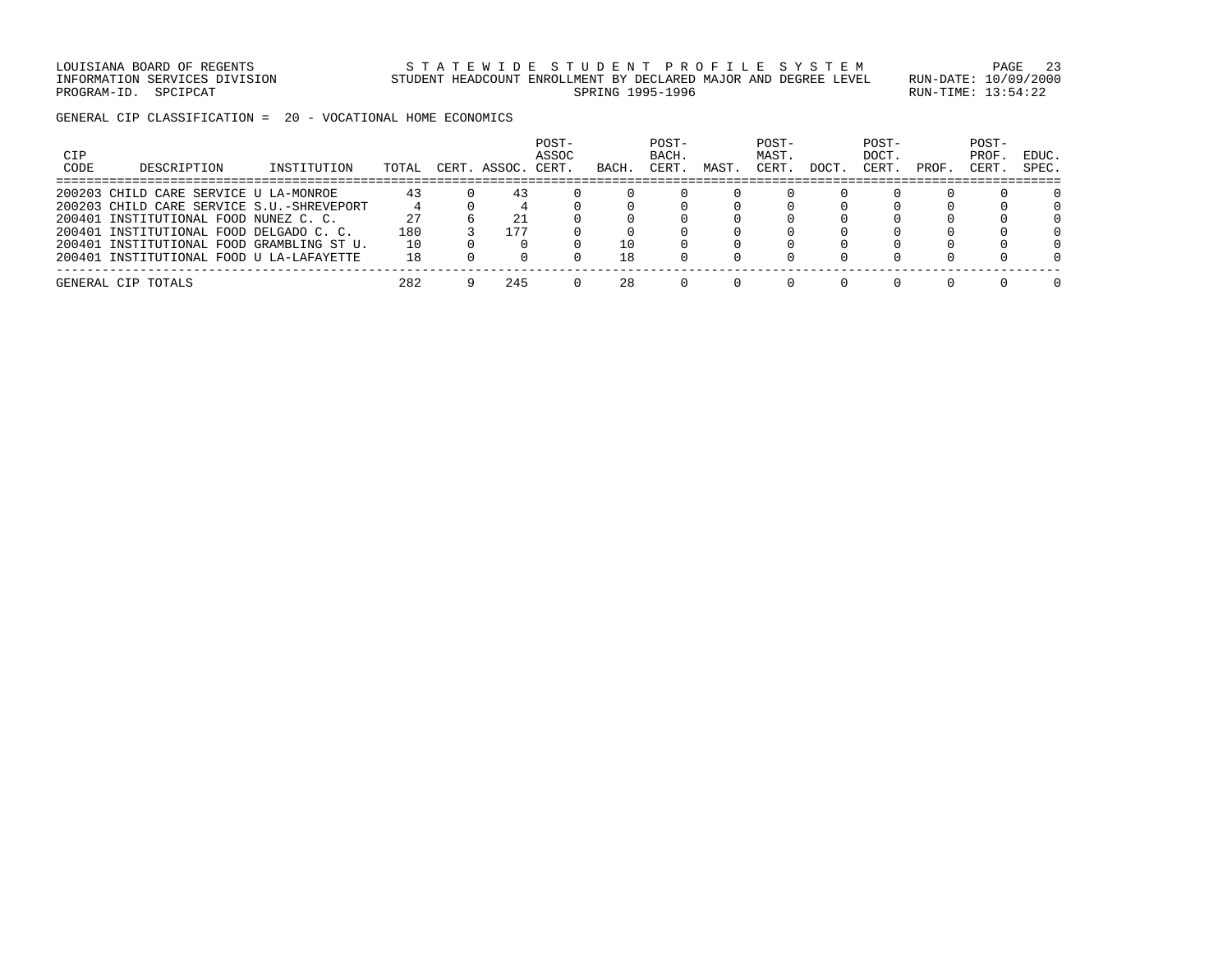GENERAL CIP CLASSIFICATION = 20 - VOCATIONAL HOME ECONOMICS

| CIP CODE | DESCRIPTION | INSTITUTION | TOTAL | CERT. | ASSOC. | POST-ASSOC CERT. | BACH. | POST-BACH. CERT. | MAST. | POST-MAST. CERT. | DOCT. | POST-DOCT. CERT. | PROF. | POST-PROF. CERT. | EDUC. SPEC. |
|---|---|---|---|---|---|---|---|---|---|---|---|---|---|---|---|
| 200203 | CHILD CARE SERVICE | U LA-MONROE | 43 | 0 | 43 | 0 | 0 | 0 | 0 | 0 | 0 | 0 | 0 | 0 | 0 |
| 200203 | CHILD CARE SERVICE | S.U.-SHREVEPORT | 4 | 0 | 4 | 0 | 0 | 0 | 0 | 0 | 0 | 0 | 0 | 0 | 0 |
| 200401 | INSTITUTIONAL FOOD | NUNEZ C. C. | 27 | 6 | 21 | 0 | 0 | 0 | 0 | 0 | 0 | 0 | 0 | 0 | 0 |
| 200401 | INSTITUTIONAL FOOD | DELGADO C. C. | 180 | 3 | 177 | 0 | 0 | 0 | 0 | 0 | 0 | 0 | 0 | 0 | 0 |
| 200401 | INSTITUTIONAL FOOD | GRAMBLING ST U. | 10 | 0 | 0 | 0 | 10 | 0 | 0 | 0 | 0 | 0 | 0 | 0 | 0 |
| 200401 | INSTITUTIONAL FOOD | U LA-LAFAYETTE | 18 | 0 | 0 | 0 | 18 | 0 | 0 | 0 | 0 | 0 | 0 | 0 | 0 |
| GENERAL CIP TOTALS | | | 282 | 9 | 245 | 0 | 28 | 0 | 0 | 0 | 0 | 0 | 0 | 0 | 0 |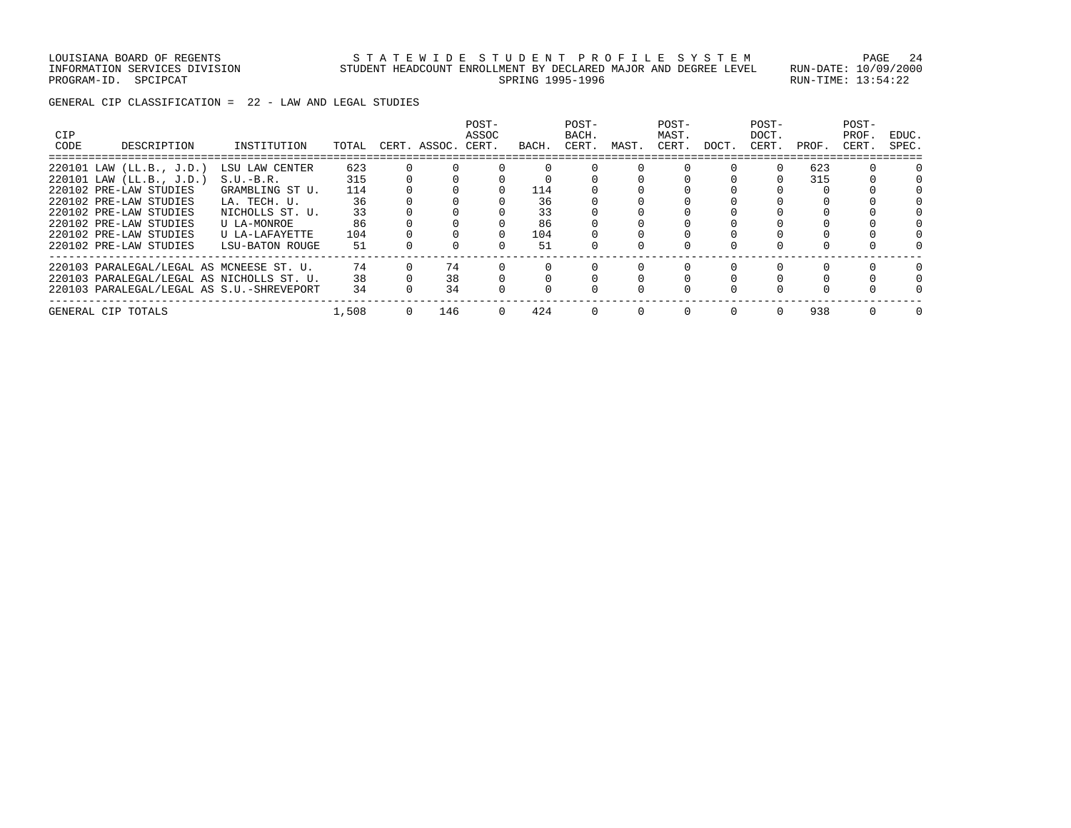GENERAL CIP CLASSIFICATION = 22 - LAW AND LEGAL STUDIES

| CIP CODE | DESCRIPTION | INSTITUTION | TOTAL | CERT. | ASSOC. | POST-ASSOC CERT. | BACH. | POST-BACH. CERT. | MAST. | POST-MAST. CERT. | DOCT. | POST-DOCT. CERT. | PROF. | POST-PROF. CERT. | EDUC. SPEC. |
|---|---|---|---|---|---|---|---|---|---|---|---|---|---|---|---|
| 220101 | LAW (LL.B., J.D.) | LSU LAW CENTER | 623 | 0 | 0 | 0 | 0 | 0 | 0 | 0 | 0 | 0 | 623 | 0 | 0 |
| 220101 | LAW (LL.B., J.D.) | S.U.-B.R. | 315 | 0 | 0 | 0 | 0 | 0 | 0 | 0 | 0 | 0 | 315 | 0 | 0 |
| 220102 | PRE-LAW STUDIES | GRAMBLING ST U. | 114 | 0 | 0 | 0 | 114 | 0 | 0 | 0 | 0 | 0 | 0 | 0 | 0 |
| 220102 | PRE-LAW STUDIES | LA. TECH. U. | 36 | 0 | 0 | 0 | 36 | 0 | 0 | 0 | 0 | 0 | 0 | 0 | 0 |
| 220102 | PRE-LAW STUDIES | NICHOLLS ST. U. | 33 | 0 | 0 | 0 | 33 | 0 | 0 | 0 | 0 | 0 | 0 | 0 | 0 |
| 220102 | PRE-LAW STUDIES | U LA-MONROE | 86 | 0 | 0 | 0 | 86 | 0 | 0 | 0 | 0 | 0 | 0 | 0 | 0 |
| 220102 | PRE-LAW STUDIES | U LA-LAFAYETTE | 104 | 0 | 0 | 0 | 104 | 0 | 0 | 0 | 0 | 0 | 0 | 0 | 0 |
| 220102 | PRE-LAW STUDIES | LSU-BATON ROUGE | 51 | 0 | 0 | 0 | 51 | 0 | 0 | 0 | 0 | 0 | 0 | 0 | 0 |
| 220103 | PARALEGAL/LEGAL AS | MCNEESE ST. U. | 74 | 0 | 74 | 0 | 0 | 0 | 0 | 0 | 0 | 0 | 0 | 0 | 0 |
| 220103 | PARALEGAL/LEGAL AS | NICHOLLS ST. U. | 38 | 0 | 38 | 0 | 0 | 0 | 0 | 0 | 0 | 0 | 0 | 0 | 0 |
| 220103 | PARALEGAL/LEGAL AS | S.U.-SHREVEPORT | 34 | 0 | 34 | 0 | 0 | 0 | 0 | 0 | 0 | 0 | 0 | 0 | 0 |
| GENERAL CIP TOTALS | | | 1,508 | 0 | 146 | 0 | 424 | 0 | 0 | 0 | 0 | 0 | 938 | 0 | 0 |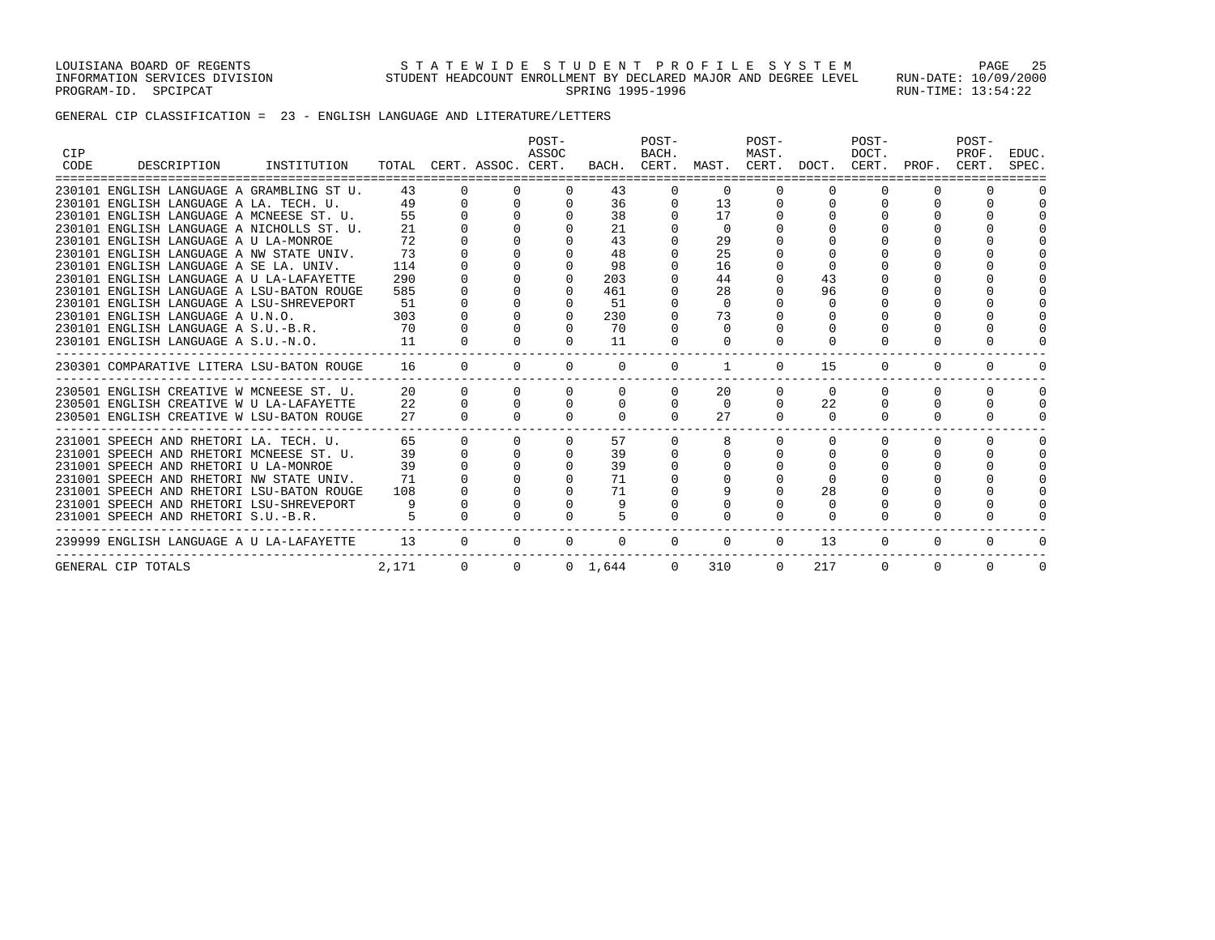GENERAL CIP CLASSIFICATION = 23 - ENGLISH LANGUAGE AND LITERATURE/LETTERS

| CIP CODE | DESCRIPTION | INSTITUTION | TOTAL | CERT. | ASSOC. | POST-ASSOC CERT. | BACH. | POST-BACH. CERT. | MAST. | POST-MAST. CERT. | DOCT. | POST-DOCT. CERT. | PROF. | POST-PROF. CERT. | EDUC. SPEC. |
|---|---|---|---|---|---|---|---|---|---|---|---|---|---|---|---|
| 230101 | ENGLISH LANGUAGE A | GRAMBLING ST U. | 43 | 0 | 0 | 0 | 43 | 0 | 0 | 0 | 0 | 0 | 0 | 0 | 0 |
| 230101 | ENGLISH LANGUAGE A | LA. TECH. U. | 49 | 0 | 0 | 0 | 36 | 0 | 13 | 0 | 0 | 0 | 0 | 0 | 0 |
| 230101 | ENGLISH LANGUAGE A | MCNEESE ST. U. | 55 | 0 | 0 | 0 | 38 | 0 | 17 | 0 | 0 | 0 | 0 | 0 | 0 |
| 230101 | ENGLISH LANGUAGE A | NICHOLLS ST. U. | 21 | 0 | 0 | 0 | 21 | 0 | 0 | 0 | 0 | 0 | 0 | 0 | 0 |
| 230101 | ENGLISH LANGUAGE A | U LA-MONROE | 72 | 0 | 0 | 0 | 43 | 0 | 29 | 0 | 0 | 0 | 0 | 0 | 0 |
| 230101 | ENGLISH LANGUAGE A | NW STATE UNIV. | 73 | 0 | 0 | 0 | 48 | 0 | 25 | 0 | 0 | 0 | 0 | 0 | 0 |
| 230101 | ENGLISH LANGUAGE A | SE LA. UNIV. | 114 | 0 | 0 | 0 | 98 | 0 | 16 | 0 | 0 | 0 | 0 | 0 | 0 |
| 230101 | ENGLISH LANGUAGE A | U LA-LAFAYETTE | 290 | 0 | 0 | 0 | 203 | 0 | 44 | 0 | 43 | 0 | 0 | 0 | 0 |
| 230101 | ENGLISH LANGUAGE A | LSU-BATON ROUGE | 585 | 0 | 0 | 0 | 461 | 0 | 28 | 0 | 96 | 0 | 0 | 0 | 0 |
| 230101 | ENGLISH LANGUAGE A | LSU-SHREVEPORT | 51 | 0 | 0 | 0 | 51 | 0 | 0 | 0 | 0 | 0 | 0 | 0 | 0 |
| 230101 | ENGLISH LANGUAGE A | U.N.O. | 303 | 0 | 0 | 0 | 230 | 0 | 73 | 0 | 0 | 0 | 0 | 0 | 0 |
| 230101 | ENGLISH LANGUAGE A | S.U.-B.R. | 70 | 0 | 0 | 0 | 70 | 0 | 0 | 0 | 0 | 0 | 0 | 0 | 0 |
| 230101 | ENGLISH LANGUAGE A | S.U.-N.O. | 11 | 0 | 0 | 0 | 11 | 0 | 0 | 0 | 0 | 0 | 0 | 0 | 0 |
| 230301 | COMPARATIVE LITERA | LSU-BATON ROUGE | 16 | 0 | 0 | 0 | 0 | 0 | 1 | 0 | 15 | 0 | 0 | 0 | 0 |
| 230501 | ENGLISH CREATIVE W | MCNEESE ST. U. | 20 | 0 | 0 | 0 | 0 | 0 | 20 | 0 | 0 | 0 | 0 | 0 | 0 |
| 230501 | ENGLISH CREATIVE W | U LA-LAFAYETTE | 22 | 0 | 0 | 0 | 0 | 0 | 0 | 0 | 22 | 0 | 0 | 0 | 0 |
| 230501 | ENGLISH CREATIVE W | LSU-BATON ROUGE | 27 | 0 | 0 | 0 | 0 | 0 | 27 | 0 | 0 | 0 | 0 | 0 | 0 |
| 231001 | SPEECH AND RHETORI | LA. TECH. U. | 65 | 0 | 0 | 0 | 57 | 0 | 8 | 0 | 0 | 0 | 0 | 0 | 0 |
| 231001 | SPEECH AND RHETORI | MCNEESE ST. U. | 39 | 0 | 0 | 0 | 39 | 0 | 0 | 0 | 0 | 0 | 0 | 0 | 0 |
| 231001 | SPEECH AND RHETORI | U LA-MONROE | 39 | 0 | 0 | 0 | 39 | 0 | 0 | 0 | 0 | 0 | 0 | 0 | 0 |
| 231001 | SPEECH AND RHETORI | NW STATE UNIV. | 71 | 0 | 0 | 0 | 71 | 0 | 0 | 0 | 0 | 0 | 0 | 0 | 0 |
| 231001 | SPEECH AND RHETORI | LSU-BATON ROUGE | 108 | 0 | 0 | 0 | 71 | 0 | 9 | 0 | 28 | 0 | 0 | 0 | 0 |
| 231001 | SPEECH AND RHETORI | LSU-SHREVEPORT | 9 | 0 | 0 | 0 | 9 | 0 | 0 | 0 | 0 | 0 | 0 | 0 | 0 |
| 231001 | SPEECH AND RHETORI | S.U.-B.R. | 5 | 0 | 0 | 0 | 5 | 0 | 0 | 0 | 0 | 0 | 0 | 0 | 0 |
| 239999 | ENGLISH LANGUAGE A | U LA-LAFAYETTE | 13 | 0 | 0 | 0 | 0 | 0 | 0 | 0 | 13 | 0 | 0 | 0 | 0 |
| GENERAL CIP TOTALS | | | 2,171 | 0 | 0 | 0 | 1,644 | 0 | 310 | 0 | 217 | 0 | 0 | 0 | 0 |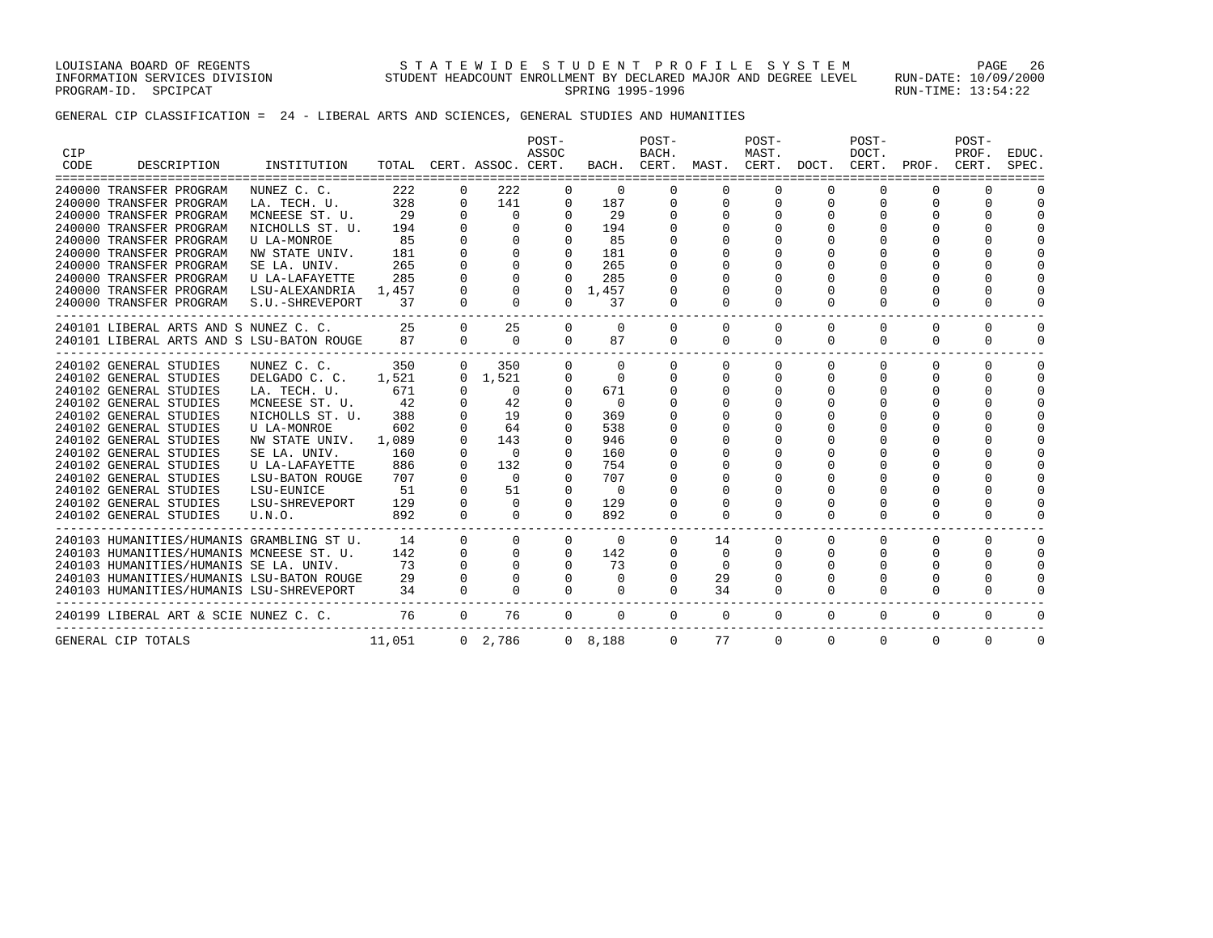LOUISIANA BOARD OF REGENTS — STATEWIDE STUDENT PROFILE SYSTEM
INFORMATION SERVICES DIVISION — STUDENT HEADCOUNT ENROLLMENT BY DECLARED MAJOR AND DEGREE LEVEL — RUN-DATE: 10/09/2000
PROGRAM-ID. SPCIPCAT — SPRING 1995-1996 — RUN-TIME: 13:54:22

GENERAL CIP CLASSIFICATION = 24 - LIBERAL ARTS AND SCIENCES, GENERAL STUDIES AND HUMANITIES

| CIP CODE | DESCRIPTION | INSTITUTION | TOTAL | CERT. | ASSOC. | POST-ASSOC CERT. | BACH. | POST-BACH. CERT. | MAST. | POST-MAST. CERT. | DOCT. | POST-DOCT. CERT. | PROF. | POST-PROF. CERT. | EDUC. SPEC. |
|---|---|---|---|---|---|---|---|---|---|---|---|---|---|---|---|
| 240000 | TRANSFER PROGRAM | NUNEZ C. C. | 222 | 0 | 222 | 0 | 0 | 0 | 0 | 0 | 0 | 0 | 0 | 0 | 0 |
| 240000 | TRANSFER PROGRAM | LA. TECH. U. | 328 | 0 | 141 | 0 | 187 | 0 | 0 | 0 | 0 | 0 | 0 | 0 | 0 |
| 240000 | TRANSFER PROGRAM | MCNEESE ST. U. | 29 | 0 | 0 | 0 | 29 | 0 | 0 | 0 | 0 | 0 | 0 | 0 | 0 |
| 240000 | TRANSFER PROGRAM | NICHOLLS ST. U. | 194 | 0 | 0 | 0 | 194 | 0 | 0 | 0 | 0 | 0 | 0 | 0 | 0 |
| 240000 | TRANSFER PROGRAM | U LA-MONROE | 85 | 0 | 0 | 0 | 85 | 0 | 0 | 0 | 0 | 0 | 0 | 0 | 0 |
| 240000 | TRANSFER PROGRAM | NW STATE UNIV. | 181 | 0 | 0 | 0 | 181 | 0 | 0 | 0 | 0 | 0 | 0 | 0 | 0 |
| 240000 | TRANSFER PROGRAM | SE LA. UNIV. | 265 | 0 | 0 | 0 | 265 | 0 | 0 | 0 | 0 | 0 | 0 | 0 | 0 |
| 240000 | TRANSFER PROGRAM | U LA-LAFAYETTE | 285 | 0 | 0 | 0 | 285 | 0 | 0 | 0 | 0 | 0 | 0 | 0 | 0 |
| 240000 | TRANSFER PROGRAM | LSU-ALEXANDRIA | 1,457 | 0 | 0 | 0 | 1,457 | 0 | 0 | 0 | 0 | 0 | 0 | 0 | 0 |
| 240000 | TRANSFER PROGRAM | S.U.-SHREVEPORT | 37 | 0 | 0 | 0 | 37 | 0 | 0 | 0 | 0 | 0 | 0 | 0 | 0 |
| 240101 | LIBERAL ARTS AND S | NUNEZ C. C. | 25 | 0 | 25 | 0 | 0 | 0 | 0 | 0 | 0 | 0 | 0 | 0 | 0 |
| 240101 | LIBERAL ARTS AND S | LSU-BATON ROUGE | 87 | 0 | 0 | 0 | 87 | 0 | 0 | 0 | 0 | 0 | 0 | 0 | 0 |
| 240102 | GENERAL STUDIES | NUNEZ C. C. | 350 | 0 | 350 | 0 | 0 | 0 | 0 | 0 | 0 | 0 | 0 | 0 | 0 |
| 240102 | GENERAL STUDIES | DELGADO C. C. | 1,521 | 0 | 1,521 | 0 | 0 | 0 | 0 | 0 | 0 | 0 | 0 | 0 | 0 |
| 240102 | GENERAL STUDIES | LA. TECH. U. | 671 | 0 | 0 | 0 | 671 | 0 | 0 | 0 | 0 | 0 | 0 | 0 | 0 |
| 240102 | GENERAL STUDIES | MCNEESE ST. U. | 42 | 0 | 42 | 0 | 0 | 0 | 0 | 0 | 0 | 0 | 0 | 0 | 0 |
| 240102 | GENERAL STUDIES | NICHOLLS ST. U. | 388 | 0 | 19 | 0 | 369 | 0 | 0 | 0 | 0 | 0 | 0 | 0 | 0 |
| 240102 | GENERAL STUDIES | U LA-MONROE | 602 | 0 | 64 | 0 | 538 | 0 | 0 | 0 | 0 | 0 | 0 | 0 | 0 |
| 240102 | GENERAL STUDIES | NW STATE UNIV. | 1,089 | 0 | 143 | 0 | 946 | 0 | 0 | 0 | 0 | 0 | 0 | 0 | 0 |
| 240102 | GENERAL STUDIES | SE LA. UNIV. | 160 | 0 | 0 | 0 | 160 | 0 | 0 | 0 | 0 | 0 | 0 | 0 | 0 |
| 240102 | GENERAL STUDIES | U LA-LAFAYETTE | 886 | 0 | 132 | 0 | 754 | 0 | 0 | 0 | 0 | 0 | 0 | 0 | 0 |
| 240102 | GENERAL STUDIES | LSU-BATON ROUGE | 707 | 0 | 0 | 0 | 707 | 0 | 0 | 0 | 0 | 0 | 0 | 0 | 0 |
| 240102 | GENERAL STUDIES | LSU-EUNICE | 51 | 0 | 51 | 0 | 0 | 0 | 0 | 0 | 0 | 0 | 0 | 0 | 0 |
| 240102 | GENERAL STUDIES | LSU-SHREVEPORT | 129 | 0 | 0 | 0 | 129 | 0 | 0 | 0 | 0 | 0 | 0 | 0 | 0 |
| 240102 | GENERAL STUDIES | U.N.O. | 892 | 0 | 0 | 0 | 892 | 0 | 0 | 0 | 0 | 0 | 0 | 0 | 0 |
| 240103 | HUMANITIES/HUMANIS | GRAMBLING ST U. | 14 | 0 | 0 | 0 | 0 | 0 | 14 | 0 | 0 | 0 | 0 | 0 | 0 |
| 240103 | HUMANITIES/HUMANIS | MCNEESE ST. U. | 142 | 0 | 0 | 0 | 142 | 0 | 0 | 0 | 0 | 0 | 0 | 0 | 0 |
| 240103 | HUMANITIES/HUMANIS | SE LA. UNIV. | 73 | 0 | 0 | 0 | 73 | 0 | 0 | 0 | 0 | 0 | 0 | 0 | 0 |
| 240103 | HUMANITIES/HUMANIS | LSU-BATON ROUGE | 29 | 0 | 0 | 0 | 0 | 0 | 29 | 0 | 0 | 0 | 0 | 0 | 0 |
| 240103 | HUMANITIES/HUMANIS | LSU-SHREVEPORT | 34 | 0 | 0 | 0 | 0 | 0 | 34 | 0 | 0 | 0 | 0 | 0 | 0 |
| 240199 | LIBERAL ART & SCIE | NUNEZ C. C. | 76 | 0 | 76 | 0 | 0 | 0 | 0 | 0 | 0 | 0 | 0 | 0 | 0 |
| GENERAL CIP TOTALS | | | 11,051 | 0 | 2,786 | 0 | 8,188 | 0 | 77 | 0 | 0 | 0 | 0 | 0 | 0 |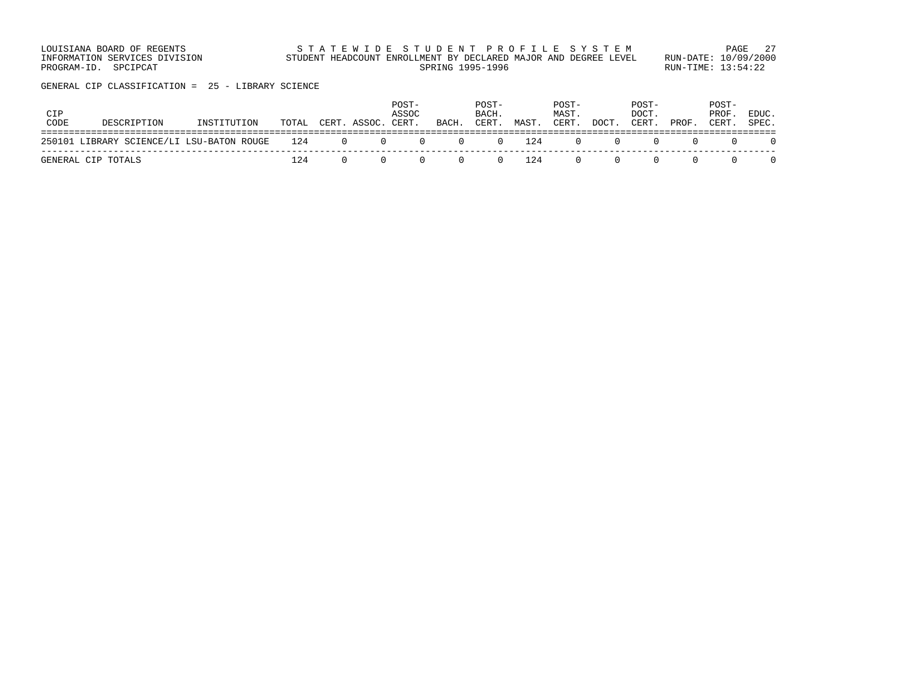LOUISIANA BOARD OF REGENTS
INFORMATION SERVICES DIVISION
PROGRAM-ID. SPCIPCAT

STATEWIDE STUDENT PROFILE SYSTEM
STUDENT HEADCOUNT ENROLLMENT BY DECLARED MAJOR AND DEGREE LEVEL
SPRING 1995-1996

RUN-DATE: 10/09/2000
RUN-TIME: 13:54:22

GENERAL CIP CLASSIFICATION = 25 - LIBRARY SCIENCE

| CIP CODE | DESCRIPTION | INSTITUTION | TOTAL | CERT. | ASSOC. | POST-ASSOC CERT. | BACH. | POST-BACH. CERT. | MAST. | POST-MAST. CERT. | DOCT. | POST-DOCT. CERT. | PROF. | POST-PROF. CERT. | EDUC. SPEC. |
|---|---|---|---|---|---|---|---|---|---|---|---|---|---|---|---|
| 250101 | LIBRARY SCIENCE/LI | LSU-BATON ROUGE | 124 | 0 | 0 | 0 | 0 | 0 | 124 | 0 | 0 | 0 | 0 | 0 | 0 |
| GENERAL CIP TOTALS | | | 124 | 0 | 0 | 0 | 0 | 0 | 124 | 0 | 0 | 0 | 0 | 0 | 0 |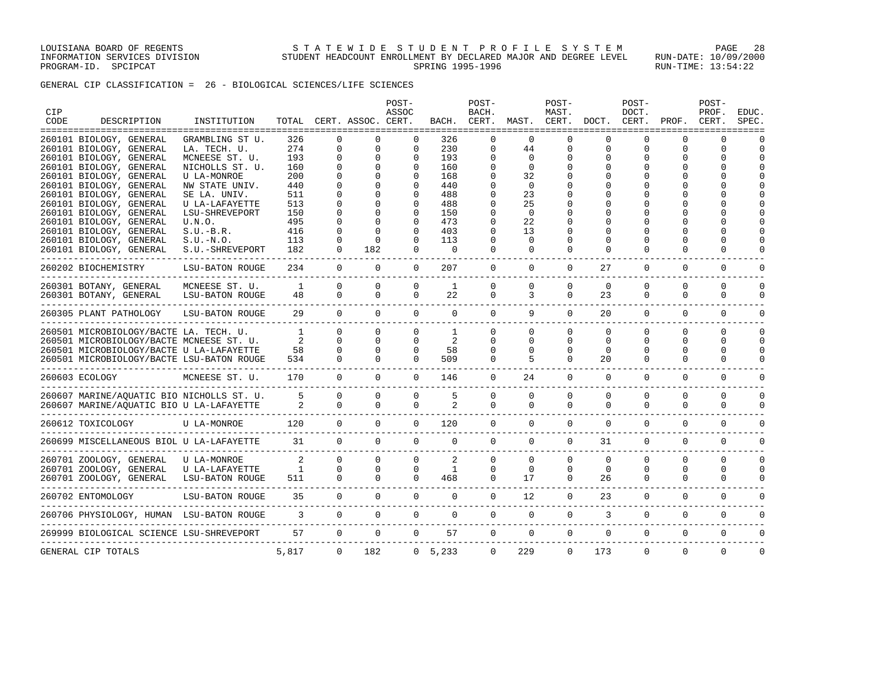LOUISIANA BOARD OF REGENTS
INFORMATION SERVICES DIVISION
PROGRAM-ID. SPCIPCAT

STATEWIDE STUDENT PROFILE SYSTEM
STUDENT HEADCOUNT ENROLLMENT BY DECLARED MAJOR AND DEGREE LEVEL
SPRING 1995-1996

RUN-DATE: 10/09/2000
RUN-TIME: 13:54:22

GENERAL CIP CLASSIFICATION = 26 - BIOLOGICAL SCIENCES/LIFE SCIENCES

| CIP CODE | DESCRIPTION | INSTITUTION | TOTAL | CERT. | ASSOC. | POST-ASSOC CERT. | BACH. | POST-BACH. CERT. | MAST. | POST-MAST. CERT. | DOCT. | POST-DOCT. CERT. | PROF. | POST-PROF. CERT. | EDUC. SPEC. |
|---|---|---|---|---|---|---|---|---|---|---|---|---|---|---|---|
| 260101 | BIOLOGY, GENERAL | GRAMBLING ST U. | 326 | 0 | 0 | 0 | 326 | 0 | 0 | 0 | 0 | 0 | 0 | 0 | 0 |
| 260101 | BIOLOGY, GENERAL | LA. TECH. U. | 274 | 0 | 0 | 0 | 230 | 0 | 44 | 0 | 0 | 0 | 0 | 0 | 0 |
| 260101 | BIOLOGY, GENERAL | MCNEESE ST. U. | 193 | 0 | 0 | 0 | 193 | 0 | 0 | 0 | 0 | 0 | 0 | 0 | 0 |
| 260101 | BIOLOGY, GENERAL | NICHOLLS ST. U. | 160 | 0 | 0 | 0 | 160 | 0 | 0 | 0 | 0 | 0 | 0 | 0 | 0 |
| 260101 | BIOLOGY, GENERAL | U LA-MONROE | 200 | 0 | 0 | 0 | 168 | 0 | 32 | 0 | 0 | 0 | 0 | 0 | 0 |
| 260101 | BIOLOGY, GENERAL | NW STATE UNIV. | 440 | 0 | 0 | 0 | 440 | 0 | 0 | 0 | 0 | 0 | 0 | 0 | 0 |
| 260101 | BIOLOGY, GENERAL | SE LA. UNIV. | 511 | 0 | 0 | 0 | 488 | 0 | 23 | 0 | 0 | 0 | 0 | 0 | 0 |
| 260101 | BIOLOGY, GENERAL | U LA-LAFAYETTE | 513 | 0 | 0 | 0 | 488 | 0 | 25 | 0 | 0 | 0 | 0 | 0 | 0 |
| 260101 | BIOLOGY, GENERAL | LSU-SHREVEPORT | 150 | 0 | 0 | 0 | 150 | 0 | 0 | 0 | 0 | 0 | 0 | 0 | 0 |
| 260101 | BIOLOGY, GENERAL | U.N.O. | 495 | 0 | 0 | 0 | 473 | 0 | 22 | 0 | 0 | 0 | 0 | 0 | 0 |
| 260101 | BIOLOGY, GENERAL | S.U.-B.R. | 416 | 0 | 0 | 0 | 403 | 0 | 13 | 0 | 0 | 0 | 0 | 0 | 0 |
| 260101 | BIOLOGY, GENERAL | S.U.-N.O. | 113 | 0 | 0 | 0 | 113 | 0 | 0 | 0 | 0 | 0 | 0 | 0 | 0 |
| 260101 | BIOLOGY, GENERAL | S.U.-SHREVEPORT | 182 | 0 | 182 | 0 | 0 | 0 | 0 | 0 | 0 | 0 | 0 | 0 | 0 |
| 260202 | BIOCHEMISTRY | LSU-BATON ROUGE | 234 | 0 | 0 | 0 | 207 | 0 | 0 | 0 | 27 | 0 | 0 | 0 | 0 |
| 260301 | BOTANY, GENERAL | MCNEESE ST. U. | 1 | 0 | 0 | 0 | 1 | 0 | 0 | 0 | 0 | 0 | 0 | 0 | 0 |
| 260301 | BOTANY, GENERAL | LSU-BATON ROUGE | 48 | 0 | 0 | 0 | 22 | 0 | 3 | 0 | 23 | 0 | 0 | 0 | 0 |
| 260305 | PLANT PATHOLOGY | LSU-BATON ROUGE | 29 | 0 | 0 | 0 | 0 | 0 | 9 | 0 | 20 | 0 | 0 | 0 | 0 |
| 260501 | MICROBIOLOGY/BACTE | LA. TECH. U. | 1 | 0 | 0 | 0 | 1 | 0 | 0 | 0 | 0 | 0 | 0 | 0 | 0 |
| 260501 | MICROBIOLOGY/BACTE | MCNEESE ST. U. | 2 | 0 | 0 | 0 | 2 | 0 | 0 | 0 | 0 | 0 | 0 | 0 | 0 |
| 260501 | MICROBIOLOGY/BACTE | U LA-LAFAYETTE | 58 | 0 | 0 | 0 | 58 | 0 | 0 | 0 | 0 | 0 | 0 | 0 | 0 |
| 260501 | MICROBIOLOGY/BACTE | LSU-BATON ROUGE | 534 | 0 | 0 | 0 | 509 | 0 | 5 | 0 | 20 | 0 | 0 | 0 | 0 |
| 260603 | ECOLOGY | MCNEESE ST. U. | 170 | 0 | 0 | 0 | 146 | 0 | 24 | 0 | 0 | 0 | 0 | 0 | 0 |
| 260607 | MARINE/AQUATIC BIO | NICHOLLS ST. U. | 5 | 0 | 0 | 0 | 5 | 0 | 0 | 0 | 0 | 0 | 0 | 0 | 0 |
| 260607 | MARINE/AQUATIC BIO | U LA-LAFAYETTE | 2 | 0 | 0 | 0 | 2 | 0 | 0 | 0 | 0 | 0 | 0 | 0 | 0 |
| 260612 | TOXICOLOGY | U LA-MONROE | 120 | 0 | 0 | 0 | 120 | 0 | 0 | 0 | 0 | 0 | 0 | 0 | 0 |
| 260699 | MISCELLANEOUS BIOL | U LA-LAFAYETTE | 31 | 0 | 0 | 0 | 0 | 0 | 0 | 0 | 31 | 0 | 0 | 0 | 0 |
| 260701 | ZOOLOGY, GENERAL | U LA-MONROE | 2 | 0 | 0 | 0 | 2 | 0 | 0 | 0 | 0 | 0 | 0 | 0 | 0 |
| 260701 | ZOOLOGY, GENERAL | U LA-LAFAYETTE | 1 | 0 | 0 | 0 | 1 | 0 | 0 | 0 | 0 | 0 | 0 | 0 | 0 |
| 260701 | ZOOLOGY, GENERAL | LSU-BATON ROUGE | 511 | 0 | 0 | 0 | 468 | 0 | 17 | 0 | 26 | 0 | 0 | 0 | 0 |
| 260702 | ENTOMOLOGY | LSU-BATON ROUGE | 35 | 0 | 0 | 0 | 0 | 0 | 12 | 0 | 23 | 0 | 0 | 0 | 0 |
| 260706 | PHYSIOLOGY, HUMAN | LSU-BATON ROUGE | 3 | 0 | 0 | 0 | 0 | 0 | 0 | 0 | 3 | 0 | 0 | 0 | 0 |
| 269999 | BIOLOGICAL SCIENCE | LSU-SHREVEPORT | 57 | 0 | 0 | 0 | 57 | 0 | 0 | 0 | 0 | 0 | 0 | 0 | 0 |
| GENERAL CIP TOTALS | | | 5,817 | 0 | 182 | 0 | 5,233 | 0 | 229 | 0 | 173 | 0 | 0 | 0 | 0 |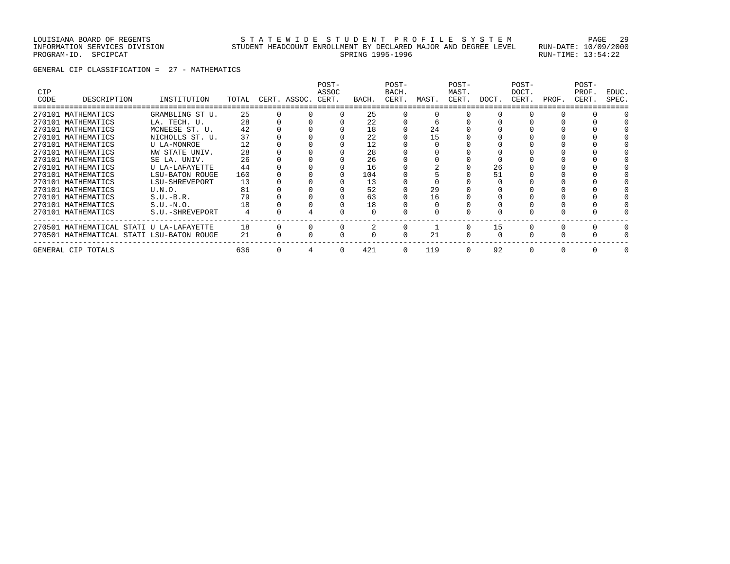GENERAL CIP CLASSIFICATION = 27 - MATHEMATICS

| CIP CODE | DESCRIPTION | INSTITUTION | TOTAL | CERT. | ASSOC. | POST-ASSOC CERT. | BACH. | POST-BACH. CERT. | MAST. | POST-MAST. CERT. | DOCT. | POST-DOCT. CERT. | PROF. | POST-PROF. CERT. | EDUC. SPEC. |
|---|---|---|---|---|---|---|---|---|---|---|---|---|---|---|---|
| 270101 | MATHEMATICS | GRAMBLING ST U. | 25 | 0 | 0 | 0 | 25 | 0 | 0 | 0 | 0 | 0 | 0 | 0 | 0 |
| 270101 | MATHEMATICS | LA. TECH. U. | 28 | 0 | 0 | 0 | 22 | 0 | 6 | 0 | 0 | 0 | 0 | 0 | 0 |
| 270101 | MATHEMATICS | MCNEESE ST. U. | 42 | 0 | 0 | 0 | 18 | 0 | 24 | 0 | 0 | 0 | 0 | 0 | 0 |
| 270101 | MATHEMATICS | NICHOLLS ST. U. | 37 | 0 | 0 | 0 | 22 | 0 | 15 | 0 | 0 | 0 | 0 | 0 | 0 |
| 270101 | MATHEMATICS | U LA-MONROE | 12 | 0 | 0 | 0 | 12 | 0 | 0 | 0 | 0 | 0 | 0 | 0 | 0 |
| 270101 | MATHEMATICS | NW STATE UNIV. | 28 | 0 | 0 | 0 | 28 | 0 | 0 | 0 | 0 | 0 | 0 | 0 | 0 |
| 270101 | MATHEMATICS | SE LA. UNIV. | 26 | 0 | 0 | 0 | 26 | 0 | 0 | 0 | 0 | 0 | 0 | 0 | 0 |
| 270101 | MATHEMATICS | U LA-LAFAYETTE | 44 | 0 | 0 | 0 | 16 | 0 | 2 | 0 | 26 | 0 | 0 | 0 | 0 |
| 270101 | MATHEMATICS | LSU-BATON ROUGE | 160 | 0 | 0 | 0 | 104 | 0 | 5 | 0 | 51 | 0 | 0 | 0 | 0 |
| 270101 | MATHEMATICS | LSU-SHREVEPORT | 13 | 0 | 0 | 0 | 13 | 0 | 0 | 0 | 0 | 0 | 0 | 0 | 0 |
| 270101 | MATHEMATICS | U.N.O. | 81 | 0 | 0 | 0 | 52 | 0 | 29 | 0 | 0 | 0 | 0 | 0 | 0 |
| 270101 | MATHEMATICS | S.U.-B.R. | 79 | 0 | 0 | 0 | 63 | 0 | 16 | 0 | 0 | 0 | 0 | 0 | 0 |
| 270101 | MATHEMATICS | S.U.-N.O. | 18 | 0 | 0 | 0 | 18 | 0 | 0 | 0 | 0 | 0 | 0 | 0 | 0 |
| 270101 | MATHEMATICS | S.U.-SHREVEPORT | 4 | 0 | 4 | 0 | 0 | 0 | 0 | 0 | 0 | 0 | 0 | 0 | 0 |
| 270501 | MATHEMATICAL STATI | U LA-LAFAYETTE | 18 | 0 | 0 | 0 | 2 | 0 | 1 | 0 | 15 | 0 | 0 | 0 | 0 |
| 270501 | MATHEMATICAL STATI | LSU-BATON ROUGE | 21 | 0 | 0 | 0 | 0 | 0 | 21 | 0 | 0 | 0 | 0 | 0 | 0 |
| GENERAL CIP TOTALS | | | 636 | 0 | 4 | 0 | 421 | 0 | 119 | 0 | 92 | 0 | 0 | 0 | 0 |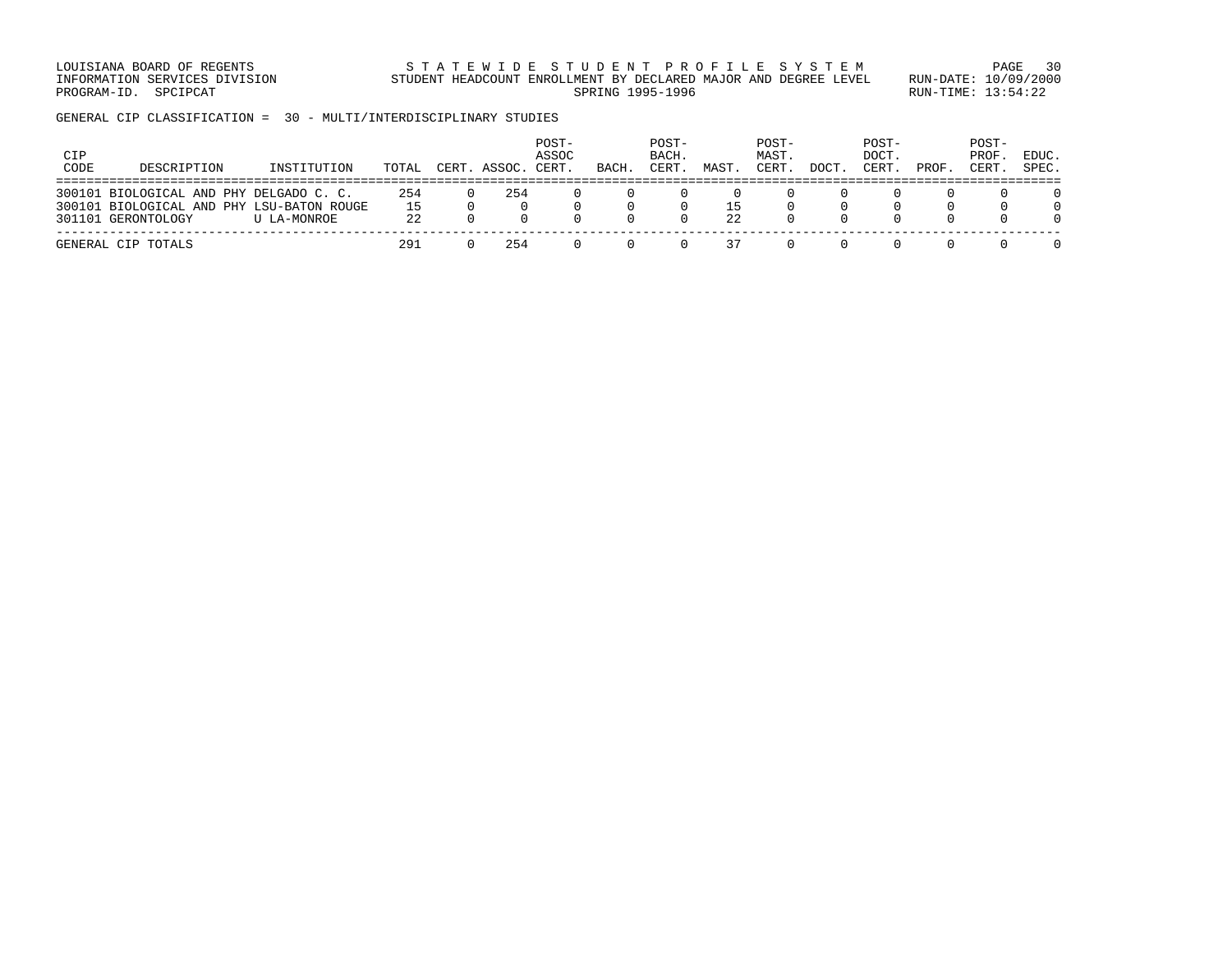LOUISIANA BOARD OF REGENTS
INFORMATION SERVICES DIVISION
PROGRAM-ID. SPCIPCAT

S T A T E W I D E S T U D E N T P R O F I L E S Y S T E M
STUDENT HEADCOUNT ENROLLMENT BY DECLARED MAJOR AND DEGREE LEVEL
SPRING 1995-1996

RUN-DATE: 10/09/2000
RUN-TIME: 13:54:22

GENERAL CIP CLASSIFICATION = 30 - MULTI/INTERDISCIPLINARY STUDIES

| CIP CODE | DESCRIPTION | INSTITUTION | TOTAL | CERT. | ASSOC. | POST-ASSOC CERT. | BACH. | POST-BACH. CERT. | MAST. | POST-MAST. CERT. | DOCT. | POST-DOCT. CERT. | PROF. | POST-PROF. CERT. | EDUC. SPEC. |
|---|---|---|---|---|---|---|---|---|---|---|---|---|---|---|---|
| 300101 | BIOLOGICAL AND PHY | DELGADO C. C. | 254 | 0 | 254 | 0 | 0 | 0 | 0 | 0 | 0 | 0 | 0 | 0 | 0 |
| 300101 | BIOLOGICAL AND PHY | LSU-BATON ROUGE | 15 | 0 | 0 | 0 | 0 | 0 | 15 | 0 | 0 | 0 | 0 | 0 | 0 |
| 301101 | GERONTOLOGY | U LA-MONROE | 22 | 0 | 0 | 0 | 0 | 0 | 22 | 0 | 0 | 0 | 0 | 0 | 0 |
| GENERAL CIP TOTALS | | | 291 | 0 | 254 | 0 | 0 | 0 | 37 | 0 | 0 | 0 | 0 | 0 | 0 |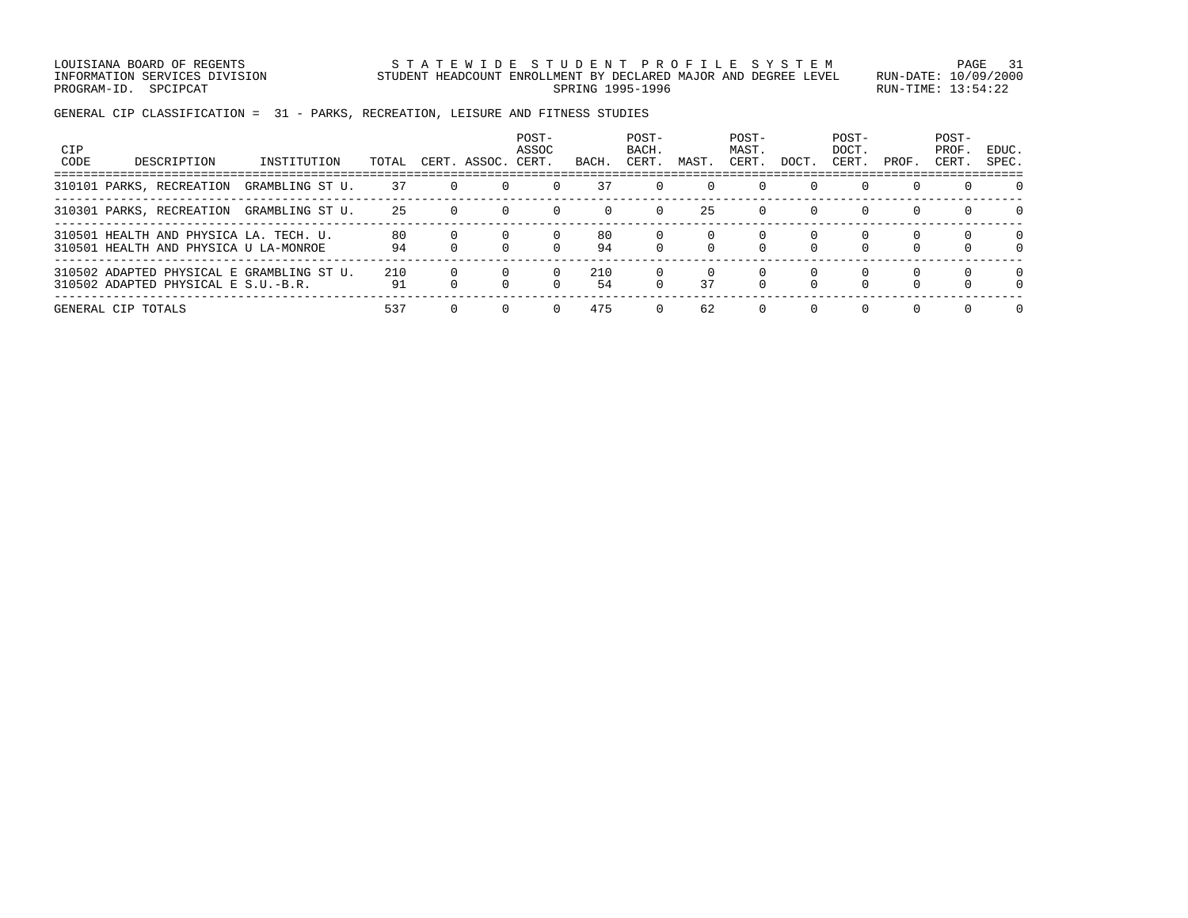LOUISIANA BOARD OF REGENTS
INFORMATION SERVICES DIVISION
PROGRAM-ID. SPCIPCAT

STATEWIDE STUDENT PROFILE SYSTEM
STUDENT HEADCOUNT ENROLLMENT BY DECLARED MAJOR AND DEGREE LEVEL
SPRING 1995-1996

RUN-DATE: 10/09/2000
RUN-TIME: 13:54:22

GENERAL CIP CLASSIFICATION = 31 - PARKS, RECREATION, LEISURE AND FITNESS STUDIES

| CIP CODE | DESCRIPTION | INSTITUTION | TOTAL | CERT. | ASSOC. | POST-ASSOC CERT. | BACH. | POST-BACH. CERT. | MAST. | POST-MAST. CERT. | DOCT. | POST-DOCT. CERT. | PROF. | POST-PROF. CERT. | EDUC. SPEC. |
|---|---|---|---|---|---|---|---|---|---|---|---|---|---|---|---|
| 310101 | PARKS, RECREATION | GRAMBLING ST U. | 37 | 0 | 0 | 0 | 37 | 0 | 0 | 0 | 0 | 0 | 0 | 0 | 0 |
| 310301 | PARKS, RECREATION | GRAMBLING ST U. | 25 | 0 | 0 | 0 | 0 | 0 | 25 | 0 | 0 | 0 | 0 | 0 | 0 |
| 310501 | HEALTH AND PHYSICA | LA. TECH. U. | 80 | 0 | 0 | 0 | 80 | 0 | 0 | 0 | 0 | 0 | 0 | 0 | 0 |
| 310501 | HEALTH AND PHYSICA | U LA-MONROE | 94 | 0 | 0 | 0 | 94 | 0 | 0 | 0 | 0 | 0 | 0 | 0 | 0 |
| 310502 | ADAPTED PHYSICAL E | GRAMBLING ST U. | 210 | 0 | 0 | 0 | 210 | 0 | 0 | 0 | 0 | 0 | 0 | 0 | 0 |
| 310502 | ADAPTED PHYSICAL E | S.U.-B.R. | 91 | 0 | 0 | 0 | 54 | 0 | 37 | 0 | 0 | 0 | 0 | 0 | 0 |
| GENERAL CIP TOTALS | | | 537 | 0 | 0 | 0 | 475 | 0 | 62 | 0 | 0 | 0 | 0 | 0 | 0 |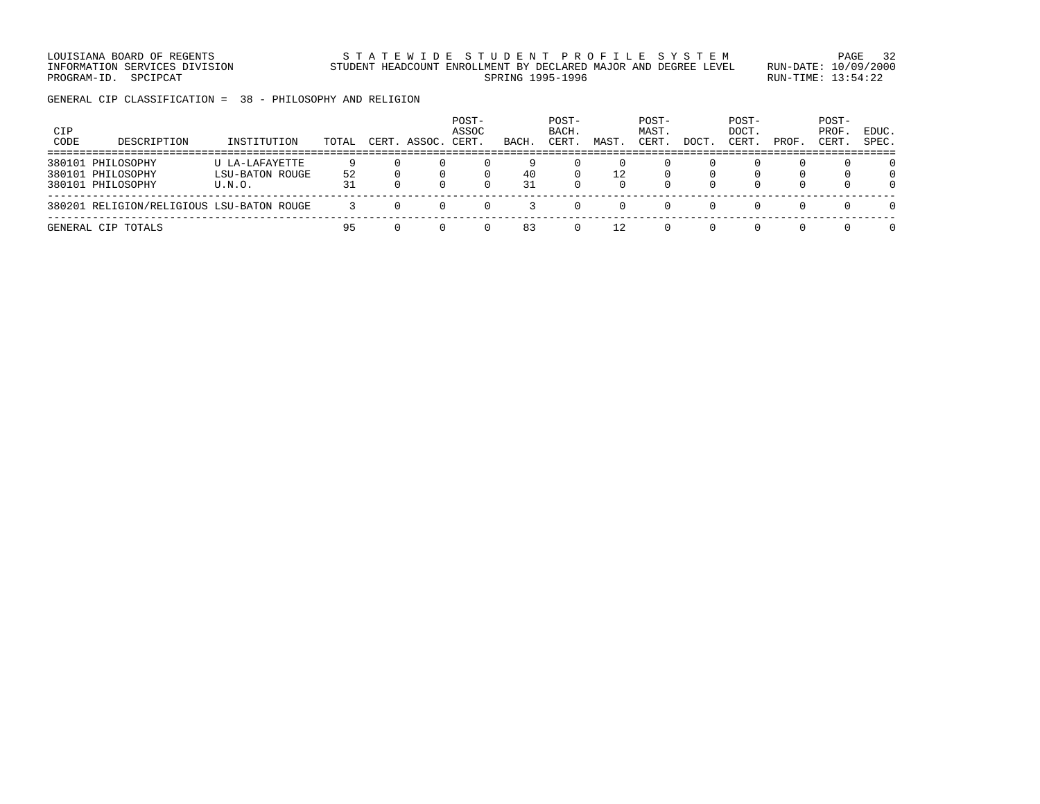GENERAL CIP CLASSIFICATION = 38 - PHILOSOPHY AND RELIGION

| CIP CODE | DESCRIPTION | INSTITUTION | TOTAL | CERT. | ASSOC. | POST-ASSOC CERT. | BACH. | POST-BACH. CERT. | MAST. | POST-MAST. CERT. | DOCT. | POST-DOCT. CERT. | PROF. | POST-PROF. CERT. | EDUC. SPEC. |
|---|---|---|---|---|---|---|---|---|---|---|---|---|---|---|---|
| 380101 | PHILOSOPHY | U LA-LAFAYETTE | 9 | 0 | 0 | 0 | 9 | 0 | 0 | 0 | 0 | 0 | 0 | 0 | 0 |
| 380101 | PHILOSOPHY | LSU-BATON ROUGE | 52 | 0 | 0 | 0 | 40 | 0 | 12 | 0 | 0 | 0 | 0 | 0 | 0 |
| 380101 | PHILOSOPHY | U.N.O. | 31 | 0 | 0 | 0 | 31 | 0 | 0 | 0 | 0 | 0 | 0 | 0 | 0 |
| 380201 | RELIGION/RELIGIOUS | LSU-BATON ROUGE | 3 | 0 | 0 | 0 | 3 | 0 | 0 | 0 | 0 | 0 | 0 | 0 | 0 |
| GENERAL CIP TOTALS | | | 95 | 0 | 0 | 0 | 83 | 0 | 12 | 0 | 0 | 0 | 0 | 0 | 0 |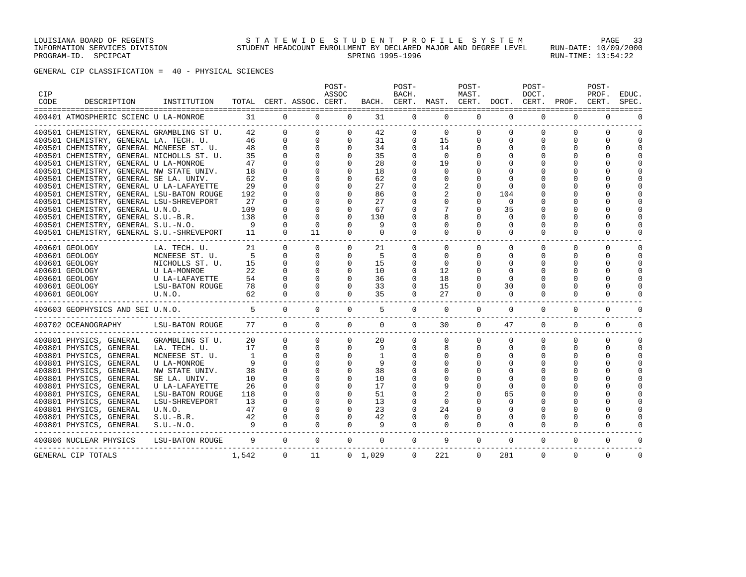GENERAL CIP CLASSIFICATION = 40 - PHYSICAL SCIENCES

| CIP CODE | DESCRIPTION | INSTITUTION | TOTAL | CERT. | ASSOC. | POST-ASSOC CERT. | BACH. | POST-BACH. CERT. | MAST. | POST-MAST. CERT. | DOCT. | POST-DOCT. CERT. | PROF. | POST-PROF. CERT. | EDUC. SPEC. |
|---|---|---|---|---|---|---|---|---|---|---|---|---|---|---|---|
| 400401 | ATMOSPHERIC SCIENC | U LA-MONROE | 31 | 0 | 0 | 0 | 31 | 0 | 0 | 0 | 0 | 0 | 0 | 0 | 0 |
| 400501 | CHEMISTRY, GENERAL | GRAMBLING ST U. | 42 | 0 | 0 | 0 | 42 | 0 | 0 | 0 | 0 | 0 | 0 | 0 | 0 |
| 400501 | CHEMISTRY, GENERAL | LA. TECH. U. | 46 | 0 | 0 | 0 | 31 | 0 | 15 | 0 | 0 | 0 | 0 | 0 | 0 |
| 400501 | CHEMISTRY, GENERAL | MCNEESE ST. U. | 48 | 0 | 0 | 0 | 34 | 0 | 14 | 0 | 0 | 0 | 0 | 0 | 0 |
| 400501 | CHEMISTRY, GENERAL | NICHOLLS ST. U. | 35 | 0 | 0 | 0 | 35 | 0 | 0 | 0 | 0 | 0 | 0 | 0 | 0 |
| 400501 | CHEMISTRY, GENERAL | U LA-MONROE | 47 | 0 | 0 | 0 | 28 | 0 | 19 | 0 | 0 | 0 | 0 | 0 | 0 |
| 400501 | CHEMISTRY, GENERAL | NW STATE UNIV. | 18 | 0 | 0 | 0 | 18 | 0 | 0 | 0 | 0 | 0 | 0 | 0 | 0 |
| 400501 | CHEMISTRY, GENERAL | SE LA. UNIV. | 62 | 0 | 0 | 0 | 62 | 0 | 0 | 0 | 0 | 0 | 0 | 0 | 0 |
| 400501 | CHEMISTRY, GENERAL | U LA-LAFAYETTE | 29 | 0 | 0 | 0 | 27 | 0 | 2 | 0 | 0 | 0 | 0 | 0 | 0 |
| 400501 | CHEMISTRY, GENERAL | LSU-BATON ROUGE | 192 | 0 | 0 | 0 | 86 | 0 | 2 | 0 | 104 | 0 | 0 | 0 | 0 |
| 400501 | CHEMISTRY, GENERAL | LSU-SHREVEPORT | 27 | 0 | 0 | 0 | 27 | 0 | 0 | 0 | 0 | 0 | 0 | 0 | 0 |
| 400501 | CHEMISTRY, GENERAL | U.N.O. | 109 | 0 | 0 | 0 | 67 | 0 | 7 | 0 | 35 | 0 | 0 | 0 | 0 |
| 400501 | CHEMISTRY, GENERAL | S.U.-B.R. | 138 | 0 | 0 | 0 | 130 | 0 | 8 | 0 | 0 | 0 | 0 | 0 | 0 |
| 400501 | CHEMISTRY, GENERAL | S.U.-N.O. | 9 | 0 | 0 | 0 | 9 | 0 | 0 | 0 | 0 | 0 | 0 | 0 | 0 |
| 400501 | CHEMISTRY, GENERAL | S.U.-SHREVEPORT | 11 | 0 | 11 | 0 | 0 | 0 | 0 | 0 | 0 | 0 | 0 | 0 | 0 |
| 400601 | GEOLOGY | LA. TECH. U. | 21 | 0 | 0 | 0 | 21 | 0 | 0 | 0 | 0 | 0 | 0 | 0 | 0 |
| 400601 | GEOLOGY | MCNEESE ST. U. | 5 | 0 | 0 | 0 | 5 | 0 | 0 | 0 | 0 | 0 | 0 | 0 | 0 |
| 400601 | GEOLOGY | NICHOLLS ST. U. | 15 | 0 | 0 | 0 | 15 | 0 | 0 | 0 | 0 | 0 | 0 | 0 | 0 |
| 400601 | GEOLOGY | U LA-MONROE | 22 | 0 | 0 | 0 | 10 | 0 | 12 | 0 | 0 | 0 | 0 | 0 | 0 |
| 400601 | GEOLOGY | U LA-LAFAYETTE | 54 | 0 | 0 | 0 | 36 | 0 | 18 | 0 | 0 | 0 | 0 | 0 | 0 |
| 400601 | GEOLOGY | LSU-BATON ROUGE | 78 | 0 | 0 | 0 | 33 | 0 | 15 | 0 | 30 | 0 | 0 | 0 | 0 |
| 400601 | GEOLOGY | U.N.O. | 62 | 0 | 0 | 0 | 35 | 0 | 27 | 0 | 0 | 0 | 0 | 0 | 0 |
| 400603 | GEOPHYSICS AND SEI | U.N.O. | 5 | 0 | 0 | 0 | 5 | 0 | 0 | 0 | 0 | 0 | 0 | 0 | 0 |
| 400702 | OCEANOGRAPHY | LSU-BATON ROUGE | 77 | 0 | 0 | 0 | 0 | 0 | 30 | 0 | 47 | 0 | 0 | 0 | 0 |
| 400801 | PHYSICS, GENERAL | GRAMBLING ST U. | 20 | 0 | 0 | 0 | 20 | 0 | 0 | 0 | 0 | 0 | 0 | 0 | 0 |
| 400801 | PHYSICS, GENERAL | LA. TECH. U. | 17 | 0 | 0 | 0 | 9 | 0 | 8 | 0 | 0 | 0 | 0 | 0 | 0 |
| 400801 | PHYSICS, GENERAL | MCNEESE ST. U. | 1 | 0 | 0 | 0 | 1 | 0 | 0 | 0 | 0 | 0 | 0 | 0 | 0 |
| 400801 | PHYSICS, GENERAL | U LA-MONROE | 9 | 0 | 0 | 0 | 9 | 0 | 0 | 0 | 0 | 0 | 0 | 0 | 0 |
| 400801 | PHYSICS, GENERAL | NW STATE UNIV. | 38 | 0 | 0 | 0 | 38 | 0 | 0 | 0 | 0 | 0 | 0 | 0 | 0 |
| 400801 | PHYSICS, GENERAL | SE LA. UNIV. | 10 | 0 | 0 | 0 | 10 | 0 | 0 | 0 | 0 | 0 | 0 | 0 | 0 |
| 400801 | PHYSICS, GENERAL | U LA-LAFAYETTE | 26 | 0 | 0 | 0 | 17 | 0 | 9 | 0 | 0 | 0 | 0 | 0 | 0 |
| 400801 | PHYSICS, GENERAL | LSU-BATON ROUGE | 118 | 0 | 0 | 0 | 51 | 0 | 2 | 0 | 65 | 0 | 0 | 0 | 0 |
| 400801 | PHYSICS, GENERAL | LSU-SHREVEPORT | 13 | 0 | 0 | 0 | 13 | 0 | 0 | 0 | 0 | 0 | 0 | 0 | 0 |
| 400801 | PHYSICS, GENERAL | U.N.O. | 47 | 0 | 0 | 0 | 23 | 0 | 24 | 0 | 0 | 0 | 0 | 0 | 0 |
| 400801 | PHYSICS, GENERAL | S.U.-B.R. | 42 | 0 | 0 | 0 | 42 | 0 | 0 | 0 | 0 | 0 | 0 | 0 | 0 |
| 400801 | PHYSICS, GENERAL | S.U.-N.O. | 9 | 0 | 0 | 0 | 9 | 0 | 0 | 0 | 0 | 0 | 0 | 0 | 0 |
| 400806 | NUCLEAR PHYSICS | LSU-BATON ROUGE | 9 | 0 | 0 | 0 | 0 | 0 | 9 | 0 | 0 | 0 | 0 | 0 | 0 |
| GENERAL CIP TOTALS | | | 1,542 | 0 | 11 | 0 | 1,029 | 0 | 221 | 0 | 281 | 0 | 0 | 0 | 0 |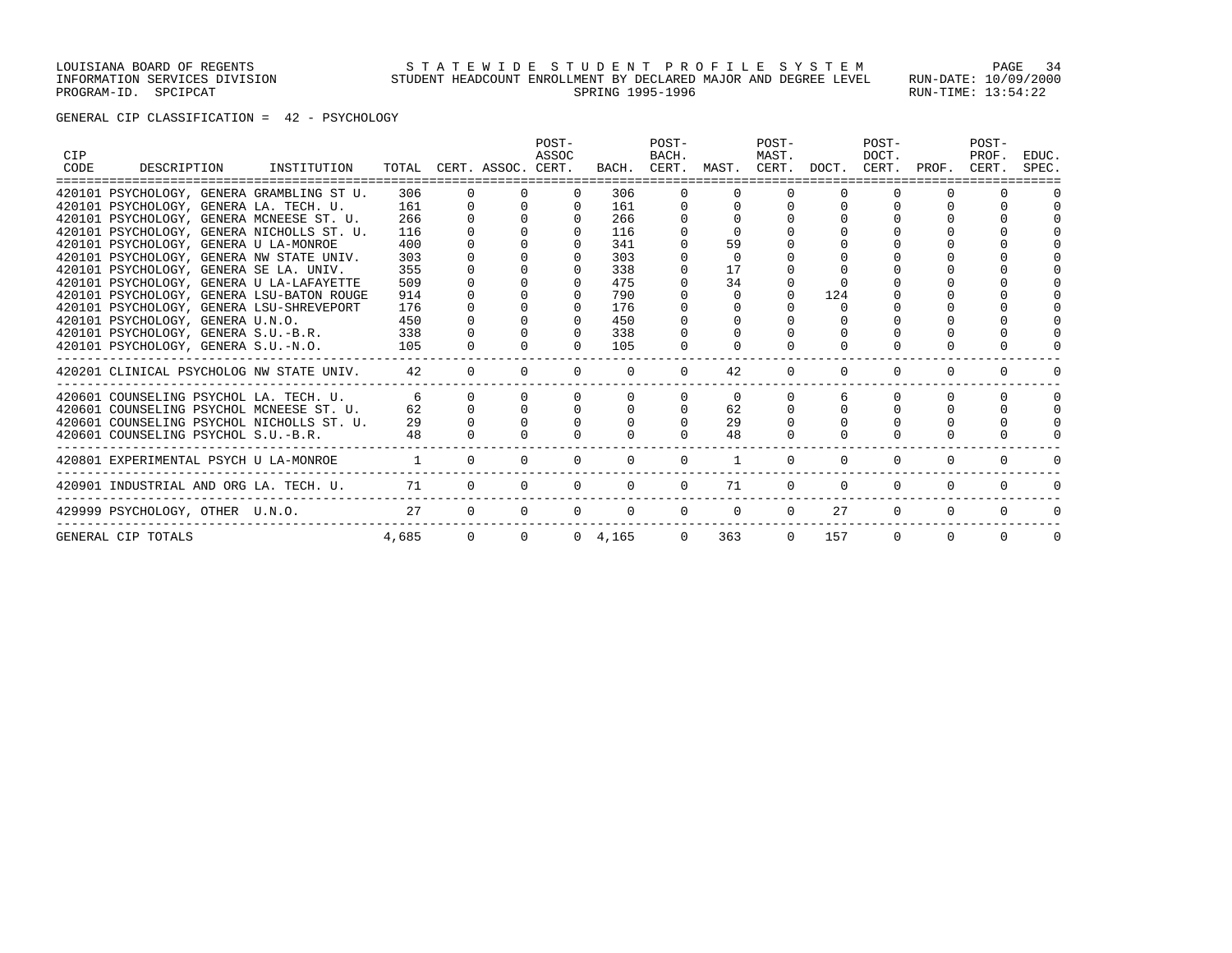LOUISIANA BOARD OF REGENTS — STATEWIDE STUDENT PROFILE SYSTEM
INFORMATION SERVICES DIVISION — STUDENT HEADCOUNT ENROLLMENT BY DECLARED MAJOR AND DEGREE LEVEL — RUN-DATE: 10/09/2000
PROGRAM-ID. SPCIPCAT — SPRING 1995-1996 — RUN-TIME: 13:54:22

GENERAL CIP CLASSIFICATION = 42 - PSYCHOLOGY

| CIP CODE | DESCRIPTION | INSTITUTION | TOTAL | CERT. | ASSOC. | POST-ASSOC CERT. | BACH. | POST-BACH. CERT. | MAST. | POST-MAST. CERT. | DOCT. | POST-DOCT. CERT. | PROF. | POST-PROF. CERT. | EDUC. SPEC. |
|---|---|---|---|---|---|---|---|---|---|---|---|---|---|---|---|
| 420101 | PSYCHOLOGY, GENERA | GRAMBLING ST U. | 306 | 0 | 0 | 0 | 306 | 0 | 0 | 0 | 0 | 0 | 0 | 0 | 0 |
| 420101 | PSYCHOLOGY, GENERA | LA. TECH. U. | 161 | 0 | 0 | 0 | 161 | 0 | 0 | 0 | 0 | 0 | 0 | 0 | 0 |
| 420101 | PSYCHOLOGY, GENERA | MCNEESE ST. U. | 266 | 0 | 0 | 0 | 266 | 0 | 0 | 0 | 0 | 0 | 0 | 0 | 0 |
| 420101 | PSYCHOLOGY, GENERA | NICHOLLS ST. U. | 116 | 0 | 0 | 0 | 116 | 0 | 0 | 0 | 0 | 0 | 0 | 0 | 0 |
| 420101 | PSYCHOLOGY, GENERA | U LA-MONROE | 400 | 0 | 0 | 0 | 341 | 0 | 59 | 0 | 0 | 0 | 0 | 0 | 0 |
| 420101 | PSYCHOLOGY, GENERA | NW STATE UNIV. | 303 | 0 | 0 | 0 | 303 | 0 | 0 | 0 | 0 | 0 | 0 | 0 | 0 |
| 420101 | PSYCHOLOGY, GENERA | SE LA. UNIV. | 355 | 0 | 0 | 0 | 338 | 0 | 17 | 0 | 0 | 0 | 0 | 0 | 0 |
| 420101 | PSYCHOLOGY, GENERA | U LA-LAFAYETTE | 509 | 0 | 0 | 0 | 475 | 0 | 34 | 0 | 0 | 0 | 0 | 0 | 0 |
| 420101 | PSYCHOLOGY, GENERA | LSU-BATON ROUGE | 914 | 0 | 0 | 0 | 790 | 0 | 0 | 0 | 124 | 0 | 0 | 0 | 0 |
| 420101 | PSYCHOLOGY, GENERA | LSU-SHREVEPORT | 176 | 0 | 0 | 0 | 176 | 0 | 0 | 0 | 0 | 0 | 0 | 0 | 0 |
| 420101 | PSYCHOLOGY, GENERA | U.N.O. | 450 | 0 | 0 | 0 | 450 | 0 | 0 | 0 | 0 | 0 | 0 | 0 | 0 |
| 420101 | PSYCHOLOGY, GENERA | S.U.-B.R. | 338 | 0 | 0 | 0 | 338 | 0 | 0 | 0 | 0 | 0 | 0 | 0 | 0 |
| 420101 | PSYCHOLOGY, GENERA | S.U.-N.O. | 105 | 0 | 0 | 0 | 105 | 0 | 0 | 0 | 0 | 0 | 0 | 0 | 0 |
| 420201 | CLINICAL PSYCHOLOG | NW STATE UNIV. | 42 | 0 | 0 | 0 | 0 | 0 | 42 | 0 | 0 | 0 | 0 | 0 | 0 |
| 420601 | COUNSELING PSYCHOL | LA. TECH. U. | 6 | 0 | 0 | 0 | 0 | 0 | 0 | 0 | 6 | 0 | 0 | 0 | 0 |
| 420601 | COUNSELING PSYCHOL | MCNEESE ST. U. | 62 | 0 | 0 | 0 | 0 | 0 | 62 | 0 | 0 | 0 | 0 | 0 | 0 |
| 420601 | COUNSELING PSYCHOL | NICHOLLS ST. U. | 29 | 0 | 0 | 0 | 0 | 0 | 29 | 0 | 0 | 0 | 0 | 0 | 0 |
| 420601 | COUNSELING PSYCHOL | S.U.-B.R. | 48 | 0 | 0 | 0 | 0 | 0 | 48 | 0 | 0 | 0 | 0 | 0 | 0 |
| 420801 | EXPERIMENTAL PSYCH | U LA-MONROE | 1 | 0 | 0 | 0 | 0 | 0 | 1 | 0 | 0 | 0 | 0 | 0 | 0 |
| 420901 | INDUSTRIAL AND ORG | LA. TECH. U. | 71 | 0 | 0 | 0 | 0 | 0 | 71 | 0 | 0 | 0 | 0 | 0 | 0 |
| 429999 | PSYCHOLOGY, OTHER | U.N.O. | 27 | 0 | 0 | 0 | 0 | 0 | 0 | 0 | 27 | 0 | 0 | 0 | 0 |
| GENERAL CIP TOTALS | | | 4,685 | 0 | 0 | 0 | 4,165 | 0 | 363 | 0 | 157 | 0 | 0 | 0 | 0 |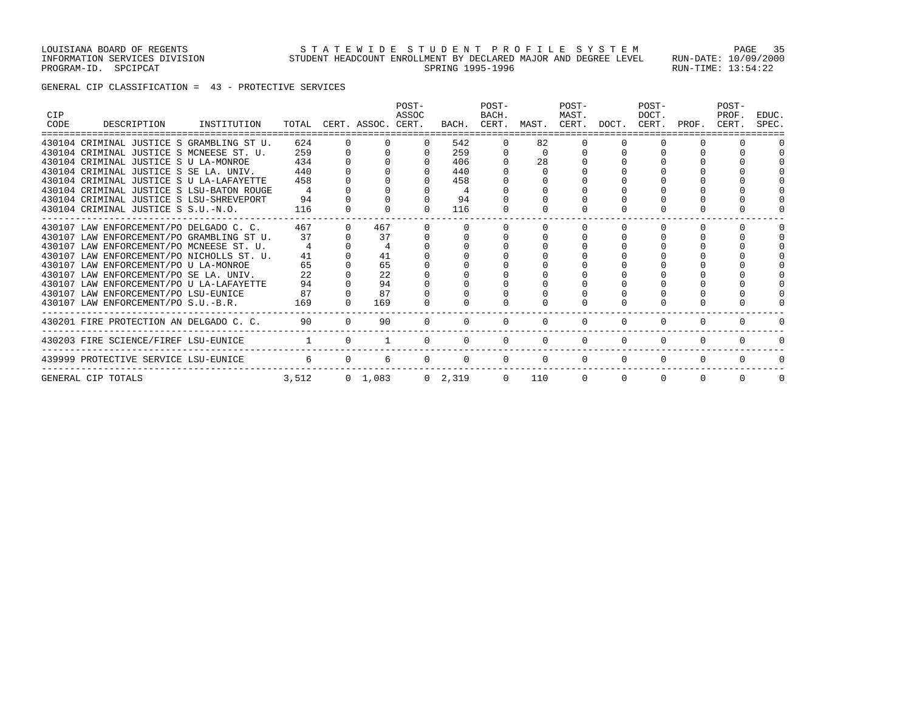LOUISIANA BOARD OF REGENTS — S T A T E W I D E S T U D E N T P R O F I L E S Y S T E M

INFORMATION SERVICES DIVISION — STUDENT HEADCOUNT ENROLLMENT BY DECLARED MAJOR AND DEGREE LEVEL — RUN-DATE: 10/09/2000

PROGRAM-ID. SPCIPCAT — SPRING 1995-1996 — RUN-TIME: 13:54:22

GENERAL CIP CLASSIFICATION = 43 - PROTECTIVE SERVICES

| CIP CODE | DESCRIPTION | INSTITUTION | TOTAL | CERT. | ASSOC. | POST-ASSOC CERT. | BACH. | POST-BACH. CERT. | MAST. | POST-MAST. CERT. | DOCT. | POST-DOCT. CERT. | PROF. | POST-PROF. CERT. | EDUC. SPEC. |
|---|---|---|---|---|---|---|---|---|---|---|---|---|---|---|---|
| 430104 | CRIMINAL JUSTICE S | GRAMBLING ST U. | 624 | 0 | 0 | 0 | 542 | 0 | 82 | 0 | 0 | 0 | 0 | 0 | 0 |
| 430104 | CRIMINAL JUSTICE S | MCNEESE ST. U. | 259 | 0 | 0 | 0 | 259 | 0 | 0 | 0 | 0 | 0 | 0 | 0 | 0 |
| 430104 | CRIMINAL JUSTICE S | U LA-MONROE | 434 | 0 | 0 | 0 | 406 | 0 | 28 | 0 | 0 | 0 | 0 | 0 | 0 |
| 430104 | CRIMINAL JUSTICE S | SE LA. UNIV. | 440 | 0 | 0 | 0 | 440 | 0 | 0 | 0 | 0 | 0 | 0 | 0 | 0 |
| 430104 | CRIMINAL JUSTICE S | U LA-LAFAYETTE | 458 | 0 | 0 | 0 | 458 | 0 | 0 | 0 | 0 | 0 | 0 | 0 | 0 |
| 430104 | CRIMINAL JUSTICE S | LSU-BATON ROUGE | 4 | 0 | 0 | 0 | 4 | 0 | 0 | 0 | 0 | 0 | 0 | 0 | 0 |
| 430104 | CRIMINAL JUSTICE S | LSU-SHREVEPORT | 94 | 0 | 0 | 0 | 94 | 0 | 0 | 0 | 0 | 0 | 0 | 0 | 0 |
| 430104 | CRIMINAL JUSTICE S | S.U.-N.O. | 116 | 0 | 0 | 0 | 116 | 0 | 0 | 0 | 0 | 0 | 0 | 0 | 0 |
| 430107 | LAW ENFORCEMENT/PO | DELGADO C. C. | 467 | 0 | 467 | 0 | 0 | 0 | 0 | 0 | 0 | 0 | 0 | 0 | 0 |
| 430107 | LAW ENFORCEMENT/PO | GRAMBLING ST U. | 37 | 0 | 37 | 0 | 0 | 0 | 0 | 0 | 0 | 0 | 0 | 0 | 0 |
| 430107 | LAW ENFORCEMENT/PO | MCNEESE ST. U. | 4 | 0 | 4 | 0 | 0 | 0 | 0 | 0 | 0 | 0 | 0 | 0 | 0 |
| 430107 | LAW ENFORCEMENT/PO | NICHOLLS ST. U. | 41 | 0 | 41 | 0 | 0 | 0 | 0 | 0 | 0 | 0 | 0 | 0 | 0 |
| 430107 | LAW ENFORCEMENT/PO | U LA-MONROE | 65 | 0 | 65 | 0 | 0 | 0 | 0 | 0 | 0 | 0 | 0 | 0 | 0 |
| 430107 | LAW ENFORCEMENT/PO | SE LA. UNIV. | 22 | 0 | 22 | 0 | 0 | 0 | 0 | 0 | 0 | 0 | 0 | 0 | 0 |
| 430107 | LAW ENFORCEMENT/PO | U LA-LAFAYETTE | 94 | 0 | 94 | 0 | 0 | 0 | 0 | 0 | 0 | 0 | 0 | 0 | 0 |
| 430107 | LAW ENFORCEMENT/PO | LSU-EUNICE | 87 | 0 | 87 | 0 | 0 | 0 | 0 | 0 | 0 | 0 | 0 | 0 | 0 |
| 430107 | LAW ENFORCEMENT/PO | S.U.-B.R. | 169 | 0 | 169 | 0 | 0 | 0 | 0 | 0 | 0 | 0 | 0 | 0 | 0 |
| 430201 | FIRE PROTECTION AN | DELGADO C. C. | 90 | 0 | 90 | 0 | 0 | 0 | 0 | 0 | 0 | 0 | 0 | 0 | 0 |
| 430203 | FIRE SCIENCE/FIREF | LSU-EUNICE | 1 | 0 | 1 | 0 | 0 | 0 | 0 | 0 | 0 | 0 | 0 | 0 | 0 |
| 439999 | PROTECTIVE SERVICE | LSU-EUNICE | 6 | 0 | 6 | 0 | 0 | 0 | 0 | 0 | 0 | 0 | 0 | 0 | 0 |
| GENERAL CIP TOTALS | | | 3,512 | 0 | 1,083 | 0 | 2,319 | 0 | 110 | 0 | 0 | 0 | 0 | 0 | 0 |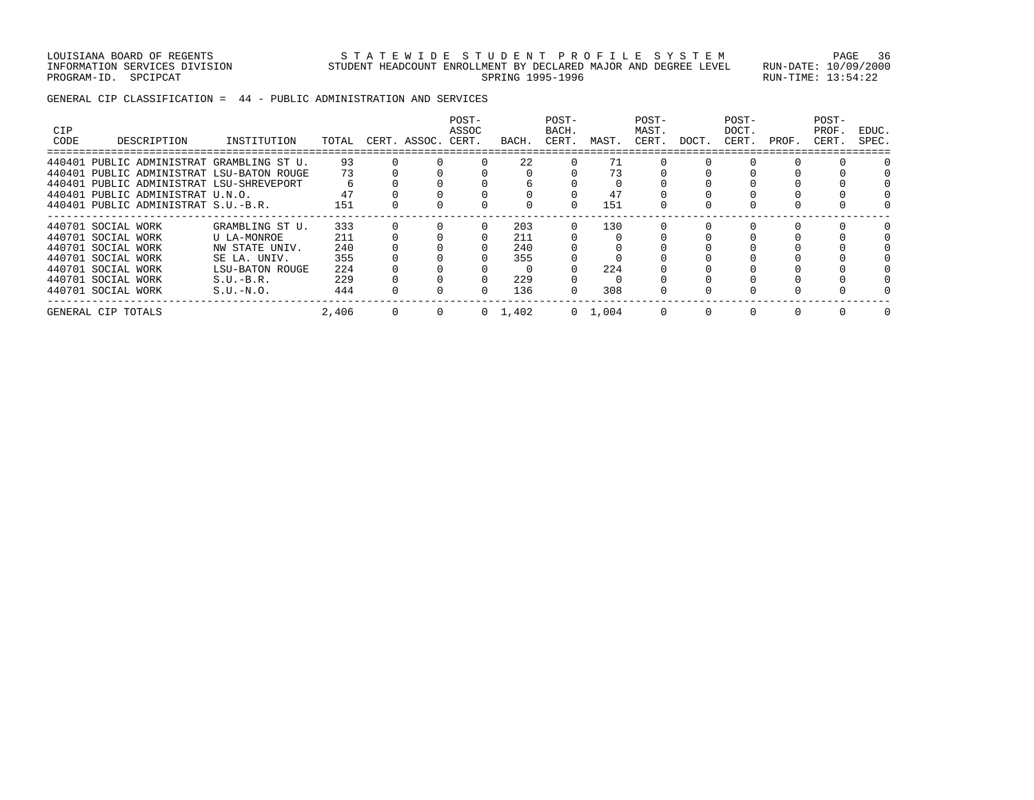LOUISIANA BOARD OF REGENTS — STATEWIDE STUDENT PROFILE SYSTEM
INFORMATION SERVICES DIVISION — STUDENT HEADCOUNT ENROLLMENT BY DECLARED MAJOR AND DEGREE LEVEL — RUN-DATE: 10/09/2000
PROGRAM-ID. SPCIPCAT — SPRING 1995-1996 — RUN-TIME: 13:54:22

GENERAL CIP CLASSIFICATION = 44 - PUBLIC ADMINISTRATION AND SERVICES

| CIP CODE | DESCRIPTION | INSTITUTION | TOTAL | CERT. | ASSOC. | POST-ASSOC CERT. | BACH. | POST-BACH. CERT. | MAST. | POST-MAST. CERT. | DOCT. | POST-DOCT. CERT. | PROF. | POST-PROF. CERT. | EDUC. SPEC. |
|---|---|---|---|---|---|---|---|---|---|---|---|---|---|---|---|
| 440401 | PUBLIC ADMINISTRAT | GRAMBLING ST U. | 93 | 0 | 0 | 0 | 22 | 0 | 71 | 0 | 0 | 0 | 0 | 0 | 0 |
| 440401 | PUBLIC ADMINISTRAT | LSU-BATON ROUGE | 73 | 0 | 0 | 0 | 0 | 0 | 73 | 0 | 0 | 0 | 0 | 0 | 0 |
| 440401 | PUBLIC ADMINISTRAT | LSU-SHREVEPORT | 6 | 0 | 0 | 0 | 6 | 0 | 0 | 0 | 0 | 0 | 0 | 0 | 0 |
| 440401 | PUBLIC ADMINISTRAT | U.N.O. | 47 | 0 | 0 | 0 | 0 | 0 | 47 | 0 | 0 | 0 | 0 | 0 | 0 |
| 440401 | PUBLIC ADMINISTRAT | S.U.-B.R. | 151 | 0 | 0 | 0 | 0 | 0 | 151 | 0 | 0 | 0 | 0 | 0 | 0 |
| 440701 | SOCIAL WORK | GRAMBLING ST U. | 333 | 0 | 0 | 0 | 203 | 0 | 130 | 0 | 0 | 0 | 0 | 0 | 0 |
| 440701 | SOCIAL WORK | U LA-MONROE | 211 | 0 | 0 | 0 | 211 | 0 | 0 | 0 | 0 | 0 | 0 | 0 | 0 |
| 440701 | SOCIAL WORK | NW STATE UNIV. | 240 | 0 | 0 | 0 | 240 | 0 | 0 | 0 | 0 | 0 | 0 | 0 | 0 |
| 440701 | SOCIAL WORK | SE LA. UNIV. | 355 | 0 | 0 | 0 | 355 | 0 | 0 | 0 | 0 | 0 | 0 | 0 | 0 |
| 440701 | SOCIAL WORK | LSU-BATON ROUGE | 224 | 0 | 0 | 0 | 0 | 0 | 224 | 0 | 0 | 0 | 0 | 0 | 0 |
| 440701 | SOCIAL WORK | S.U.-B.R. | 229 | 0 | 0 | 0 | 229 | 0 | 0 | 0 | 0 | 0 | 0 | 0 | 0 |
| 440701 | SOCIAL WORK | S.U.-N.O. | 444 | 0 | 0 | 0 | 136 | 0 | 308 | 0 | 0 | 0 | 0 | 0 | 0 |
| GENERAL CIP TOTALS | | | 2,406 | 0 | 0 | 0 | 1,402 | 0 | 1,004 | 0 | 0 | 0 | 0 | 0 | 0 |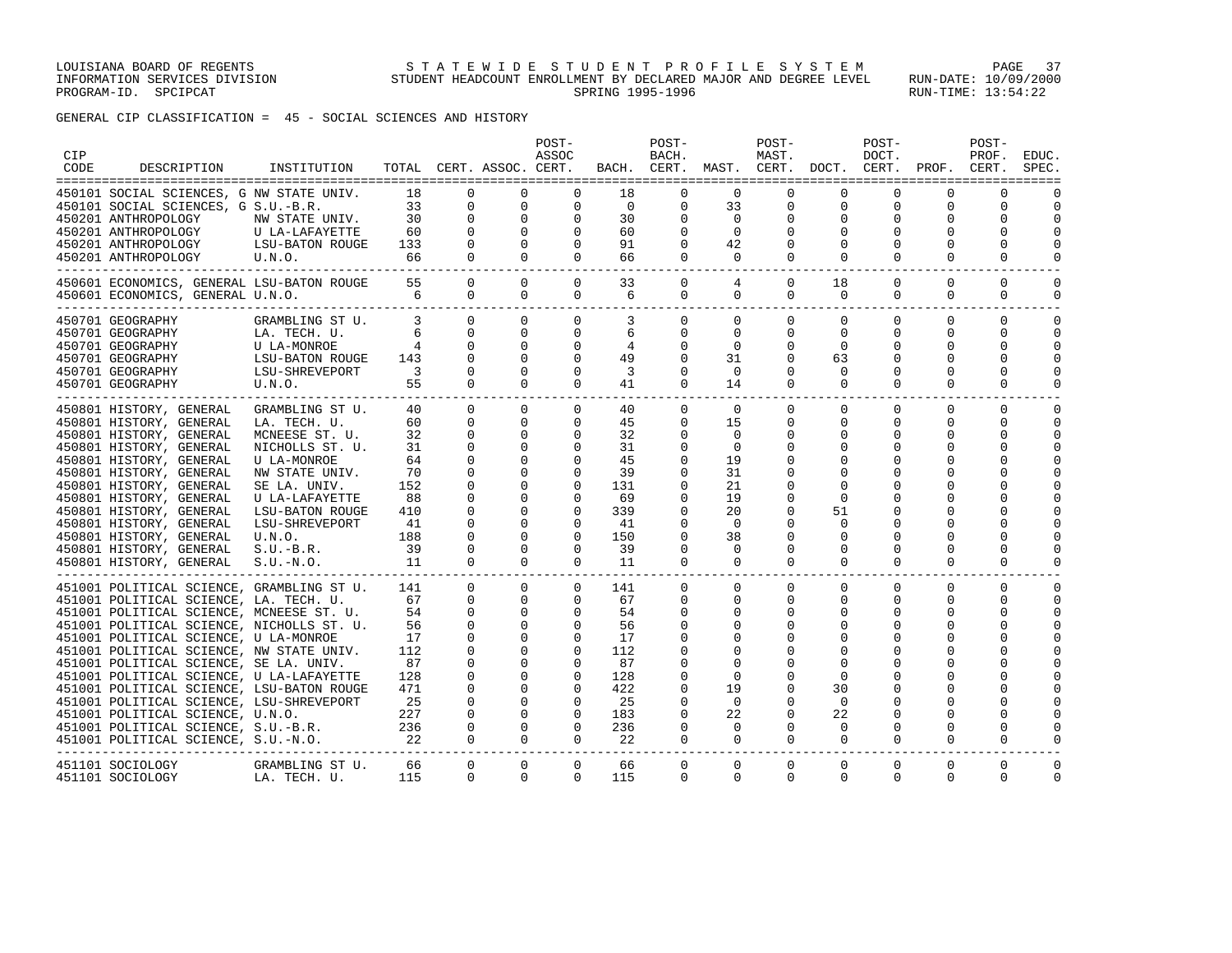LOUISIANA BOARD OF REGENTS — STATEWIDE STUDENT PROFILE SYSTEM
INFORMATION SERVICES DIVISION — STUDENT HEADCOUNT ENROLLMENT BY DECLARED MAJOR AND DEGREE LEVEL — RUN-DATE: 10/09/2000
PROGRAM-ID. SPCIPCAT — SPRING 1995-1996 — RUN-TIME: 13:54:22

GENERAL CIP CLASSIFICATION = 45 - SOCIAL SCIENCES AND HISTORY

| CIP CODE | DESCRIPTION | INSTITUTION | TOTAL | CERT. | ASSOC. | POST-ASSOC CERT. | BACH. | POST-BACH. CERT. | MAST. | POST-MAST. CERT. | DOCT. | POST-DOCT. CERT. | PROF. | POST-PROF. CERT. | EDUC. SPEC. |
|---|---|---|---|---|---|---|---|---|---|---|---|---|---|---|---|
| 450101 | SOCIAL SCIENCES, G | NW STATE UNIV. | 18 | 0 | 0 | 0 | 18 | 0 | 0 | 0 | 0 | 0 | 0 | 0 | 0 |
| 450101 | SOCIAL SCIENCES, G | S.U.-B.R. | 33 | 0 | 0 | 0 | 0 | 0 | 33 | 0 | 0 | 0 | 0 | 0 | 0 |
| 450201 | ANTHROPOLOGY | NW STATE UNIV. | 30 | 0 | 0 | 0 | 30 | 0 | 0 | 0 | 0 | 0 | 0 | 0 | 0 |
| 450201 | ANTHROPOLOGY | U LA-LAFAYETTE | 60 | 0 | 0 | 0 | 60 | 0 | 0 | 0 | 0 | 0 | 0 | 0 | 0 |
| 450201 | ANTHROPOLOGY | LSU-BATON ROUGE | 133 | 0 | 0 | 0 | 91 | 0 | 42 | 0 | 0 | 0 | 0 | 0 | 0 |
| 450201 | ANTHROPOLOGY | U.N.O. | 66 | 0 | 0 | 0 | 66 | 0 | 0 | 0 | 0 | 0 | 0 | 0 | 0 |
| 450601 | ECONOMICS, GENERAL | LSU-BATON ROUGE | 55 | 0 | 0 | 0 | 33 | 0 | 4 | 0 | 18 | 0 | 0 | 0 | 0 |
| 450601 | ECONOMICS, GENERAL | U.N.O. | 6 | 0 | 0 | 0 | 6 | 0 | 0 | 0 | 0 | 0 | 0 | 0 | 0 |
| 450701 | GEOGRAPHY | GRAMBLING ST U. | 3 | 0 | 0 | 0 | 3 | 0 | 0 | 0 | 0 | 0 | 0 | 0 | 0 |
| 450701 | GEOGRAPHY | LA. TECH. U. | 6 | 0 | 0 | 0 | 6 | 0 | 0 | 0 | 0 | 0 | 0 | 0 | 0 |
| 450701 | GEOGRAPHY | U LA-MONROE | 4 | 0 | 0 | 0 | 4 | 0 | 0 | 0 | 0 | 0 | 0 | 0 | 0 |
| 450701 | GEOGRAPHY | LSU-BATON ROUGE | 143 | 0 | 0 | 0 | 49 | 0 | 31 | 0 | 63 | 0 | 0 | 0 | 0 |
| 450701 | GEOGRAPHY | LSU-SHREVEPORT | 3 | 0 | 0 | 0 | 3 | 0 | 0 | 0 | 0 | 0 | 0 | 0 | 0 |
| 450701 | GEOGRAPHY | U.N.O. | 55 | 0 | 0 | 0 | 41 | 0 | 14 | 0 | 0 | 0 | 0 | 0 | 0 |
| 450801 | HISTORY, GENERAL | GRAMBLING ST U. | 40 | 0 | 0 | 0 | 40 | 0 | 0 | 0 | 0 | 0 | 0 | 0 | 0 |
| 450801 | HISTORY, GENERAL | LA. TECH. U. | 60 | 0 | 0 | 0 | 45 | 0 | 15 | 0 | 0 | 0 | 0 | 0 | 0 |
| 450801 | HISTORY, GENERAL | MCNEESE ST. U. | 32 | 0 | 0 | 0 | 32 | 0 | 0 | 0 | 0 | 0 | 0 | 0 | 0 |
| 450801 | HISTORY, GENERAL | NICHOLLS ST. U. | 31 | 0 | 0 | 0 | 31 | 0 | 0 | 0 | 0 | 0 | 0 | 0 | 0 |
| 450801 | HISTORY, GENERAL | U LA-MONROE | 64 | 0 | 0 | 0 | 45 | 0 | 19 | 0 | 0 | 0 | 0 | 0 | 0 |
| 450801 | HISTORY, GENERAL | NW STATE UNIV. | 70 | 0 | 0 | 0 | 39 | 0 | 31 | 0 | 0 | 0 | 0 | 0 | 0 |
| 450801 | HISTORY, GENERAL | SE LA. UNIV. | 152 | 0 | 0 | 0 | 131 | 0 | 21 | 0 | 0 | 0 | 0 | 0 | 0 |
| 450801 | HISTORY, GENERAL | U LA-LAFAYETTE | 88 | 0 | 0 | 0 | 69 | 0 | 19 | 0 | 0 | 0 | 0 | 0 | 0 |
| 450801 | HISTORY, GENERAL | LSU-BATON ROUGE | 410 | 0 | 0 | 0 | 339 | 0 | 20 | 0 | 51 | 0 | 0 | 0 | 0 |
| 450801 | HISTORY, GENERAL | LSU-SHREVEPORT | 41 | 0 | 0 | 0 | 41 | 0 | 0 | 0 | 0 | 0 | 0 | 0 | 0 |
| 450801 | HISTORY, GENERAL | U.N.O. | 188 | 0 | 0 | 0 | 150 | 0 | 38 | 0 | 0 | 0 | 0 | 0 | 0 |
| 450801 | HISTORY, GENERAL | S.U.-B.R. | 39 | 0 | 0 | 0 | 39 | 0 | 0 | 0 | 0 | 0 | 0 | 0 | 0 |
| 450801 | HISTORY, GENERAL | S.U.-N.O. | 11 | 0 | 0 | 0 | 11 | 0 | 0 | 0 | 0 | 0 | 0 | 0 | 0 |
| 451001 | POLITICAL SCIENCE, | GRAMBLING ST U. | 141 | 0 | 0 | 0 | 141 | 0 | 0 | 0 | 0 | 0 | 0 | 0 | 0 |
| 451001 | POLITICAL SCIENCE, | LA. TECH. U. | 67 | 0 | 0 | 0 | 67 | 0 | 0 | 0 | 0 | 0 | 0 | 0 | 0 |
| 451001 | POLITICAL SCIENCE, | MCNEESE ST. U. | 54 | 0 | 0 | 0 | 54 | 0 | 0 | 0 | 0 | 0 | 0 | 0 | 0 |
| 451001 | POLITICAL SCIENCE, | NICHOLLS ST. U. | 56 | 0 | 0 | 0 | 56 | 0 | 0 | 0 | 0 | 0 | 0 | 0 | 0 |
| 451001 | POLITICAL SCIENCE, | U LA-MONROE | 17 | 0 | 0 | 0 | 17 | 0 | 0 | 0 | 0 | 0 | 0 | 0 | 0 |
| 451001 | POLITICAL SCIENCE, | NW STATE UNIV. | 112 | 0 | 0 | 0 | 112 | 0 | 0 | 0 | 0 | 0 | 0 | 0 | 0 |
| 451001 | POLITICAL SCIENCE, | SE LA. UNIV. | 87 | 0 | 0 | 0 | 87 | 0 | 0 | 0 | 0 | 0 | 0 | 0 | 0 |
| 451001 | POLITICAL SCIENCE, | U LA-LAFAYETTE | 128 | 0 | 0 | 0 | 128 | 0 | 0 | 0 | 0 | 0 | 0 | 0 | 0 |
| 451001 | POLITICAL SCIENCE, | LSU-BATON ROUGE | 471 | 0 | 0 | 0 | 422 | 0 | 19 | 0 | 30 | 0 | 0 | 0 | 0 |
| 451001 | POLITICAL SCIENCE, | LSU-SHREVEPORT | 25 | 0 | 0 | 0 | 25 | 0 | 0 | 0 | 0 | 0 | 0 | 0 | 0 |
| 451001 | POLITICAL SCIENCE, | U.N.O. | 227 | 0 | 0 | 0 | 183 | 0 | 22 | 0 | 22 | 0 | 0 | 0 | 0 |
| 451001 | POLITICAL SCIENCE, | S.U.-B.R. | 236 | 0 | 0 | 0 | 236 | 0 | 0 | 0 | 0 | 0 | 0 | 0 | 0 |
| 451001 | POLITICAL SCIENCE, | S.U.-N.O. | 22 | 0 | 0 | 0 | 22 | 0 | 0 | 0 | 0 | 0 | 0 | 0 | 0 |
| 451101 | SOCIOLOGY | GRAMBLING ST U. | 66 | 0 | 0 | 0 | 66 | 0 | 0 | 0 | 0 | 0 | 0 | 0 | 0 |
| 451101 | SOCIOLOGY | LA. TECH. U. | 115 | 0 | 0 | 0 | 115 | 0 | 0 | 0 | 0 | 0 | 0 | 0 | 0 |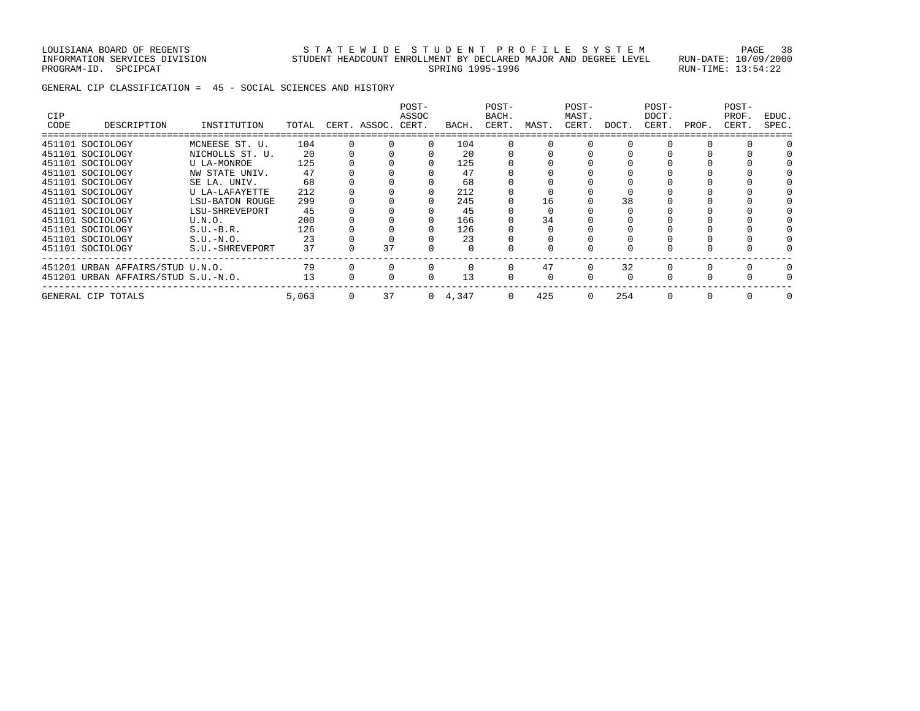GENERAL CIP CLASSIFICATION = 45 - SOCIAL SCIENCES AND HISTORY

| CIP CODE | DESCRIPTION | INSTITUTION | TOTAL | CERT. | ASSOC. | POST-ASSOC CERT. | BACH. | POST-BACH. CERT. | MAST. | POST-MAST. CERT. | DOCT. | POST-DOCT. CERT. | PROF. | POST-PROF. CERT. | EDUC. SPEC. |
|---|---|---|---|---|---|---|---|---|---|---|---|---|---|---|---|
| 451101 | SOCIOLOGY | MCNEESE ST. U. | 104 | 0 | 0 | 0 | 104 | 0 | 0 | 0 | 0 | 0 | 0 | 0 | 0 |
| 451101 | SOCIOLOGY | NICHOLLS ST. U. | 20 | 0 | 0 | 0 | 20 | 0 | 0 | 0 | 0 | 0 | 0 | 0 | 0 |
| 451101 | SOCIOLOGY | U LA-MONROE | 125 | 0 | 0 | 0 | 125 | 0 | 0 | 0 | 0 | 0 | 0 | 0 | 0 |
| 451101 | SOCIOLOGY | NW STATE UNIV. | 47 | 0 | 0 | 0 | 47 | 0 | 0 | 0 | 0 | 0 | 0 | 0 | 0 |
| 451101 | SOCIOLOGY | SE LA. UNIV. | 68 | 0 | 0 | 0 | 68 | 0 | 0 | 0 | 0 | 0 | 0 | 0 | 0 |
| 451101 | SOCIOLOGY | U LA-LAFAYETTE | 212 | 0 | 0 | 0 | 212 | 0 | 0 | 0 | 0 | 0 | 0 | 0 | 0 |
| 451101 | SOCIOLOGY | LSU-BATON ROUGE | 299 | 0 | 0 | 0 | 245 | 0 | 16 | 0 | 38 | 0 | 0 | 0 | 0 |
| 451101 | SOCIOLOGY | LSU-SHREVEPORT | 45 | 0 | 0 | 0 | 45 | 0 | 0 | 0 | 0 | 0 | 0 | 0 | 0 |
| 451101 | SOCIOLOGY | U.N.O. | 200 | 0 | 0 | 0 | 166 | 0 | 34 | 0 | 0 | 0 | 0 | 0 | 0 |
| 451101 | SOCIOLOGY | S.U.-B.R. | 126 | 0 | 0 | 0 | 126 | 0 | 0 | 0 | 0 | 0 | 0 | 0 | 0 |
| 451101 | SOCIOLOGY | S.U.-N.O. | 23 | 0 | 0 | 0 | 23 | 0 | 0 | 0 | 0 | 0 | 0 | 0 | 0 |
| 451101 | SOCIOLOGY | S.U.-SHREVEPORT | 37 | 0 | 37 | 0 | 0 | 0 | 0 | 0 | 0 | 0 | 0 | 0 | 0 |
| 451201 | URBAN AFFAIRS/STUD | U.N.O. | 79 | 0 | 0 | 0 | 0 | 0 | 47 | 0 | 32 | 0 | 0 | 0 | 0 |
| 451201 | URBAN AFFAIRS/STUD | S.U.-N.O. | 13 | 0 | 0 | 0 | 13 | 0 | 0 | 0 | 0 | 0 | 0 | 0 | 0 |
| GENERAL CIP TOTALS | | | 5,063 | 0 | 37 | 0 | 4,347 | 0 | 425 | 0 | 254 | 0 | 0 | 0 | 0 |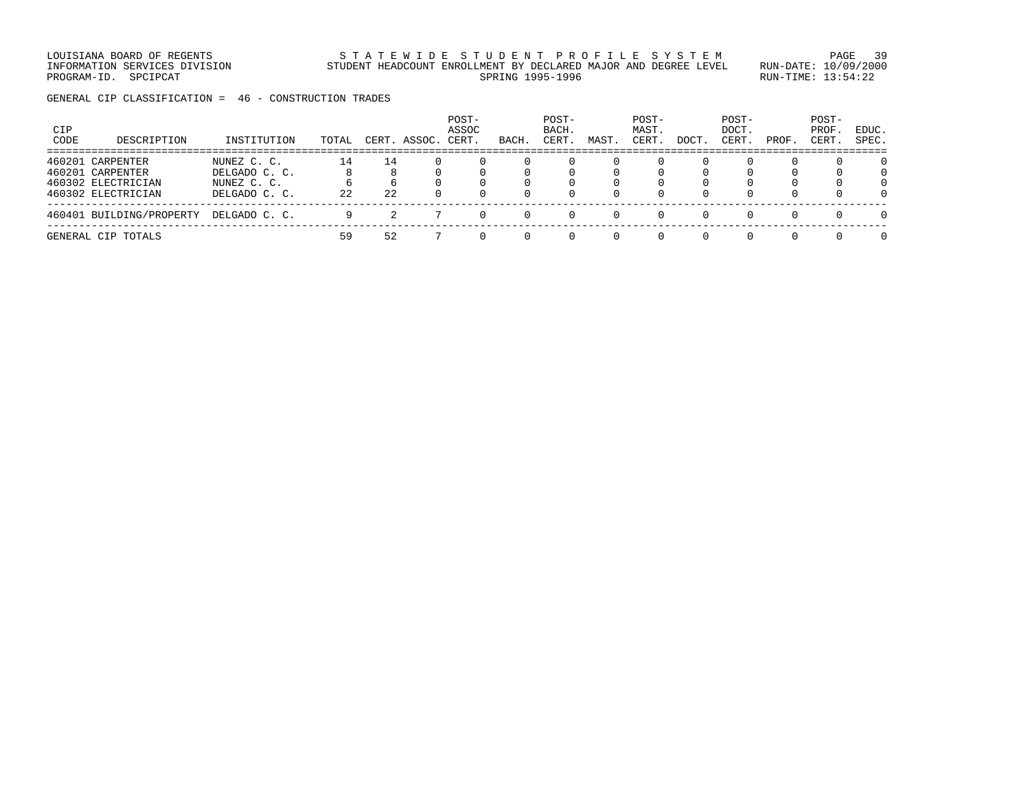LOUISIANA BOARD OF REGENTS
INFORMATION SERVICES DIVISION
PROGRAM-ID. SPCIPCAT

STATEWIDE STUDENT PROFILE SYSTEM
STUDENT HEADCOUNT ENROLLMENT BY DECLARED MAJOR AND DEGREE LEVEL
SPRING 1995-1996

RUN-DATE: 10/09/2000
RUN-TIME: 13:54:22

GENERAL CIP CLASSIFICATION = 46 - CONSTRUCTION TRADES

| CIP CODE | DESCRIPTION | INSTITUTION | TOTAL | CERT. | ASSOC. | POST-ASSOC CERT. | BACH. | POST-BACH. CERT. | MAST. | POST-MAST. CERT. | DOCT. | POST-DOCT. CERT. | PROF. | POST-PROF. CERT. | EDUC. SPEC. |
|---|---|---|---|---|---|---|---|---|---|---|---|---|---|---|---|
| 460201 | CARPENTER | NUNEZ C. C. | 14 | 14 | 0 | 0 | 0 | 0 | 0 | 0 | 0 | 0 | 0 | 0 | 0 |
| 460201 | CARPENTER | DELGADO C. C. | 8 | 8 | 0 | 0 | 0 | 0 | 0 | 0 | 0 | 0 | 0 | 0 | 0 |
| 460302 | ELECTRICIAN | NUNEZ C. C. | 6 | 6 | 0 | 0 | 0 | 0 | 0 | 0 | 0 | 0 | 0 | 0 | 0 |
| 460302 | ELECTRICIAN | DELGADO C. C. | 22 | 22 | 0 | 0 | 0 | 0 | 0 | 0 | 0 | 0 | 0 | 0 | 0 |
| 460401 | BUILDING/PROPERTY | DELGADO C. C. | 9 | 2 | 7 | 0 | 0 | 0 | 0 | 0 | 0 | 0 | 0 | 0 | 0 |
| GENERAL CIP TOTALS | | | 59 | 52 | 7 | 0 | 0 | 0 | 0 | 0 | 0 | 0 | 0 | 0 | 0 |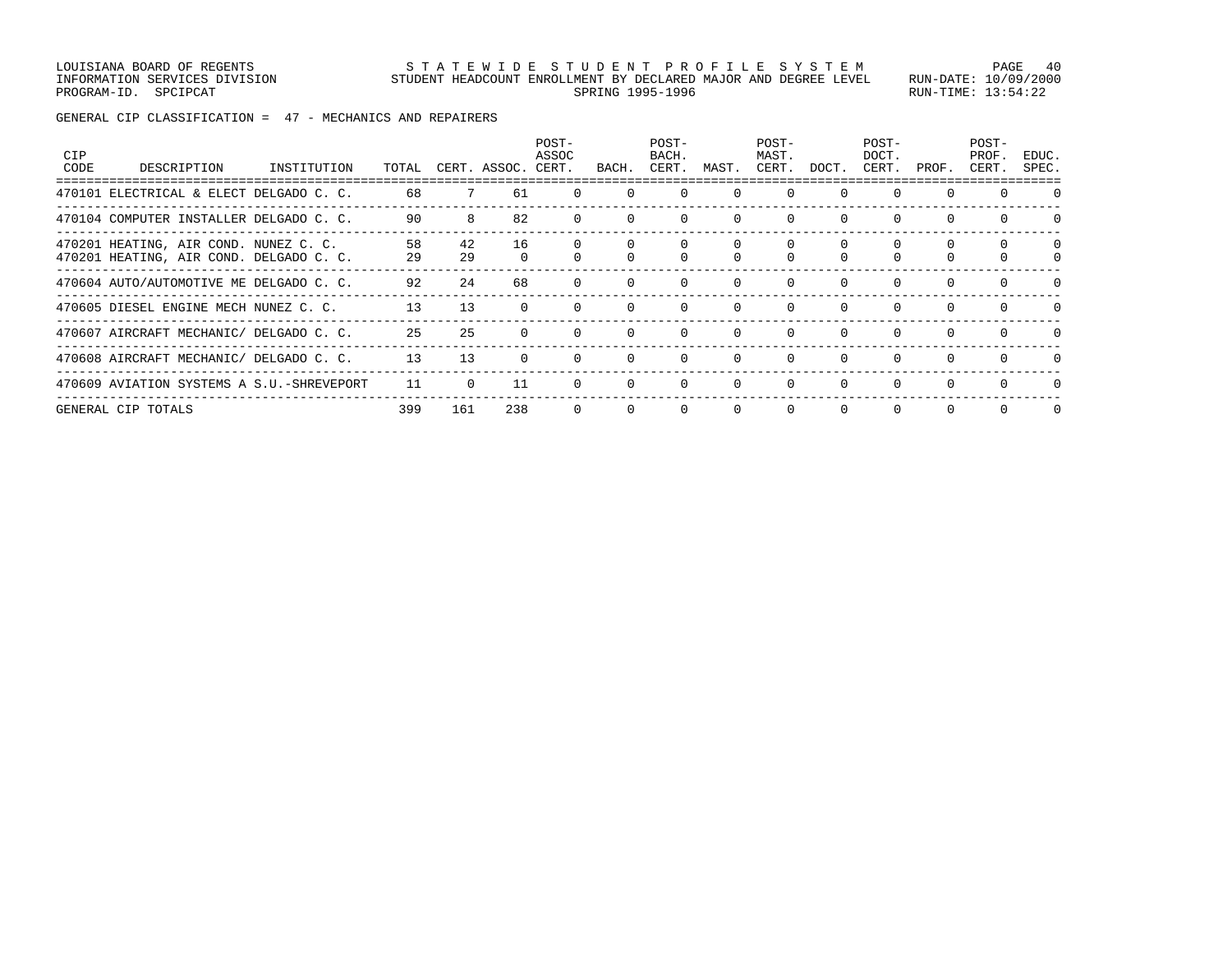LOUISIANA BOARD OF REGENTS
INFORMATION SERVICES DIVISION
PROGRAM-ID. SPCIPCAT

STATEWIDE STUDENT PROFILE SYSTEM
STUDENT HEADCOUNT ENROLLMENT BY DECLARED MAJOR AND DEGREE LEVEL
SPRING 1995-1996

RUN-DATE: 10/09/2000
RUN-TIME: 13:54:22

GENERAL CIP CLASSIFICATION = 47 - MECHANICS AND REPAIRERS

| CIP CODE | DESCRIPTION | INSTITUTION | TOTAL | CERT. | ASSOC. | POST-ASSOC CERT. | BACH. | POST-BACH. CERT. | MAST. | POST-MAST. CERT. | DOCT. | POST-DOCT. CERT. | PROF. | POST-PROF. CERT. | EDUC. SPEC. |
|---|---|---|---|---|---|---|---|---|---|---|---|---|---|---|---|
| 470101 | ELECTRICAL & ELECT | DELGADO C. C. | 68 | 7 | 61 | 0 | 0 | 0 | 0 | 0 | 0 | 0 | 0 | 0 | 0 |
| 470104 | COMPUTER INSTALLER | DELGADO C. C. | 90 | 8 | 82 | 0 | 0 | 0 | 0 | 0 | 0 | 0 | 0 | 0 | 0 |
| 470201 | HEATING, AIR COND. | NUNEZ C. C. | 58 | 42 | 16 | 0 | 0 | 0 | 0 | 0 | 0 | 0 | 0 | 0 | 0 |
| 470201 | HEATING, AIR COND. | DELGADO C. C. | 29 | 29 | 0 | 0 | 0 | 0 | 0 | 0 | 0 | 0 | 0 | 0 | 0 |
| 470604 | AUTO/AUTOMOTIVE ME | DELGADO C. C. | 92 | 24 | 68 | 0 | 0 | 0 | 0 | 0 | 0 | 0 | 0 | 0 | 0 |
| 470605 | DIESEL ENGINE MECH | NUNEZ C. C. | 13 | 13 | 0 | 0 | 0 | 0 | 0 | 0 | 0 | 0 | 0 | 0 | 0 |
| 470607 | AIRCRAFT MECHANIC/ | DELGADO C. C. | 25 | 25 | 0 | 0 | 0 | 0 | 0 | 0 | 0 | 0 | 0 | 0 | 0 |
| 470608 | AIRCRAFT MECHANIC/ | DELGADO C. C. | 13 | 13 | 0 | 0 | 0 | 0 | 0 | 0 | 0 | 0 | 0 | 0 | 0 |
| 470609 | AVIATION SYSTEMS A | S.U.-SHREVEPORT | 11 | 0 | 11 | 0 | 0 | 0 | 0 | 0 | 0 | 0 | 0 | 0 | 0 |
| GENERAL CIP TOTALS | | | 399 | 161 | 238 | 0 | 0 | 0 | 0 | 0 | 0 | 0 | 0 | 0 | 0 |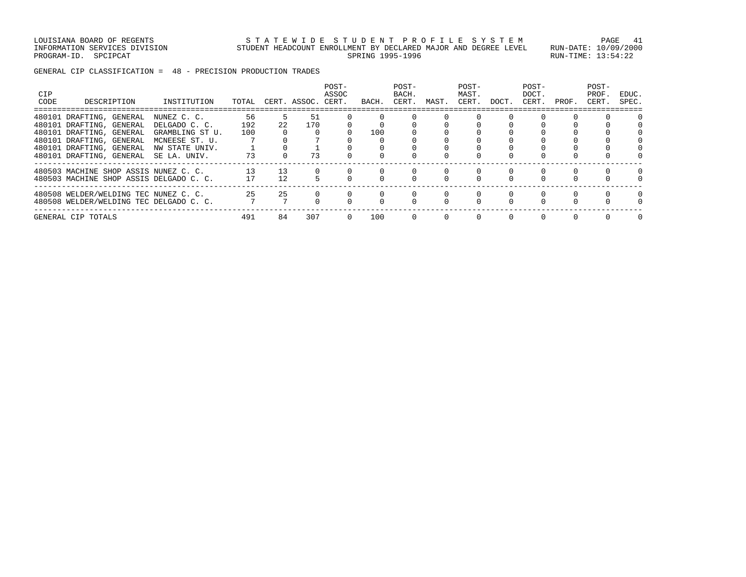GENERAL CIP CLASSIFICATION = 48 - PRECISION PRODUCTION TRADES

| CIP CODE | DESCRIPTION | INSTITUTION | TOTAL | CERT. | ASSOC. | POST-ASSOC CERT. | BACH. | POST-BACH. CERT. | MAST. | POST-MAST. CERT. | DOCT. | POST-DOCT. CERT. | PROF. | POST-PROF. CERT. | EDUC. SPEC. |
|---|---|---|---|---|---|---|---|---|---|---|---|---|---|---|---|
| 480101 | DRAFTING, GENERAL | NUNEZ C. C. | 56 | 5 | 51 | 0 | 0 | 0 | 0 | 0 | 0 | 0 | 0 | 0 | 0 |
| 480101 | DRAFTING, GENERAL | DELGADO C. C. | 192 | 22 | 170 | 0 | 0 | 0 | 0 | 0 | 0 | 0 | 0 | 0 | 0 |
| 480101 | DRAFTING, GENERAL | GRAMBLING ST U. | 100 | 0 | 0 | 0 | 100 | 0 | 0 | 0 | 0 | 0 | 0 | 0 | 0 |
| 480101 | DRAFTING, GENERAL | MCNEESE ST. U. | 7 | 0 | 7 | 0 | 0 | 0 | 0 | 0 | 0 | 0 | 0 | 0 | 0 |
| 480101 | DRAFTING, GENERAL | NW STATE UNIV. | 1 | 0 | 1 | 0 | 0 | 0 | 0 | 0 | 0 | 0 | 0 | 0 | 0 |
| 480101 | DRAFTING, GENERAL | SE LA. UNIV. | 73 | 0 | 73 | 0 | 0 | 0 | 0 | 0 | 0 | 0 | 0 | 0 | 0 |
| 480503 | MACHINE SHOP ASSIS | NUNEZ C. C. | 13 | 13 | 0 | 0 | 0 | 0 | 0 | 0 | 0 | 0 | 0 | 0 | 0 |
| 480503 | MACHINE SHOP ASSIS | DELGADO C. C. | 17 | 12 | 5 | 0 | 0 | 0 | 0 | 0 | 0 | 0 | 0 | 0 | 0 |
| 480508 | WELDER/WELDING TEC | NUNEZ C. C. | 25 | 25 | 0 | 0 | 0 | 0 | 0 | 0 | 0 | 0 | 0 | 0 | 0 |
| 480508 | WELDER/WELDING TEC | DELGADO C. C. | 7 | 7 | 0 | 0 | 0 | 0 | 0 | 0 | 0 | 0 | 0 | 0 | 0 |
| GENERAL CIP TOTALS | | | 491 | 84 | 307 | 0 | 100 | 0 | 0 | 0 | 0 | 0 | 0 | 0 | 0 |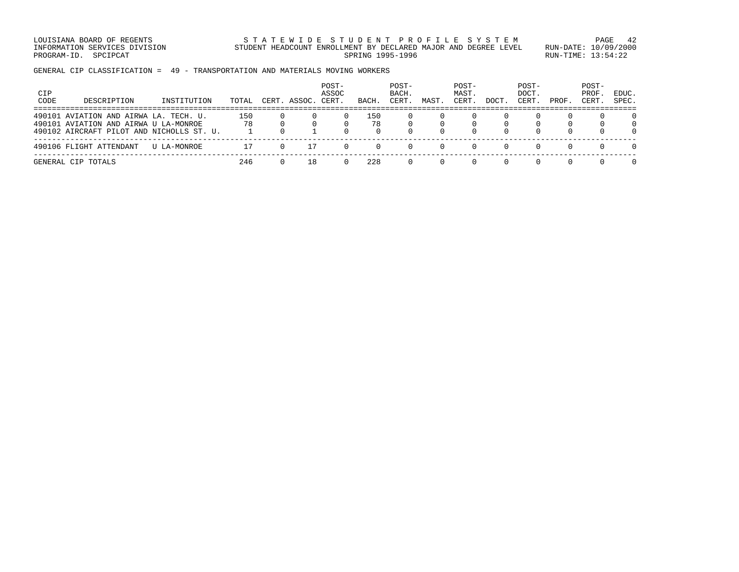LOUISIANA BOARD OF REGENTS
INFORMATION SERVICES DIVISION
PROGRAM-ID. SPCIPCAT

STATEWIDE STUDENT PROFILE SYSTEM
STUDENT HEADCOUNT ENROLLMENT BY DECLARED MAJOR AND DEGREE LEVEL
SPRING 1995-1996

RUN-DATE: 10/09/2000
RUN-TIME: 13:54:22

GENERAL CIP CLASSIFICATION = 49 - TRANSPORTATION AND MATERIALS MOVING WORKERS

| CIP CODE | DESCRIPTION | INSTITUTION | TOTAL | CERT. | ASSOC. | POST-ASSOC CERT. | BACH. | POST-BACH. CERT. | MAST. | POST-MAST. CERT. | DOCT. | POST-DOCT. CERT. | PROF. | POST-PROF. CERT. | EDUC. SPEC. |
|---|---|---|---|---|---|---|---|---|---|---|---|---|---|---|---|
| 490101 | AVIATION AND AIRWA | LA. TECH. U. | 150 | 0 | 0 | 0 | 150 | 0 | 0 | 0 | 0 | 0 | 0 | 0 | 0 |
| 490101 | AVIATION AND AIRWA | U LA-MONROE | 78 | 0 | 0 | 0 | 78 | 0 | 0 | 0 | 0 | 0 | 0 | 0 | 0 |
| 490102 | AIRCRAFT PILOT AND | NICHOLLS ST. U. | 1 | 0 | 1 | 0 | 0 | 0 | 0 | 0 | 0 | 0 | 0 | 0 | 0 |
| 490106 | FLIGHT ATTENDANT | U LA-MONROE | 17 | 0 | 17 | 0 | 0 | 0 | 0 | 0 | 0 | 0 | 0 | 0 | 0 |
| GENERAL CIP TOTALS | | | 246 | 0 | 18 | 0 | 228 | 0 | 0 | 0 | 0 | 0 | 0 | 0 | 0 |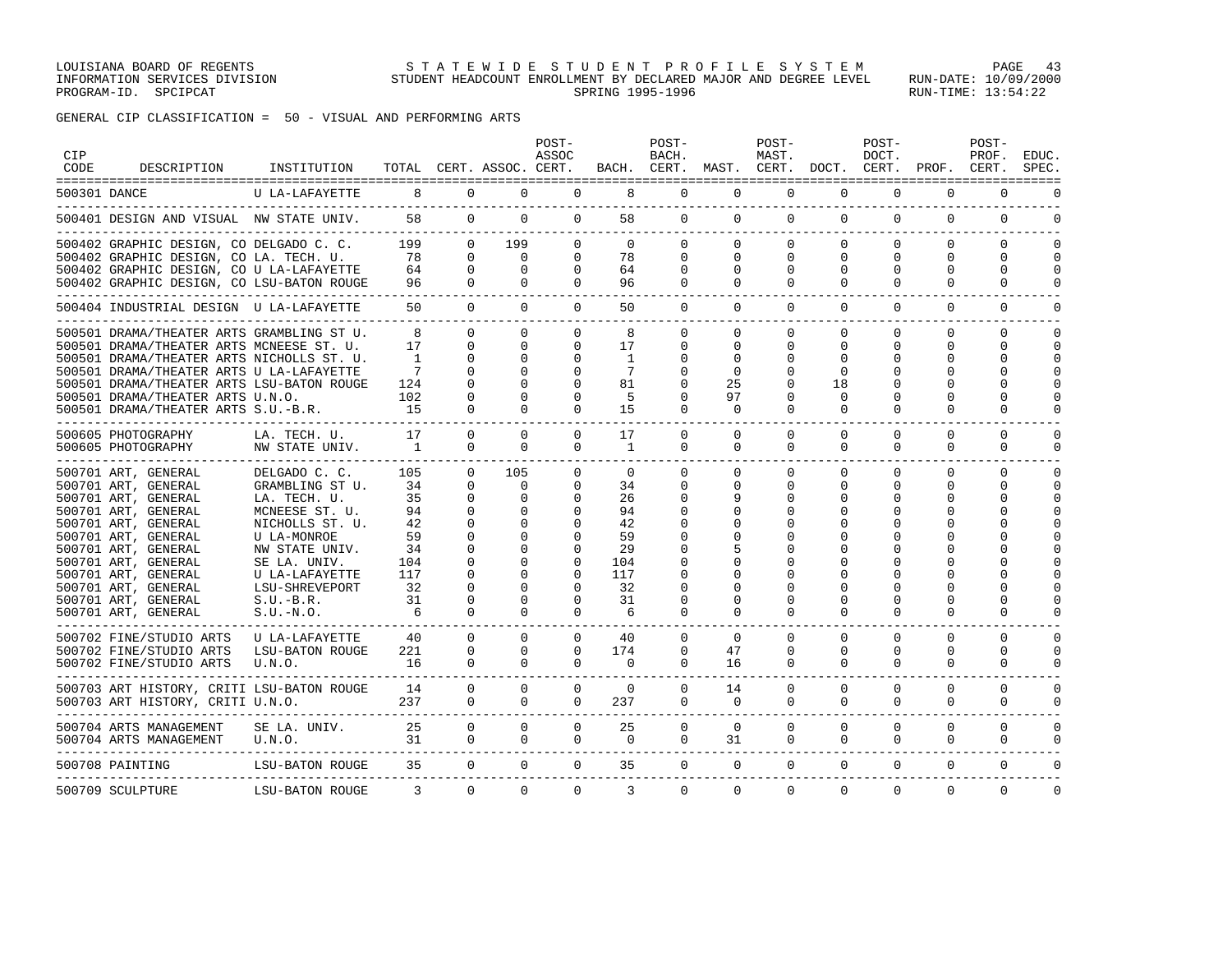GENERAL CIP CLASSIFICATION = 50 - VISUAL AND PERFORMING ARTS

| CIP CODE | DESCRIPTION | INSTITUTION | TOTAL | CERT. | ASSOC. | POST-ASSOC CERT. | BACH. | POST-BACH. CERT. | MAST. | POST-MAST. CERT. | DOCT. | POST-DOCT. CERT. | PROF. | POST-PROF. CERT. | EDUC. SPEC. |
|---|---|---|---|---|---|---|---|---|---|---|---|---|---|---|---|
| 500301 | DANCE | U LA-LAFAYETTE | 8 | 0 | 0 | 0 | 8 | 0 | 0 | 0 | 0 | 0 | 0 | 0 | 0 |
| 500401 | DESIGN AND VISUAL | NW STATE UNIV. | 58 | 0 | 0 | 0 | 58 | 0 | 0 | 0 | 0 | 0 | 0 | 0 | 0 |
| 500402 | GRAPHIC DESIGN, CO | DELGADO C. C. | 199 | 0 | 199 | 0 | 0 | 0 | 0 | 0 | 0 | 0 | 0 | 0 | 0 |
| 500402 | GRAPHIC DESIGN, CO | LA. TECH. U. | 78 | 0 | 0 | 0 | 78 | 0 | 0 | 0 | 0 | 0 | 0 | 0 | 0 |
| 500402 | GRAPHIC DESIGN, CO | U LA-LAFAYETTE | 64 | 0 | 0 | 0 | 64 | 0 | 0 | 0 | 0 | 0 | 0 | 0 | 0 |
| 500402 | GRAPHIC DESIGN, CO | LSU-BATON ROUGE | 96 | 0 | 0 | 0 | 96 | 0 | 0 | 0 | 0 | 0 | 0 | 0 | 0 |
| 500404 | INDUSTRIAL DESIGN | U LA-LAFAYETTE | 50 | 0 | 0 | 0 | 50 | 0 | 0 | 0 | 0 | 0 | 0 | 0 | 0 |
| 500501 | DRAMA/THEATER ARTS | GRAMBLING ST U. | 8 | 0 | 0 | 0 | 8 | 0 | 0 | 0 | 0 | 0 | 0 | 0 | 0 |
| 500501 | DRAMA/THEATER ARTS | MCNEESE ST. U. | 17 | 0 | 0 | 0 | 17 | 0 | 0 | 0 | 0 | 0 | 0 | 0 | 0 |
| 500501 | DRAMA/THEATER ARTS | NICHOLLS ST. U. | 1 | 0 | 0 | 0 | 1 | 0 | 0 | 0 | 0 | 0 | 0 | 0 | 0 |
| 500501 | DRAMA/THEATER ARTS | U LA-LAFAYETTE | 7 | 0 | 0 | 0 | 7 | 0 | 0 | 0 | 0 | 0 | 0 | 0 | 0 |
| 500501 | DRAMA/THEATER ARTS | LSU-BATON ROUGE | 124 | 0 | 0 | 0 | 81 | 0 | 25 | 0 | 18 | 0 | 0 | 0 | 0 |
| 500501 | DRAMA/THEATER ARTS | U.N.O. | 102 | 0 | 0 | 0 | 5 | 0 | 97 | 0 | 0 | 0 | 0 | 0 | 0 |
| 500501 | DRAMA/THEATER ARTS | S.U.-B.R. | 15 | 0 | 0 | 0 | 15 | 0 | 0 | 0 | 0 | 0 | 0 | 0 | 0 |
| 500605 | PHOTOGRAPHY | LA. TECH. U. | 17 | 0 | 0 | 0 | 17 | 0 | 0 | 0 | 0 | 0 | 0 | 0 | 0 |
| 500605 | PHOTOGRAPHY | NW STATE UNIV. | 1 | 0 | 0 | 0 | 1 | 0 | 0 | 0 | 0 | 0 | 0 | 0 | 0 |
| 500701 | ART, GENERAL | DELGADO C. C. | 105 | 0 | 105 | 0 | 0 | 0 | 0 | 0 | 0 | 0 | 0 | 0 | 0 |
| 500701 | ART, GENERAL | GRAMBLING ST U. | 34 | 0 | 0 | 0 | 34 | 0 | 0 | 0 | 0 | 0 | 0 | 0 | 0 |
| 500701 | ART, GENERAL | LA. TECH. U. | 35 | 0 | 0 | 0 | 26 | 0 | 9 | 0 | 0 | 0 | 0 | 0 | 0 |
| 500701 | ART, GENERAL | MCNEESE ST. U. | 94 | 0 | 0 | 0 | 94 | 0 | 0 | 0 | 0 | 0 | 0 | 0 | 0 |
| 500701 | ART, GENERAL | NICHOLLS ST. U. | 42 | 0 | 0 | 0 | 42 | 0 | 0 | 0 | 0 | 0 | 0 | 0 | 0 |
| 500701 | ART, GENERAL | U LA-MONROE | 59 | 0 | 0 | 0 | 59 | 0 | 0 | 0 | 0 | 0 | 0 | 0 | 0 |
| 500701 | ART, GENERAL | NW STATE UNIV. | 34 | 0 | 0 | 0 | 29 | 0 | 5 | 0 | 0 | 0 | 0 | 0 | 0 |
| 500701 | ART, GENERAL | SE LA. UNIV. | 104 | 0 | 0 | 0 | 104 | 0 | 0 | 0 | 0 | 0 | 0 | 0 | 0 |
| 500701 | ART, GENERAL | U LA-LAFAYETTE | 117 | 0 | 0 | 0 | 117 | 0 | 0 | 0 | 0 | 0 | 0 | 0 | 0 |
| 500701 | ART, GENERAL | LSU-SHREVEPORT | 32 | 0 | 0 | 0 | 32 | 0 | 0 | 0 | 0 | 0 | 0 | 0 | 0 |
| 500701 | ART, GENERAL | S.U.-B.R. | 31 | 0 | 0 | 0 | 31 | 0 | 0 | 0 | 0 | 0 | 0 | 0 | 0 |
| 500701 | ART, GENERAL | S.U.-N.O. | 6 | 0 | 0 | 0 | 6 | 0 | 0 | 0 | 0 | 0 | 0 | 0 | 0 |
| 500702 | FINE/STUDIO ARTS | U LA-LAFAYETTE | 40 | 0 | 0 | 0 | 40 | 0 | 0 | 0 | 0 | 0 | 0 | 0 | 0 |
| 500702 | FINE/STUDIO ARTS | LSU-BATON ROUGE | 221 | 0 | 0 | 0 | 174 | 0 | 47 | 0 | 0 | 0 | 0 | 0 | 0 |
| 500702 | FINE/STUDIO ARTS | U.N.O. | 16 | 0 | 0 | 0 | 0 | 0 | 16 | 0 | 0 | 0 | 0 | 0 | 0 |
| 500703 | ART HISTORY, CRITI | LSU-BATON ROUGE | 14 | 0 | 0 | 0 | 0 | 0 | 14 | 0 | 0 | 0 | 0 | 0 | 0 |
| 500703 | ART HISTORY, CRITI | U.N.O. | 237 | 0 | 0 | 0 | 237 | 0 | 0 | 0 | 0 | 0 | 0 | 0 | 0 |
| 500704 | ARTS MANAGEMENT | SE LA. UNIV. | 25 | 0 | 0 | 0 | 25 | 0 | 0 | 0 | 0 | 0 | 0 | 0 | 0 |
| 500704 | ARTS MANAGEMENT | U.N.O. | 31 | 0 | 0 | 0 | 0 | 0 | 31 | 0 | 0 | 0 | 0 | 0 | 0 |
| 500708 | PAINTING | LSU-BATON ROUGE | 35 | 0 | 0 | 0 | 35 | 0 | 0 | 0 | 0 | 0 | 0 | 0 | 0 |
| 500709 | SCULPTURE | LSU-BATON ROUGE | 3 | 0 | 0 | 0 | 3 | 0 | 0 | 0 | 0 | 0 | 0 | 0 | 0 |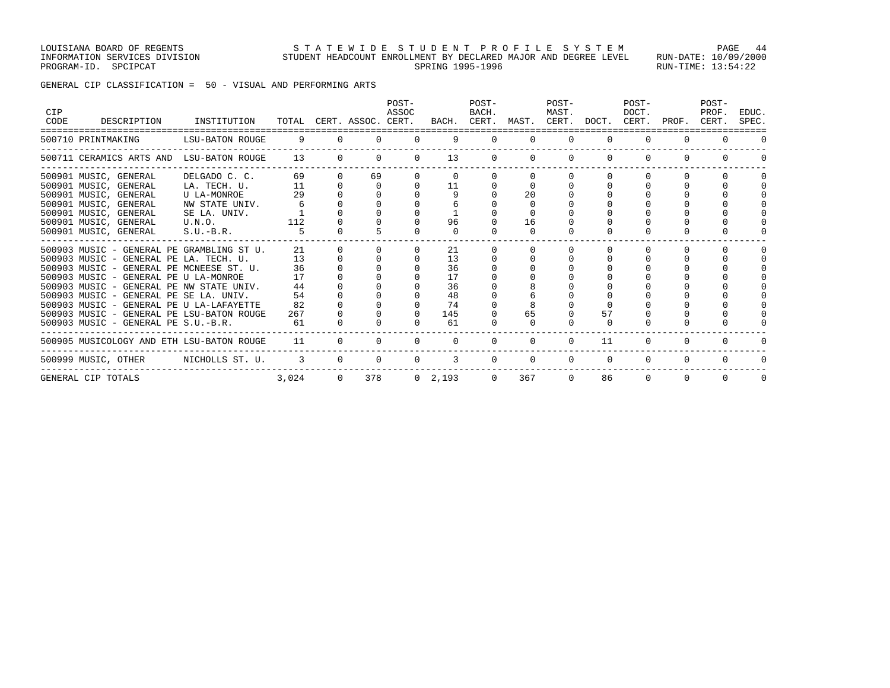GENERAL CIP CLASSIFICATION = 50 - VISUAL AND PERFORMING ARTS

| CIP CODE | DESCRIPTION | INSTITUTION | TOTAL | CERT. | ASSOC. | POST-ASSOC CERT. | BACH. | POST-BACH. CERT. | MAST. | POST-MAST. CERT. | DOCT. | POST-DOCT. CERT. | PROF. | POST-PROF. CERT. | EDUC. SPEC. |
|---|---|---|---|---|---|---|---|---|---|---|---|---|---|---|---|
| 500710 | PRINTMAKING | LSU-BATON ROUGE | 9 | 0 | 0 | 0 | 9 | 0 | 0 | 0 | 0 | 0 | 0 | 0 | 0 |
| 500711 | CERAMICS ARTS AND | LSU-BATON ROUGE | 13 | 0 | 0 | 0 | 13 | 0 | 0 | 0 | 0 | 0 | 0 | 0 | 0 |
| 500901 | MUSIC, GENERAL | DELGADO C. C. | 69 | 0 | 69 | 0 | 0 | 0 | 0 | 0 | 0 | 0 | 0 | 0 | 0 |
| 500901 | MUSIC, GENERAL | LA. TECH. U. | 11 | 0 | 0 | 0 | 11 | 0 | 0 | 0 | 0 | 0 | 0 | 0 | 0 |
| 500901 | MUSIC, GENERAL | U LA-MONROE | 29 | 0 | 0 | 0 | 9 | 0 | 20 | 0 | 0 | 0 | 0 | 0 | 0 |
| 500901 | MUSIC, GENERAL | NW STATE UNIV. | 6 | 0 | 0 | 0 | 6 | 0 | 0 | 0 | 0 | 0 | 0 | 0 | 0 |
| 500901 | MUSIC, GENERAL | SE LA. UNIV. | 1 | 0 | 0 | 0 | 1 | 0 | 0 | 0 | 0 | 0 | 0 | 0 | 0 |
| 500901 | MUSIC, GENERAL | U.N.O. | 112 | 0 | 0 | 0 | 96 | 0 | 16 | 0 | 0 | 0 | 0 | 0 | 0 |
| 500901 | MUSIC, GENERAL | S.U.-B.R. | 5 | 0 | 5 | 0 | 0 | 0 | 0 | 0 | 0 | 0 | 0 | 0 | 0 |
| 500903 | MUSIC - GENERAL PE | GRAMBLING ST U. | 21 | 0 | 0 | 0 | 21 | 0 | 0 | 0 | 0 | 0 | 0 | 0 | 0 |
| 500903 | MUSIC - GENERAL PE | LA. TECH. U. | 13 | 0 | 0 | 0 | 13 | 0 | 0 | 0 | 0 | 0 | 0 | 0 | 0 |
| 500903 | MUSIC - GENERAL PE | MCNEESE ST. U. | 36 | 0 | 0 | 0 | 36 | 0 | 0 | 0 | 0 | 0 | 0 | 0 | 0 |
| 500903 | MUSIC - GENERAL PE | U LA-MONROE | 17 | 0 | 0 | 0 | 17 | 0 | 0 | 0 | 0 | 0 | 0 | 0 | 0 |
| 500903 | MUSIC - GENERAL PE | NW STATE UNIV. | 44 | 0 | 0 | 0 | 36 | 0 | 8 | 0 | 0 | 0 | 0 | 0 | 0 |
| 500903 | MUSIC - GENERAL PE | SE LA. UNIV. | 54 | 0 | 0 | 0 | 48 | 0 | 6 | 0 | 0 | 0 | 0 | 0 | 0 |
| 500903 | MUSIC - GENERAL PE | U LA-LAFAYETTE | 82 | 0 | 0 | 0 | 74 | 0 | 8 | 0 | 0 | 0 | 0 | 0 | 0 |
| 500903 | MUSIC - GENERAL PE | LSU-BATON ROUGE | 267 | 0 | 0 | 0 | 145 | 0 | 65 | 0 | 57 | 0 | 0 | 0 | 0 |
| 500903 | MUSIC - GENERAL PE | S.U.-B.R. | 61 | 0 | 0 | 0 | 61 | 0 | 0 | 0 | 0 | 0 | 0 | 0 | 0 |
| 500905 | MUSICOLOGY AND ETH | LSU-BATON ROUGE | 11 | 0 | 0 | 0 | 0 | 0 | 0 | 0 | 11 | 0 | 0 | 0 | 0 |
| 500999 | MUSIC, OTHER | NICHOLLS ST. U. | 3 | 0 | 0 | 0 | 3 | 0 | 0 | 0 | 0 | 0 | 0 | 0 | 0 |
| GENERAL CIP TOTALS | | | 3,024 | 0 | 378 | 0 | 2,193 | 0 | 367 | 0 | 86 | 0 | 0 | 0 | 0 |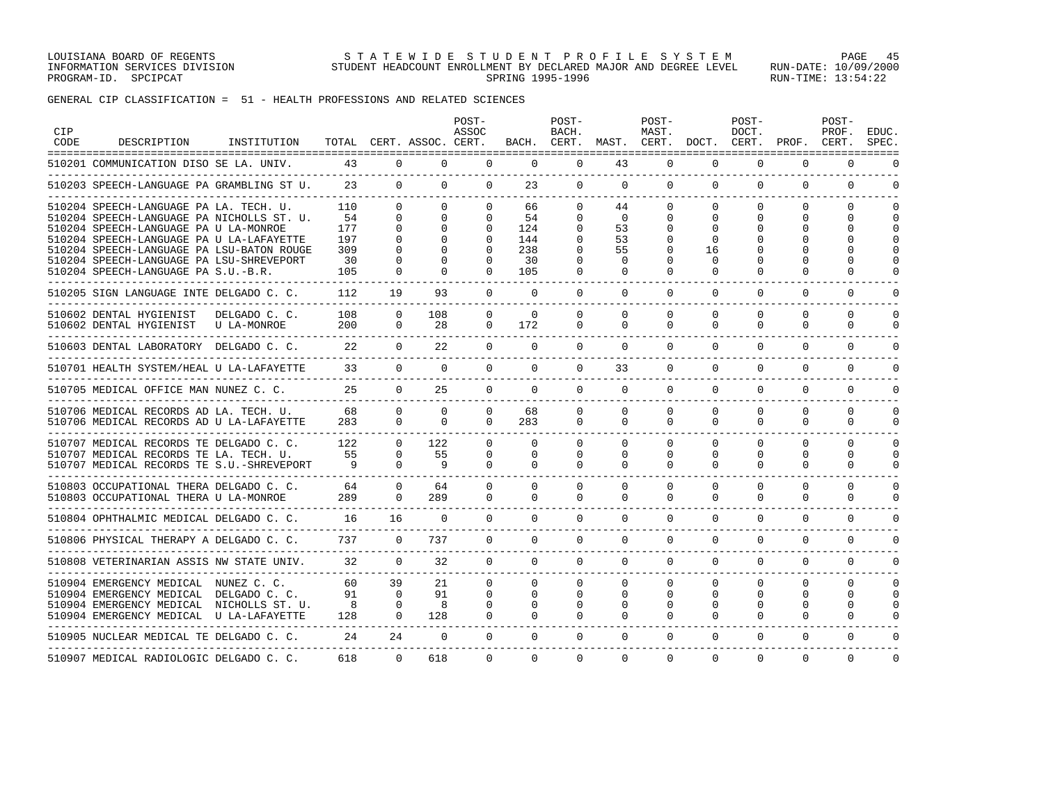GENERAL CIP CLASSIFICATION = 51 - HEALTH PROFESSIONS AND RELATED SCIENCES

| CIP CODE | DESCRIPTION | INSTITUTION | TOTAL | CERT. | ASSOC. | POST-ASSOC CERT. | BACH. | POST-BACH. CERT. | MAST. | POST-MAST. CERT. | DOCT. | POST-DOCT. CERT. | PROF. | POST-PROF. CERT. | EDUC. SPEC. |
|---|---|---|---|---|---|---|---|---|---|---|---|---|---|---|---|
| 510201 | COMMUNICATION DISO | SE LA. UNIV. | 43 | 0 | 0 | 0 | 0 | 0 | 43 | 0 | 0 | 0 | 0 | 0 | 0 |
| 510203 | SPEECH-LANGUAGE PA | GRAMBLING ST U. | 23 | 0 | 0 | 0 | 23 | 0 | 0 | 0 | 0 | 0 | 0 | 0 | 0 |
| 510204 | SPEECH-LANGUAGE PA | LA. TECH. U. | 110 | 0 | 0 | 0 | 66 | 0 | 44 | 0 | 0 | 0 | 0 | 0 | 0 |
| 510204 | SPEECH-LANGUAGE PA | NICHOLLS ST. U. | 54 | 0 | 0 | 0 | 54 | 0 | 0 | 0 | 0 | 0 | 0 | 0 | 0 |
| 510204 | SPEECH-LANGUAGE PA | U LA-MONROE | 177 | 0 | 0 | 0 | 124 | 0 | 53 | 0 | 0 | 0 | 0 | 0 | 0 |
| 510204 | SPEECH-LANGUAGE PA | U LA-LAFAYETTE | 197 | 0 | 0 | 0 | 144 | 0 | 53 | 0 | 0 | 0 | 0 | 0 | 0 |
| 510204 | SPEECH-LANGUAGE PA | LSU-BATON ROUGE | 309 | 0 | 0 | 0 | 238 | 0 | 55 | 0 | 16 | 0 | 0 | 0 | 0 |
| 510204 | SPEECH-LANGUAGE PA | LSU-SHREVEPORT | 30 | 0 | 0 | 0 | 30 | 0 | 0 | 0 | 0 | 0 | 0 | 0 | 0 |
| 510204 | SPEECH-LANGUAGE PA | S.U.-B.R. | 105 | 0 | 0 | 0 | 105 | 0 | 0 | 0 | 0 | 0 | 0 | 0 | 0 |
| 510205 | SIGN LANGUAGE INTE | DELGADO C. C. | 112 | 19 | 93 | 0 | 0 | 0 | 0 | 0 | 0 | 0 | 0 | 0 | 0 |
| 510602 | DENTAL HYGIENIST | DELGADO C. C. | 108 | 0 | 108 | 0 | 0 | 0 | 0 | 0 | 0 | 0 | 0 | 0 | 0 |
| 510602 | DENTAL HYGIENIST | U LA-MONROE | 200 | 0 | 28 | 0 | 172 | 0 | 0 | 0 | 0 | 0 | 0 | 0 | 0 |
| 510603 | DENTAL LABORATORY | DELGADO C. C. | 22 | 0 | 22 | 0 | 0 | 0 | 0 | 0 | 0 | 0 | 0 | 0 | 0 |
| 510701 | HEALTH SYSTEM/HEAL | U LA-LAFAYETTE | 33 | 0 | 0 | 0 | 0 | 0 | 33 | 0 | 0 | 0 | 0 | 0 | 0 |
| 510705 | MEDICAL OFFICE MAN | NUNEZ C. C. | 25 | 0 | 25 | 0 | 0 | 0 | 0 | 0 | 0 | 0 | 0 | 0 | 0 |
| 510706 | MEDICAL RECORDS AD | LA. TECH. U. | 68 | 0 | 0 | 0 | 68 | 0 | 0 | 0 | 0 | 0 | 0 | 0 | 0 |
| 510706 | MEDICAL RECORDS AD | U LA-LAFAYETTE | 283 | 0 | 0 | 0 | 283 | 0 | 0 | 0 | 0 | 0 | 0 | 0 | 0 |
| 510707 | MEDICAL RECORDS TE | DELGADO C. C. | 122 | 0 | 122 | 0 | 0 | 0 | 0 | 0 | 0 | 0 | 0 | 0 | 0 |
| 510707 | MEDICAL RECORDS TE | LA. TECH. U. | 55 | 0 | 55 | 0 | 0 | 0 | 0 | 0 | 0 | 0 | 0 | 0 | 0 |
| 510707 | MEDICAL RECORDS TE | S.U.-SHREVEPORT | 9 | 0 | 9 | 0 | 0 | 0 | 0 | 0 | 0 | 0 | 0 | 0 | 0 |
| 510803 | OCCUPATIONAL THERA | DELGADO C. C. | 64 | 0 | 64 | 0 | 0 | 0 | 0 | 0 | 0 | 0 | 0 | 0 | 0 |
| 510803 | OCCUPATIONAL THERA | U LA-MONROE | 289 | 0 | 289 | 0 | 0 | 0 | 0 | 0 | 0 | 0 | 0 | 0 | 0 |
| 510804 | OPHTHALMIC MEDICAL | DELGADO C. C. | 16 | 16 | 0 | 0 | 0 | 0 | 0 | 0 | 0 | 0 | 0 | 0 | 0 |
| 510806 | PHYSICAL THERAPY A | DELGADO C. C. | 737 | 0 | 737 | 0 | 0 | 0 | 0 | 0 | 0 | 0 | 0 | 0 | 0 |
| 510808 | VETERINARIAN ASSIS | NW STATE UNIV. | 32 | 0 | 32 | 0 | 0 | 0 | 0 | 0 | 0 | 0 | 0 | 0 | 0 |
| 510904 | EMERGENCY MEDICAL | NUNEZ C. C. | 60 | 39 | 21 | 0 | 0 | 0 | 0 | 0 | 0 | 0 | 0 | 0 | 0 |
| 510904 | EMERGENCY MEDICAL | DELGADO C. C. | 91 | 0 | 91 | 0 | 0 | 0 | 0 | 0 | 0 | 0 | 0 | 0 | 0 |
| 510904 | EMERGENCY MEDICAL | NICHOLLS ST. U. | 8 | 0 | 8 | 0 | 0 | 0 | 0 | 0 | 0 | 0 | 0 | 0 | 0 |
| 510904 | EMERGENCY MEDICAL | U LA-LAFAYETTE | 128 | 0 | 128 | 0 | 0 | 0 | 0 | 0 | 0 | 0 | 0 | 0 | 0 |
| 510905 | NUCLEAR MEDICAL TE | DELGADO C. C. | 24 | 24 | 0 | 0 | 0 | 0 | 0 | 0 | 0 | 0 | 0 | 0 | 0 |
| 510907 | MEDICAL RADIOLOGIC | DELGADO C. C. | 618 | 0 | 618 | 0 | 0 | 0 | 0 | 0 | 0 | 0 | 0 | 0 | 0 |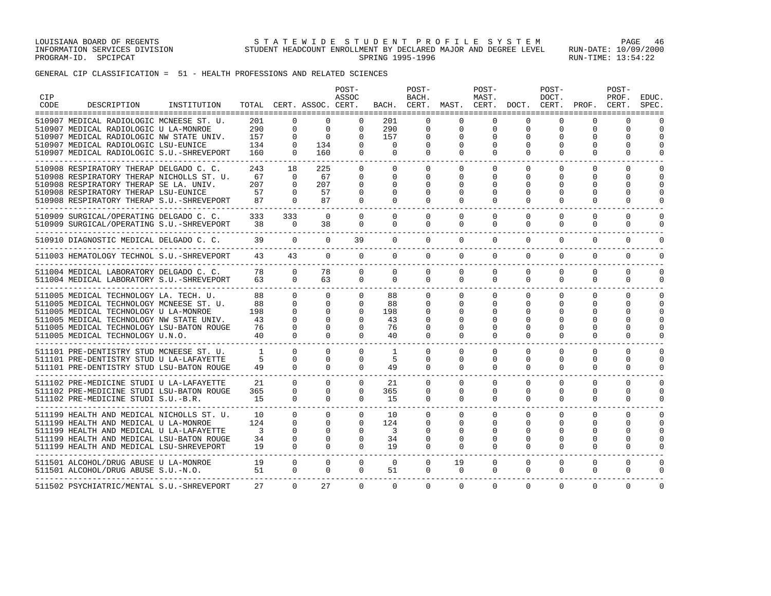LOUISIANA BOARD OF REGENTS
INFORMATION SERVICES DIVISION
PROGRAM-ID. SPCIPCAT

STATEWIDE STUDENT PROFILE SYSTEM
STUDENT HEADCOUNT ENROLLMENT BY DECLARED MAJOR AND DEGREE LEVEL
SPRING 1995-1996

RUN-DATE: 10/09/2000
RUN-TIME: 13:54:22

GENERAL CIP CLASSIFICATION = 51 - HEALTH PROFESSIONS AND RELATED SCIENCES

| CIP CODE | DESCRIPTION | INSTITUTION | TOTAL | CERT. | ASSOC. | POST-ASSOC CERT. | BACH. | POST-BACH. CERT. | MAST. | POST-MAST. CERT. | DOCT. | POST-DOCT. CERT. | PROF. | POST-PROF. CERT. | EDUC. SPEC. |
|---|---|---|---|---|---|---|---|---|---|---|---|---|---|---|---|
| 510907 | MEDICAL RADIOLOGIC | MCNEESE ST. U. | 201 | 0 | 0 | 0 | 201 | 0 | 0 | 0 | 0 | 0 | 0 | 0 | 0 |
| 510907 | MEDICAL RADIOLOGIC | U LA-MONROE | 290 | 0 | 0 | 0 | 290 | 0 | 0 | 0 | 0 | 0 | 0 | 0 | 0 |
| 510907 | MEDICAL RADIOLOGIC | NW STATE UNIV. | 157 | 0 | 0 | 0 | 157 | 0 | 0 | 0 | 0 | 0 | 0 | 0 | 0 |
| 510907 | MEDICAL RADIOLOGIC | LSU-EUNICE | 134 | 0 | 134 | 0 | 0 | 0 | 0 | 0 | 0 | 0 | 0 | 0 | 0 |
| 510907 | MEDICAL RADIOLOGIC | S.U.-SHREVEPORT | 160 | 0 | 160 | 0 | 0 | 0 | 0 | 0 | 0 | 0 | 0 | 0 | 0 |
| 510908 | RESPIRATORY THERAP | DELGADO C. C. | 243 | 18 | 225 | 0 | 0 | 0 | 0 | 0 | 0 | 0 | 0 | 0 | 0 |
| 510908 | RESPIRATORY THERAP | NICHOLLS ST. U. | 67 | 0 | 67 | 0 | 0 | 0 | 0 | 0 | 0 | 0 | 0 | 0 | 0 |
| 510908 | RESPIRATORY THERAP | SE LA. UNIV. | 207 | 0 | 207 | 0 | 0 | 0 | 0 | 0 | 0 | 0 | 0 | 0 | 0 |
| 510908 | RESPIRATORY THERAP | LSU-EUNICE | 57 | 0 | 57 | 0 | 0 | 0 | 0 | 0 | 0 | 0 | 0 | 0 | 0 |
| 510908 | RESPIRATORY THERAP | S.U.-SHREVEPORT | 87 | 0 | 87 | 0 | 0 | 0 | 0 | 0 | 0 | 0 | 0 | 0 | 0 |
| 510909 | SURGICAL/OPERATING | DELGADO C. C. | 333 | 333 | 0 | 0 | 0 | 0 | 0 | 0 | 0 | 0 | 0 | 0 | 0 |
| 510909 | SURGICAL/OPERATING | S.U.-SHREVEPORT | 38 | 0 | 38 | 0 | 0 | 0 | 0 | 0 | 0 | 0 | 0 | 0 | 0 |
| 510910 | DIAGNOSTIC MEDICAL | DELGADO C. C. | 39 | 0 | 0 | 39 | 0 | 0 | 0 | 0 | 0 | 0 | 0 | 0 | 0 |
| 511003 | HEMATOLOGY TECHNOL | S.U.-SHREVEPORT | 43 | 43 | 0 | 0 | 0 | 0 | 0 | 0 | 0 | 0 | 0 | 0 | 0 |
| 511004 | MEDICAL LABORATORY | DELGADO C. C. | 78 | 0 | 78 | 0 | 0 | 0 | 0 | 0 | 0 | 0 | 0 | 0 | 0 |
| 511004 | MEDICAL LABORATORY | S.U.-SHREVEPORT | 63 | 0 | 63 | 0 | 0 | 0 | 0 | 0 | 0 | 0 | 0 | 0 | 0 |
| 511005 | MEDICAL TECHNOLOGY | LA. TECH. U. | 88 | 0 | 0 | 0 | 88 | 0 | 0 | 0 | 0 | 0 | 0 | 0 | 0 |
| 511005 | MEDICAL TECHNOLOGY | MCNEESE ST. U. | 88 | 0 | 0 | 0 | 88 | 0 | 0 | 0 | 0 | 0 | 0 | 0 | 0 |
| 511005 | MEDICAL TECHNOLOGY | U LA-MONROE | 198 | 0 | 0 | 0 | 198 | 0 | 0 | 0 | 0 | 0 | 0 | 0 | 0 |
| 511005 | MEDICAL TECHNOLOGY | NW STATE UNIV. | 43 | 0 | 0 | 0 | 43 | 0 | 0 | 0 | 0 | 0 | 0 | 0 | 0 |
| 511005 | MEDICAL TECHNOLOGY | LSU-BATON ROUGE | 76 | 0 | 0 | 0 | 76 | 0 | 0 | 0 | 0 | 0 | 0 | 0 | 0 |
| 511005 | MEDICAL TECHNOLOGY | U.N.O. | 40 | 0 | 0 | 0 | 40 | 0 | 0 | 0 | 0 | 0 | 0 | 0 | 0 |
| 511101 | PRE-DENTISTRY STUD | MCNEESE ST. U. | 1 | 0 | 0 | 0 | 1 | 0 | 0 | 0 | 0 | 0 | 0 | 0 | 0 |
| 511101 | PRE-DENTISTRY STUD | U LA-LAFAYETTE | 5 | 0 | 0 | 0 | 5 | 0 | 0 | 0 | 0 | 0 | 0 | 0 | 0 |
| 511101 | PRE-DENTISTRY STUD | LSU-BATON ROUGE | 49 | 0 | 0 | 0 | 49 | 0 | 0 | 0 | 0 | 0 | 0 | 0 | 0 |
| 511102 | PRE-MEDICINE STUDI | U LA-LAFAYETTE | 21 | 0 | 0 | 0 | 21 | 0 | 0 | 0 | 0 | 0 | 0 | 0 | 0 |
| 511102 | PRE-MEDICINE STUDI | LSU-BATON ROUGE | 365 | 0 | 0 | 0 | 365 | 0 | 0 | 0 | 0 | 0 | 0 | 0 | 0 |
| 511102 | PRE-MEDICINE STUDI | S.U.-B.R. | 15 | 0 | 0 | 0 | 15 | 0 | 0 | 0 | 0 | 0 | 0 | 0 | 0 |
| 511199 | HEALTH AND MEDICAL | NICHOLLS ST. U. | 10 | 0 | 0 | 0 | 10 | 0 | 0 | 0 | 0 | 0 | 0 | 0 | 0 |
| 511199 | HEALTH AND MEDICAL | U LA-MONROE | 124 | 0 | 0 | 0 | 124 | 0 | 0 | 0 | 0 | 0 | 0 | 0 | 0 |
| 511199 | HEALTH AND MEDICAL | U LA-LAFAYETTE | 3 | 0 | 0 | 0 | 3 | 0 | 0 | 0 | 0 | 0 | 0 | 0 | 0 |
| 511199 | HEALTH AND MEDICAL | LSU-BATON ROUGE | 34 | 0 | 0 | 0 | 34 | 0 | 0 | 0 | 0 | 0 | 0 | 0 | 0 |
| 511199 | HEALTH AND MEDICAL | LSU-SHREVEPORT | 19 | 0 | 0 | 0 | 19 | 0 | 0 | 0 | 0 | 0 | 0 | 0 | 0 |
| 511501 | ALCOHOL/DRUG ABUSE | U LA-MONROE | 19 | 0 | 0 | 0 | 0 | 0 | 19 | 0 | 0 | 0 | 0 | 0 | 0 |
| 511501 | ALCOHOL/DRUG ABUSE | S.U.-N.O. | 51 | 0 | 0 | 0 | 51 | 0 | 0 | 0 | 0 | 0 | 0 | 0 | 0 |
| 511502 | PSYCHIATRIC/MENTAL | S.U.-SHREVEPORT | 27 | 0 | 27 | 0 | 0 | 0 | 0 | 0 | 0 | 0 | 0 | 0 | 0 |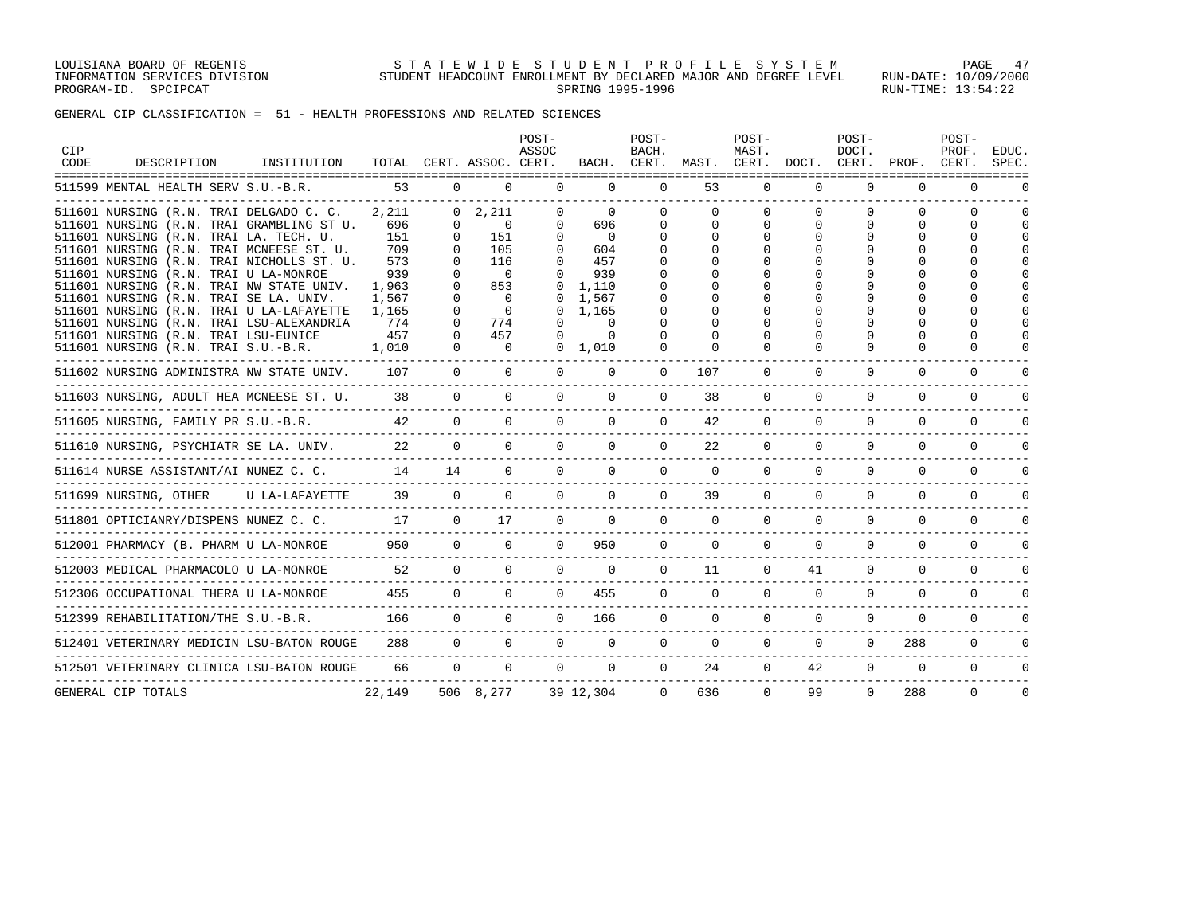GENERAL CIP CLASSIFICATION = 51 - HEALTH PROFESSIONS AND RELATED SCIENCES

| CIP CODE | DESCRIPTION | INSTITUTION | TOTAL | CERT. | ASSOC. | POST-ASSOC CERT. | BACH. | POST-BACH. CERT. | MAST. | POST-MAST. CERT. | DOCT. | POST-DOCT. CERT. | PROF. | POST-PROF. CERT. | EDUC. SPEC. |
|---|---|---|---|---|---|---|---|---|---|---|---|---|---|---|---|
| 511599 | MENTAL HEALTH SERV | S.U.-B.R. | 53 | 0 | 0 | 0 | 0 | 0 | 53 | 0 | 0 | 0 | 0 | 0 | 0 |
| 511601 | NURSING (R.N. TRAI | DELGADO C. C. | 2,211 | 0 | 2,211 | 0 | 0 | 0 | 0 | 0 | 0 | 0 | 0 | 0 | 0 |
| 511601 | NURSING (R.N. TRAI | GRAMBLING ST U. | 696 | 0 | 0 | 0 | 696 | 0 | 0 | 0 | 0 | 0 | 0 | 0 | 0 |
| 511601 | NURSING (R.N. TRAI | LA. TECH. U. | 151 | 0 | 151 | 0 | 0 | 0 | 0 | 0 | 0 | 0 | 0 | 0 | 0 |
| 511601 | NURSING (R.N. TRAI | MCNEESE ST. U. | 709 | 0 | 105 | 0 | 604 | 0 | 0 | 0 | 0 | 0 | 0 | 0 | 0 |
| 511601 | NURSING (R.N. TRAI | NICHOLLS ST. U. | 573 | 0 | 116 | 0 | 457 | 0 | 0 | 0 | 0 | 0 | 0 | 0 | 0 |
| 511601 | NURSING (R.N. TRAI | U LA-MONROE | 939 | 0 | 0 | 0 | 939 | 0 | 0 | 0 | 0 | 0 | 0 | 0 | 0 |
| 511601 | NURSING (R.N. TRAI | NW STATE UNIV. | 1,963 | 0 | 853 | 0 | 1,110 | 0 | 0 | 0 | 0 | 0 | 0 | 0 | 0 |
| 511601 | NURSING (R.N. TRAI | SE LA. UNIV. | 1,567 | 0 | 0 | 0 | 1,567 | 0 | 0 | 0 | 0 | 0 | 0 | 0 | 0 |
| 511601 | NURSING (R.N. TRAI | U LA-LAFAYETTE | 1,165 | 0 | 0 | 0 | 1,165 | 0 | 0 | 0 | 0 | 0 | 0 | 0 | 0 |
| 511601 | NURSING (R.N. TRAI | LSU-ALEXANDRIA | 774 | 0 | 774 | 0 | 0 | 0 | 0 | 0 | 0 | 0 | 0 | 0 | 0 |
| 511601 | NURSING (R.N. TRAI | LSU-EUNICE | 457 | 0 | 457 | 0 | 0 | 0 | 0 | 0 | 0 | 0 | 0 | 0 | 0 |
| 511601 | NURSING (R.N. TRAI | S.U.-B.R. | 1,010 | 0 | 0 | 0 | 1,010 | 0 | 0 | 0 | 0 | 0 | 0 | 0 | 0 |
| 511602 | NURSING ADMINISTRA | NW STATE UNIV. | 107 | 0 | 0 | 0 | 0 | 0 | 107 | 0 | 0 | 0 | 0 | 0 | 0 |
| 511603 | NURSING, ADULT HEA | MCNEESE ST. U. | 38 | 0 | 0 | 0 | 0 | 0 | 38 | 0 | 0 | 0 | 0 | 0 | 0 |
| 511605 | NURSING, FAMILY PR | S.U.-B.R. | 42 | 0 | 0 | 0 | 0 | 0 | 42 | 0 | 0 | 0 | 0 | 0 | 0 |
| 511610 | NURSING, PSYCHIATR | SE LA. UNIV. | 22 | 0 | 0 | 0 | 0 | 0 | 22 | 0 | 0 | 0 | 0 | 0 | 0 |
| 511614 | NURSE ASSISTANT/AI | NUNEZ C. C. | 14 | 14 | 0 | 0 | 0 | 0 | 0 | 0 | 0 | 0 | 0 | 0 | 0 |
| 511699 | NURSING, OTHER | U LA-LAFAYETTE | 39 | 0 | 0 | 0 | 0 | 0 | 39 | 0 | 0 | 0 | 0 | 0 | 0 |
| 511801 | OPTICIANRY/DISPENS | NUNEZ C. C. | 17 | 0 | 17 | 0 | 0 | 0 | 0 | 0 | 0 | 0 | 0 | 0 | 0 |
| 512001 | PHARMACY (B. PHARM | U LA-MONROE | 950 | 0 | 0 | 0 | 950 | 0 | 0 | 0 | 0 | 0 | 0 | 0 | 0 |
| 512003 | MEDICAL PHARMACOLO | U LA-MONROE | 52 | 0 | 0 | 0 | 0 | 0 | 11 | 0 | 41 | 0 | 0 | 0 | 0 |
| 512306 | OCCUPATIONAL THERA | U LA-MONROE | 455 | 0 | 0 | 0 | 455 | 0 | 0 | 0 | 0 | 0 | 0 | 0 | 0 |
| 512399 | REHABILITATION/THE | S.U.-B.R. | 166 | 0 | 0 | 0 | 166 | 0 | 0 | 0 | 0 | 0 | 0 | 0 | 0 |
| 512401 | VETERINARY MEDICIN | LSU-BATON ROUGE | 288 | 0 | 0 | 0 | 0 | 0 | 0 | 0 | 0 | 0 | 288 | 0 | 0 |
| 512501 | VETERINARY CLINICA | LSU-BATON ROUGE | 66 | 0 | 0 | 0 | 0 | 0 | 24 | 0 | 42 | 0 | 0 | 0 | 0 |
| GENERAL CIP TOTALS | | | 22,149 | 506 | 8,277 | 39 | 12,304 | 0 | 636 | 0 | 99 | 0 | 288 | 0 | 0 |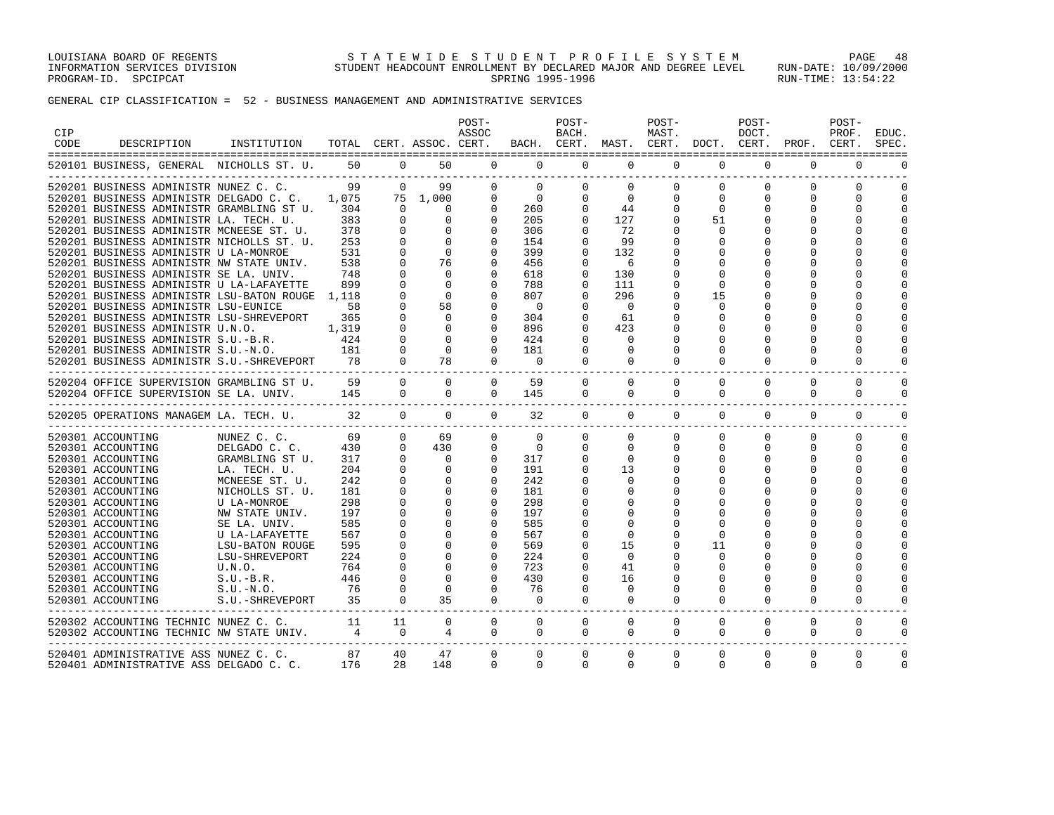LOUISIANA BOARD OF REGENTS
INFORMATION SERVICES DIVISION
PROGRAM-ID. SPCIPCAT

STATEWIDE STUDENT PROFILE SYSTEM
STUDENT HEADCOUNT ENROLLMENT BY DECLARED MAJOR AND DEGREE LEVEL
SPRING 1995-1996

RUN-DATE: 10/09/2000
RUN-TIME: 13:54:22

GENERAL CIP CLASSIFICATION = 52 - BUSINESS MANAGEMENT AND ADMINISTRATIVE SERVICES

| CIP CODE | DESCRIPTION | INSTITUTION | TOTAL | CERT. | ASSOC. | POST-ASSOC CERT. | BACH. | POST-BACH. CERT. | MAST. | POST-MAST. CERT. | DOCT. | POST-DOCT. CERT. | PROF. | POST-PROF. CERT. | EDUC. SPEC. |
|---|---|---|---|---|---|---|---|---|---|---|---|---|---|---|---|
| 520101 | BUSINESS, GENERAL | NICHOLLS ST. U. | 50 | 0 | 50 | 0 | 0 | 0 | 0 | 0 | 0 | 0 | 0 | 0 | 0 |
| 520201 | BUSINESS ADMINISTR | NUNEZ C. C. | 99 | 0 | 99 | 0 | 0 | 0 | 0 | 0 | 0 | 0 | 0 | 0 | 0 |
| 520201 | BUSINESS ADMINISTR | DELGADO C. C. | 1,075 | 75 | 1,000 | 0 | 0 | 0 | 0 | 0 | 0 | 0 | 0 | 0 | 0 |
| 520201 | BUSINESS ADMINISTR | GRAMBLING ST U. | 304 | 0 | 0 | 0 | 260 | 0 | 44 | 0 | 0 | 0 | 0 | 0 | 0 |
| 520201 | BUSINESS ADMINISTR | LA. TECH. U. | 383 | 0 | 0 | 0 | 205 | 0 | 127 | 0 | 51 | 0 | 0 | 0 | 0 |
| 520201 | BUSINESS ADMINISTR | MCNEESE ST. U. | 378 | 0 | 0 | 0 | 306 | 0 | 72 | 0 | 0 | 0 | 0 | 0 | 0 |
| 520201 | BUSINESS ADMINISTR | NICHOLLS ST. U. | 253 | 0 | 0 | 0 | 154 | 0 | 99 | 0 | 0 | 0 | 0 | 0 | 0 |
| 520201 | BUSINESS ADMINISTR | U LA-MONROE | 531 | 0 | 0 | 0 | 399 | 0 | 132 | 0 | 0 | 0 | 0 | 0 | 0 |
| 520201 | BUSINESS ADMINISTR | NW STATE UNIV. | 538 | 0 | 76 | 0 | 456 | 0 | 6 | 0 | 0 | 0 | 0 | 0 | 0 |
| 520201 | BUSINESS ADMINISTR | SE LA. UNIV. | 748 | 0 | 0 | 0 | 618 | 0 | 130 | 0 | 0 | 0 | 0 | 0 | 0 |
| 520201 | BUSINESS ADMINISTR | U LA-LAFAYETTE | 899 | 0 | 0 | 0 | 788 | 0 | 111 | 0 | 0 | 0 | 0 | 0 | 0 |
| 520201 | BUSINESS ADMINISTR | LSU-BATON ROUGE | 1,118 | 0 | 0 | 0 | 807 | 0 | 296 | 0 | 15 | 0 | 0 | 0 | 0 |
| 520201 | BUSINESS ADMINISTR | LSU-EUNICE | 58 | 0 | 58 | 0 | 0 | 0 | 0 | 0 | 0 | 0 | 0 | 0 | 0 |
| 520201 | BUSINESS ADMINISTR | LSU-SHREVEPORT | 365 | 0 | 0 | 0 | 304 | 0 | 61 | 0 | 0 | 0 | 0 | 0 | 0 |
| 520201 | BUSINESS ADMINISTR | U.N.O. | 1,319 | 0 | 0 | 0 | 896 | 0 | 423 | 0 | 0 | 0 | 0 | 0 | 0 |
| 520201 | BUSINESS ADMINISTR | S.U.-B.R. | 424 | 0 | 0 | 0 | 424 | 0 | 0 | 0 | 0 | 0 | 0 | 0 | 0 |
| 520201 | BUSINESS ADMINISTR | S.U.-N.O. | 181 | 0 | 0 | 0 | 181 | 0 | 0 | 0 | 0 | 0 | 0 | 0 | 0 |
| 520201 | BUSINESS ADMINISTR | S.U.-SHREVEPORT | 78 | 0 | 78 | 0 | 0 | 0 | 0 | 0 | 0 | 0 | 0 | 0 | 0 |
| 520204 | OFFICE SUPERVISION | GRAMBLING ST U. | 59 | 0 | 0 | 0 | 59 | 0 | 0 | 0 | 0 | 0 | 0 | 0 | 0 |
| 520204 | OFFICE SUPERVISION | SE LA. UNIV. | 145 | 0 | 0 | 0 | 145 | 0 | 0 | 0 | 0 | 0 | 0 | 0 | 0 |
| 520205 | OPERATIONS MANAGEM | LA. TECH. U. | 32 | 0 | 0 | 0 | 32 | 0 | 0 | 0 | 0 | 0 | 0 | 0 | 0 |
| 520301 | ACCOUNTING | NUNEZ C. C. | 69 | 0 | 69 | 0 | 0 | 0 | 0 | 0 | 0 | 0 | 0 | 0 | 0 |
| 520301 | ACCOUNTING | DELGADO C. C. | 430 | 0 | 430 | 0 | 0 | 0 | 0 | 0 | 0 | 0 | 0 | 0 | 0 |
| 520301 | ACCOUNTING | GRAMBLING ST U. | 317 | 0 | 0 | 0 | 317 | 0 | 0 | 0 | 0 | 0 | 0 | 0 | 0 |
| 520301 | ACCOUNTING | LA. TECH. U. | 204 | 0 | 0 | 0 | 191 | 0 | 13 | 0 | 0 | 0 | 0 | 0 | 0 |
| 520301 | ACCOUNTING | MCNEESE ST. U. | 242 | 0 | 0 | 0 | 242 | 0 | 0 | 0 | 0 | 0 | 0 | 0 | 0 |
| 520301 | ACCOUNTING | NICHOLLS ST. U. | 181 | 0 | 0 | 0 | 181 | 0 | 0 | 0 | 0 | 0 | 0 | 0 | 0 |
| 520301 | ACCOUNTING | U LA-MONROE | 298 | 0 | 0 | 0 | 298 | 0 | 0 | 0 | 0 | 0 | 0 | 0 | 0 |
| 520301 | ACCOUNTING | NW STATE UNIV. | 197 | 0 | 0 | 0 | 197 | 0 | 0 | 0 | 0 | 0 | 0 | 0 | 0 |
| 520301 | ACCOUNTING | SE LA. UNIV. | 585 | 0 | 0 | 0 | 585 | 0 | 0 | 0 | 0 | 0 | 0 | 0 | 0 |
| 520301 | ACCOUNTING | U LA-LAFAYETTE | 567 | 0 | 0 | 0 | 567 | 0 | 0 | 0 | 0 | 0 | 0 | 0 | 0 |
| 520301 | ACCOUNTING | LSU-BATON ROUGE | 595 | 0 | 0 | 0 | 569 | 0 | 15 | 0 | 11 | 0 | 0 | 0 | 0 |
| 520301 | ACCOUNTING | LSU-SHREVEPORT | 224 | 0 | 0 | 0 | 224 | 0 | 0 | 0 | 0 | 0 | 0 | 0 | 0 |
| 520301 | ACCOUNTING | U.N.O. | 764 | 0 | 0 | 0 | 723 | 0 | 41 | 0 | 0 | 0 | 0 | 0 | 0 |
| 520301 | ACCOUNTING | S.U.-B.R. | 446 | 0 | 0 | 0 | 430 | 0 | 16 | 0 | 0 | 0 | 0 | 0 | 0 |
| 520301 | ACCOUNTING | S.U.-N.O. | 76 | 0 | 0 | 0 | 76 | 0 | 0 | 0 | 0 | 0 | 0 | 0 | 0 |
| 520301 | ACCOUNTING | S.U.-SHREVEPORT | 35 | 0 | 35 | 0 | 0 | 0 | 0 | 0 | 0 | 0 | 0 | 0 | 0 |
| 520302 | ACCOUNTING TECHNIC | NUNEZ C. C. | 11 | 11 | 0 | 0 | 0 | 0 | 0 | 0 | 0 | 0 | 0 | 0 | 0 |
| 520302 | ACCOUNTING TECHNIC | NW STATE UNIV. | 4 | 0 | 4 | 0 | 0 | 0 | 0 | 0 | 0 | 0 | 0 | 0 | 0 |
| 520401 | ADMINISTRATIVE ASS | NUNEZ C. C. | 87 | 40 | 47 | 0 | 0 | 0 | 0 | 0 | 0 | 0 | 0 | 0 | 0 |
| 520401 | ADMINISTRATIVE ASS | DELGADO C. C. | 176 | 28 | 148 | 0 | 0 | 0 | 0 | 0 | 0 | 0 | 0 | 0 | 0 |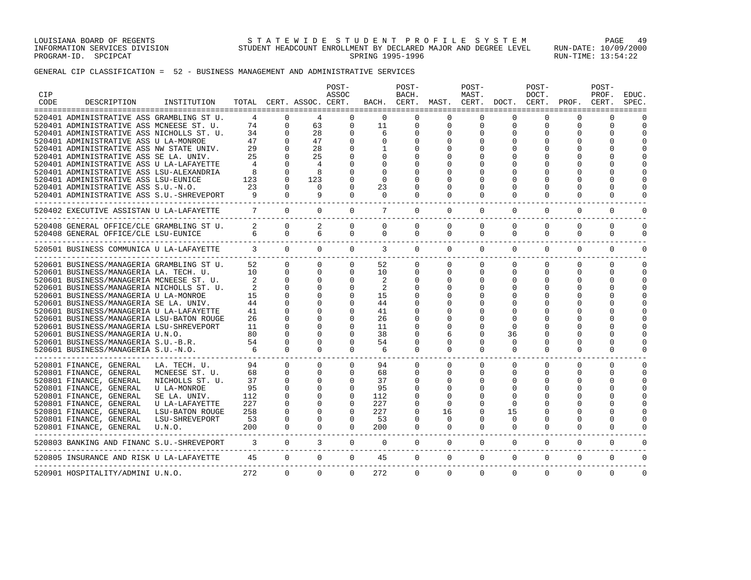GENERAL CIP CLASSIFICATION = 52 - BUSINESS MANAGEMENT AND ADMINISTRATIVE SERVICES

| CIP CODE | DESCRIPTION | INSTITUTION | TOTAL | CERT. | ASSOC. | POST-ASSOC CERT. | BACH. | POST-BACH. CERT. | MAST. | POST-MAST. CERT. | DOCT. | POST-DOCT. CERT. | PROF. | POST-PROF. CERT. | EDUC. SPEC. |
|---|---|---|---|---|---|---|---|---|---|---|---|---|---|---|---|
| 520401 | ADMINISTRATIVE ASS | GRAMBLING ST U. | 4 | 0 | 4 | 0 | 0 | 0 | 0 | 0 | 0 | 0 | 0 | 0 | 0 |
| 520401 | ADMINISTRATIVE ASS | MCNEESE ST. U. | 74 | 0 | 63 | 0 | 11 | 0 | 0 | 0 | 0 | 0 | 0 | 0 | 0 |
| 520401 | ADMINISTRATIVE ASS | NICHOLLS ST. U. | 34 | 0 | 28 | 0 | 6 | 0 | 0 | 0 | 0 | 0 | 0 | 0 | 0 |
| 520401 | ADMINISTRATIVE ASS | U LA-MONROE | 47 | 0 | 47 | 0 | 0 | 0 | 0 | 0 | 0 | 0 | 0 | 0 | 0 |
| 520401 | ADMINISTRATIVE ASS | NW STATE UNIV. | 29 | 0 | 28 | 0 | 1 | 0 | 0 | 0 | 0 | 0 | 0 | 0 | 0 |
| 520401 | ADMINISTRATIVE ASS | SE LA. UNIV. | 25 | 0 | 25 | 0 | 0 | 0 | 0 | 0 | 0 | 0 | 0 | 0 | 0 |
| 520401 | ADMINISTRATIVE ASS | U LA-LAFAYETTE | 4 | 0 | 4 | 0 | 0 | 0 | 0 | 0 | 0 | 0 | 0 | 0 | 0 |
| 520401 | ADMINISTRATIVE ASS | LSU-ALEXANDRIA | 8 | 0 | 8 | 0 | 0 | 0 | 0 | 0 | 0 | 0 | 0 | 0 | 0 |
| 520401 | ADMINISTRATIVE ASS | LSU-EUNICE | 123 | 0 | 123 | 0 | 0 | 0 | 0 | 0 | 0 | 0 | 0 | 0 | 0 |
| 520401 | ADMINISTRATIVE ASS | S.U.-N.O. | 23 | 0 | 0 | 0 | 23 | 0 | 0 | 0 | 0 | 0 | 0 | 0 | 0 |
| 520401 | ADMINISTRATIVE ASS | S.U.-SHREVEPORT | 9 | 0 | 9 | 0 | 0 | 0 | 0 | 0 | 0 | 0 | 0 | 0 | 0 |
| 520402 | EXECUTIVE ASSISTAN | U LA-LAFAYETTE | 7 | 0 | 0 | 0 | 7 | 0 | 0 | 0 | 0 | 0 | 0 | 0 | 0 |
| 520408 | GENERAL OFFICE/CLE | GRAMBLING ST U. | 2 | 0 | 2 | 0 | 0 | 0 | 0 | 0 | 0 | 0 | 0 | 0 | 0 |
| 520408 | GENERAL OFFICE/CLE | LSU-EUNICE | 6 | 0 | 6 | 0 | 0 | 0 | 0 | 0 | 0 | 0 | 0 | 0 | 0 |
| 520501 | BUSINESS COMMUNICA | U LA-LAFAYETTE | 3 | 0 | 0 | 0 | 3 | 0 | 0 | 0 | 0 | 0 | 0 | 0 | 0 |
| 520601 | BUSINESS/MANAGERIA | GRAMBLING ST U. | 52 | 0 | 0 | 0 | 52 | 0 | 0 | 0 | 0 | 0 | 0 | 0 | 0 |
| 520601 | BUSINESS/MANAGERIA | LA. TECH. U. | 10 | 0 | 0 | 0 | 10 | 0 | 0 | 0 | 0 | 0 | 0 | 0 | 0 |
| 520601 | BUSINESS/MANAGERIA | MCNEESE ST. U. | 2 | 0 | 0 | 0 | 2 | 0 | 0 | 0 | 0 | 0 | 0 | 0 | 0 |
| 520601 | BUSINESS/MANAGERIA | NICHOLLS ST. U. | 2 | 0 | 0 | 0 | 2 | 0 | 0 | 0 | 0 | 0 | 0 | 0 | 0 |
| 520601 | BUSINESS/MANAGERIA | U LA-MONROE | 15 | 0 | 0 | 0 | 15 | 0 | 0 | 0 | 0 | 0 | 0 | 0 | 0 |
| 520601 | BUSINESS/MANAGERIA | SE LA. UNIV. | 44 | 0 | 0 | 0 | 44 | 0 | 0 | 0 | 0 | 0 | 0 | 0 | 0 |
| 520601 | BUSINESS/MANAGERIA | U LA-LAFAYETTE | 41 | 0 | 0 | 0 | 41 | 0 | 0 | 0 | 0 | 0 | 0 | 0 | 0 |
| 520601 | BUSINESS/MANAGERIA | LSU-BATON ROUGE | 26 | 0 | 0 | 0 | 26 | 0 | 0 | 0 | 0 | 0 | 0 | 0 | 0 |
| 520601 | BUSINESS/MANAGERIA | LSU-SHREVEPORT | 11 | 0 | 0 | 0 | 11 | 0 | 0 | 0 | 0 | 0 | 0 | 0 | 0 |
| 520601 | BUSINESS/MANAGERIA | U.N.O. | 80 | 0 | 0 | 0 | 38 | 0 | 6 | 0 | 36 | 0 | 0 | 0 | 0 |
| 520601 | BUSINESS/MANAGERIA | S.U.-B.R. | 54 | 0 | 0 | 0 | 54 | 0 | 0 | 0 | 0 | 0 | 0 | 0 | 0 |
| 520601 | BUSINESS/MANAGERIA | S.U.-N.O. | 6 | 0 | 0 | 0 | 6 | 0 | 0 | 0 | 0 | 0 | 0 | 0 | 0 |
| 520801 | FINANCE, GENERAL | LA. TECH. U. | 94 | 0 | 0 | 0 | 94 | 0 | 0 | 0 | 0 | 0 | 0 | 0 | 0 |
| 520801 | FINANCE, GENERAL | MCNEESE ST. U. | 68 | 0 | 0 | 0 | 68 | 0 | 0 | 0 | 0 | 0 | 0 | 0 | 0 |
| 520801 | FINANCE, GENERAL | NICHOLLS ST. U. | 37 | 0 | 0 | 0 | 37 | 0 | 0 | 0 | 0 | 0 | 0 | 0 | 0 |
| 520801 | FINANCE, GENERAL | U LA-MONROE | 95 | 0 | 0 | 0 | 95 | 0 | 0 | 0 | 0 | 0 | 0 | 0 | 0 |
| 520801 | FINANCE, GENERAL | SE LA. UNIV. | 112 | 0 | 0 | 0 | 112 | 0 | 0 | 0 | 0 | 0 | 0 | 0 | 0 |
| 520801 | FINANCE, GENERAL | U LA-LAFAYETTE | 227 | 0 | 0 | 0 | 227 | 0 | 0 | 0 | 0 | 0 | 0 | 0 | 0 |
| 520801 | FINANCE, GENERAL | LSU-BATON ROUGE | 258 | 0 | 0 | 0 | 227 | 0 | 16 | 0 | 15 | 0 | 0 | 0 | 0 |
| 520801 | FINANCE, GENERAL | LSU-SHREVEPORT | 53 | 0 | 0 | 0 | 53 | 0 | 0 | 0 | 0 | 0 | 0 | 0 | 0 |
| 520801 | FINANCE, GENERAL | U.N.O. | 200 | 0 | 0 | 0 | 200 | 0 | 0 | 0 | 0 | 0 | 0 | 0 | 0 |
| 520803 | BANKING AND FINANC | S.U.-SHREVEPORT | 3 | 0 | 3 | 0 | 0 | 0 | 0 | 0 | 0 | 0 | 0 | 0 | 0 |
| 520805 | INSURANCE AND RISK | U LA-LAFAYETTE | 45 | 0 | 0 | 0 | 45 | 0 | 0 | 0 | 0 | 0 | 0 | 0 | 0 |
| 520901 | HOSPITALITY/ADMINI | U.N.O. | 272 | 0 | 0 | 0 | 272 | 0 | 0 | 0 | 0 | 0 | 0 | 0 | 0 |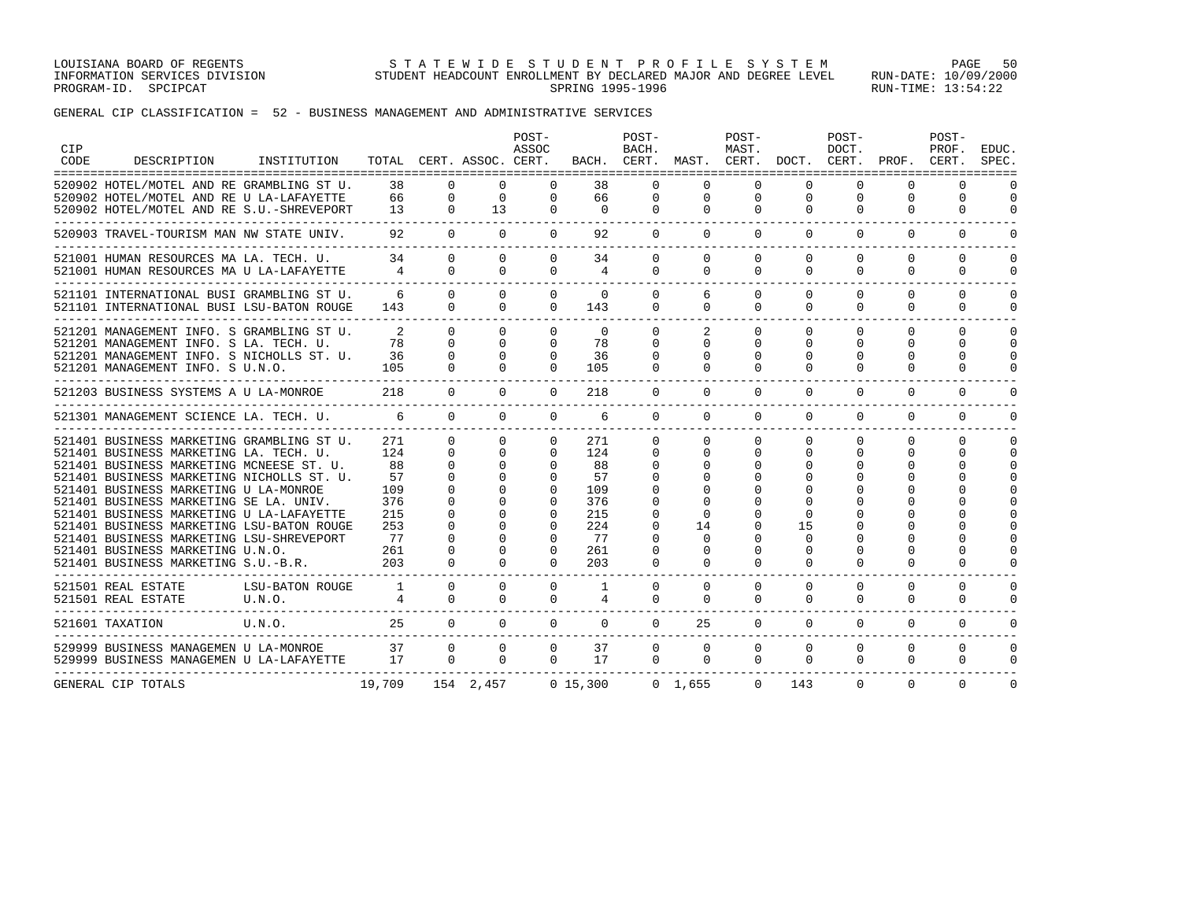LOUISIANA BOARD OF REGENTS
INFORMATION SERVICES DIVISION
PROGRAM-ID. SPCIPCAT

STATEWIDE STUDENT PROFILE SYSTEM
STUDENT HEADCOUNT ENROLLMENT BY DECLARED MAJOR AND DEGREE LEVEL
SPRING 1995-1996

RUN-DATE: 10/09/2000
RUN-TIME: 13:54:22

GENERAL CIP CLASSIFICATION = 52 - BUSINESS MANAGEMENT AND ADMINISTRATIVE SERVICES

| CIP CODE | DESCRIPTION | INSTITUTION | TOTAL | CERT. | ASSOC. | POST-ASSOC CERT. | BACH. | POST-BACH. CERT. | MAST. | POST-MAST. CERT. | DOCT. | POST-DOCT. CERT. | PROF. | POST-PROF. CERT. | EDUC. SPEC. |
|---|---|---|---|---|---|---|---|---|---|---|---|---|---|---|---|
| 520902 | HOTEL/MOTEL AND RE | GRAMBLING ST U. | 38 | 0 | 0 | 0 | 38 | 0 | 0 | 0 | 0 | 0 | 0 | 0 | 0 |
| 520902 | HOTEL/MOTEL AND RE | U LA-LAFAYETTE | 66 | 0 | 0 | 0 | 66 | 0 | 0 | 0 | 0 | 0 | 0 | 0 | 0 |
| 520902 | HOTEL/MOTEL AND RE | S.U.-SHREVEPORT | 13 | 0 | 13 | 0 | 0 | 0 | 0 | 0 | 0 | 0 | 0 | 0 | 0 |
| 520903 | TRAVEL-TOURISM MAN | NW STATE UNIV. | 92 | 0 | 0 | 0 | 92 | 0 | 0 | 0 | 0 | 0 | 0 | 0 | 0 |
| 521001 | HUMAN RESOURCES MA | LA. TECH. U. | 34 | 0 | 0 | 0 | 34 | 0 | 0 | 0 | 0 | 0 | 0 | 0 | 0 |
| 521001 | HUMAN RESOURCES MA | U LA-LAFAYETTE | 4 | 0 | 0 | 0 | 4 | 0 | 0 | 0 | 0 | 0 | 0 | 0 | 0 |
| 521101 | INTERNATIONAL BUSI | GRAMBLING ST U. | 6 | 0 | 0 | 0 | 0 | 0 | 6 | 0 | 0 | 0 | 0 | 0 | 0 |
| 521101 | INTERNATIONAL BUSI | LSU-BATON ROUGE | 143 | 0 | 0 | 0 | 143 | 0 | 0 | 0 | 0 | 0 | 0 | 0 | 0 |
| 521201 | MANAGEMENT INFO. S | GRAMBLING ST U. | 2 | 0 | 0 | 0 | 0 | 0 | 2 | 0 | 0 | 0 | 0 | 0 | 0 |
| 521201 | MANAGEMENT INFO. S | LA. TECH. U. | 78 | 0 | 0 | 0 | 78 | 0 | 0 | 0 | 0 | 0 | 0 | 0 | 0 |
| 521201 | MANAGEMENT INFO. S | NICHOLLS ST. U. | 36 | 0 | 0 | 0 | 36 | 0 | 0 | 0 | 0 | 0 | 0 | 0 | 0 |
| 521201 | MANAGEMENT INFO. S | U.N.O. | 105 | 0 | 0 | 0 | 105 | 0 | 0 | 0 | 0 | 0 | 0 | 0 | 0 |
| 521203 | BUSINESS SYSTEMS A | U LA-MONROE | 218 | 0 | 0 | 0 | 218 | 0 | 0 | 0 | 0 | 0 | 0 | 0 | 0 |
| 521301 | MANAGEMENT SCIENCE | LA. TECH. U. | 6 | 0 | 0 | 0 | 6 | 0 | 0 | 0 | 0 | 0 | 0 | 0 | 0 |
| 521401 | BUSINESS MARKETING | GRAMBLING ST U. | 271 | 0 | 0 | 0 | 271 | 0 | 0 | 0 | 0 | 0 | 0 | 0 | 0 |
| 521401 | BUSINESS MARKETING | LA. TECH. U. | 124 | 0 | 0 | 0 | 124 | 0 | 0 | 0 | 0 | 0 | 0 | 0 | 0 |
| 521401 | BUSINESS MARKETING | MCNEESE ST. U. | 88 | 0 | 0 | 0 | 88 | 0 | 0 | 0 | 0 | 0 | 0 | 0 | 0 |
| 521401 | BUSINESS MARKETING | NICHOLLS ST. U. | 57 | 0 | 0 | 0 | 57 | 0 | 0 | 0 | 0 | 0 | 0 | 0 | 0 |
| 521401 | BUSINESS MARKETING | U LA-MONROE | 109 | 0 | 0 | 0 | 109 | 0 | 0 | 0 | 0 | 0 | 0 | 0 | 0 |
| 521401 | BUSINESS MARKETING | SE LA. UNIV. | 376 | 0 | 0 | 0 | 376 | 0 | 0 | 0 | 0 | 0 | 0 | 0 | 0 |
| 521401 | BUSINESS MARKETING | U LA-LAFAYETTE | 215 | 0 | 0 | 0 | 215 | 0 | 0 | 0 | 0 | 0 | 0 | 0 | 0 |
| 521401 | BUSINESS MARKETING | LSU-BATON ROUGE | 253 | 0 | 0 | 0 | 224 | 0 | 14 | 0 | 15 | 0 | 0 | 0 | 0 |
| 521401 | BUSINESS MARKETING | LSU-SHREVEPORT | 77 | 0 | 0 | 0 | 77 | 0 | 0 | 0 | 0 | 0 | 0 | 0 | 0 |
| 521401 | BUSINESS MARKETING | U.N.O. | 261 | 0 | 0 | 0 | 261 | 0 | 0 | 0 | 0 | 0 | 0 | 0 | 0 |
| 521401 | BUSINESS MARKETING | S.U.-B.R. | 203 | 0 | 0 | 0 | 203 | 0 | 0 | 0 | 0 | 0 | 0 | 0 | 0 |
| 521501 | REAL ESTATE | LSU-BATON ROUGE | 1 | 0 | 0 | 0 | 1 | 0 | 0 | 0 | 0 | 0 | 0 | 0 | 0 |
| 521501 | REAL ESTATE | U.N.O. | 4 | 0 | 0 | 0 | 4 | 0 | 0 | 0 | 0 | 0 | 0 | 0 | 0 |
| 521601 | TAXATION | U.N.O. | 25 | 0 | 0 | 0 | 0 | 0 | 25 | 0 | 0 | 0 | 0 | 0 | 0 |
| 529999 | BUSINESS MANAGEMEN | U LA-MONROE | 37 | 0 | 0 | 0 | 37 | 0 | 0 | 0 | 0 | 0 | 0 | 0 | 0 |
| 529999 | BUSINESS MANAGEMEN | U LA-LAFAYETTE | 17 | 0 | 0 | 0 | 17 | 0 | 0 | 0 | 0 | 0 | 0 | 0 | 0 |
| GENERAL CIP TOTALS | | | 19,709 | 154 | 2,457 | 0 | 15,300 | 0 | 1,655 | 0 | 143 | 0 | 0 | 0 | 0 |